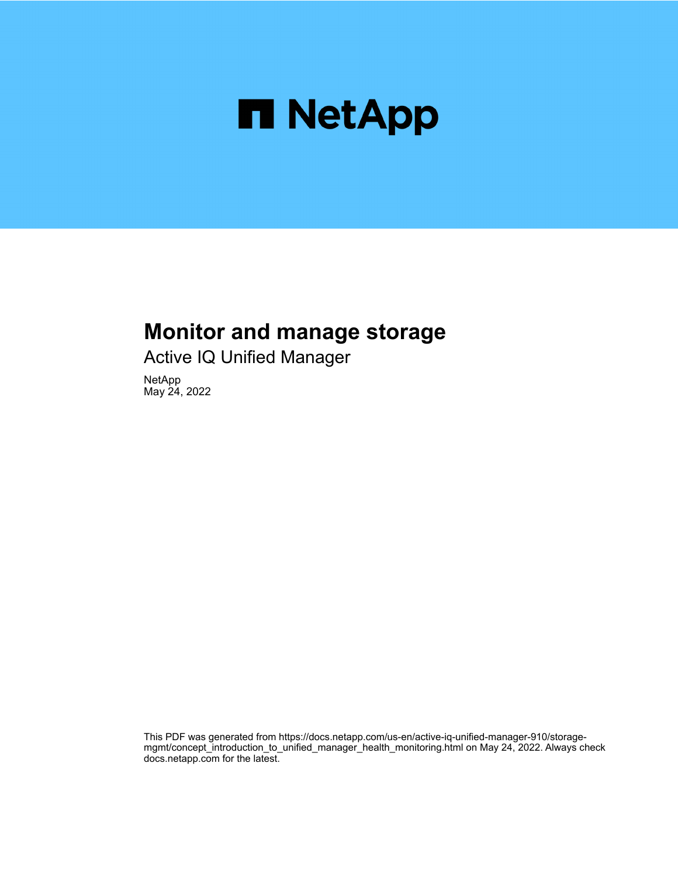NetApp

# Monitor and manage storage

## Active IQ Unified Manager

NetApp
May 24, 2022

This PDF was generated from https://docs.netapp.com/us-en/active-iq-unified-manager-910/storage-mgmt/concept_introduction_to_unified_manager_health_monitoring.html on May 24, 2022. Always check docs.netapp.com for the latest.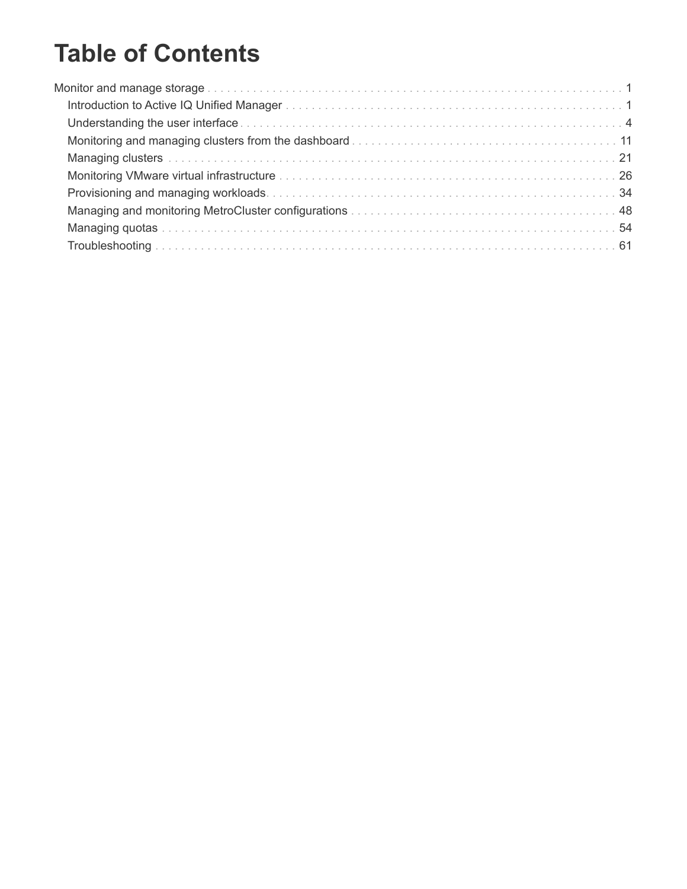# Table of Contents

- Monitor and manage storage . . . 1
  - Introduction to Active IQ Unified Manager . . . 1
  - Understanding the user interface . . . 4
  - Monitoring and managing clusters from the dashboard . . . 11
  - Managing clusters . . . 21
  - Monitoring VMware virtual infrastructure . . . 26
  - Provisioning and managing workloads . . . 34
  - Managing and monitoring MetroCluster configurations . . . 48
  - Managing quotas . . . 54
  - Troubleshooting . . . 61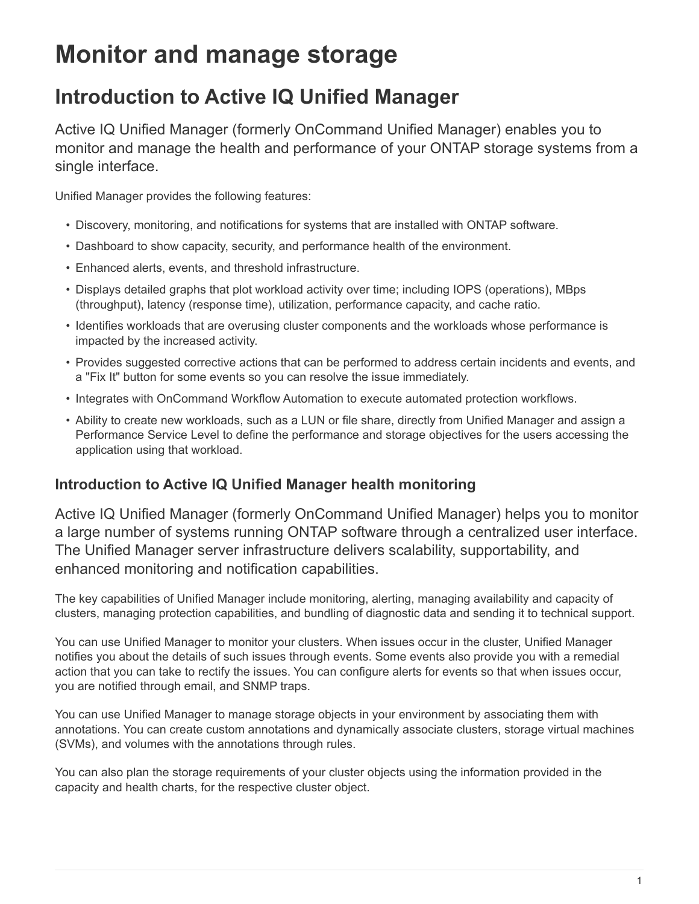# Monitor and manage storage

## Introduction to Active IQ Unified Manager

Active IQ Unified Manager (formerly OnCommand Unified Manager) enables you to monitor and manage the health and performance of your ONTAP storage systems from a single interface.

Unified Manager provides the following features:

- Discovery, monitoring, and notifications for systems that are installed with ONTAP software.
- Dashboard to show capacity, security, and performance health of the environment.
- Enhanced alerts, events, and threshold infrastructure.
- Displays detailed graphs that plot workload activity over time; including IOPS (operations), MBps (throughput), latency (response time), utilization, performance capacity, and cache ratio.
- Identifies workloads that are overusing cluster components and the workloads whose performance is impacted by the increased activity.
- Provides suggested corrective actions that can be performed to address certain incidents and events, and a "Fix It" button for some events so you can resolve the issue immediately.
- Integrates with OnCommand Workflow Automation to execute automated protection workflows.
- Ability to create new workloads, such as a LUN or file share, directly from Unified Manager and assign a Performance Service Level to define the performance and storage objectives for the users accessing the application using that workload.

### Introduction to Active IQ Unified Manager health monitoring

Active IQ Unified Manager (formerly OnCommand Unified Manager) helps you to monitor a large number of systems running ONTAP software through a centralized user interface. The Unified Manager server infrastructure delivers scalability, supportability, and enhanced monitoring and notification capabilities.

The key capabilities of Unified Manager include monitoring, alerting, managing availability and capacity of clusters, managing protection capabilities, and bundling of diagnostic data and sending it to technical support.

You can use Unified Manager to monitor your clusters. When issues occur in the cluster, Unified Manager notifies you about the details of such issues through events. Some events also provide you with a remedial action that you can take to rectify the issues. You can configure alerts for events so that when issues occur, you are notified through email, and SNMP traps.

You can use Unified Manager to manage storage objects in your environment by associating them with annotations. You can create custom annotations and dynamically associate clusters, storage virtual machines (SVMs), and volumes with the annotations through rules.

You can also plan the storage requirements of your cluster objects using the information provided in the capacity and health charts, for the respective cluster object.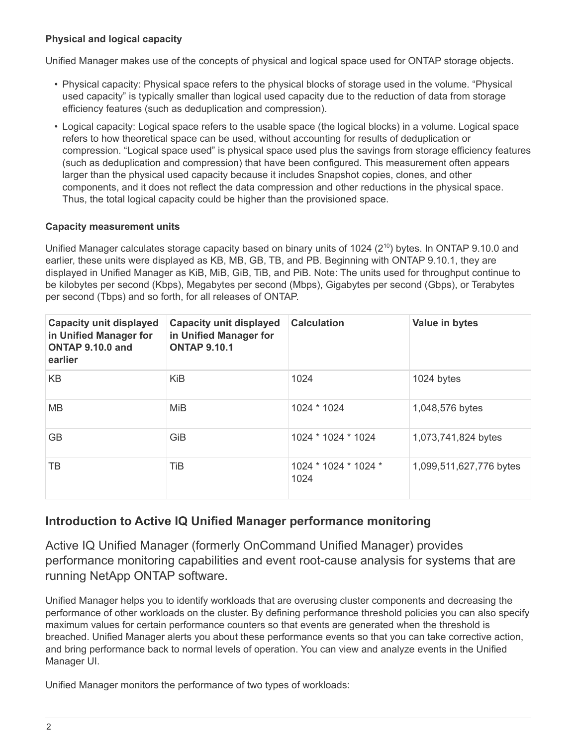#### Physical and logical capacity

Unified Manager makes use of the concepts of physical and logical space used for ONTAP storage objects.

- Physical capacity: Physical space refers to the physical blocks of storage used in the volume. “Physical used capacity” is typically smaller than logical used capacity due to the reduction of data from storage efficiency features (such as deduplication and compression).
- Logical capacity: Logical space refers to the usable space (the logical blocks) in a volume. Logical space refers to how theoretical space can be used, without accounting for results of deduplication or compression. “Logical space used” is physical space used plus the savings from storage efficiency features (such as deduplication and compression) that have been configured. This measurement often appears larger than the physical used capacity because it includes Snapshot copies, clones, and other components, and it does not reflect the data compression and other reductions in the physical space. Thus, the total logical capacity could be higher than the provisioned space.

#### Capacity measurement units

Unified Manager calculates storage capacity based on binary units of 1024 ($2^{10}$) bytes. In ONTAP 9.10.0 and earlier, these units were displayed as KB, MB, GB, TB, and PB. Beginning with ONTAP 9.10.1, they are displayed in Unified Manager as KiB, MiB, GiB, TiB, and PiB. Note: The units used for throughput continue to be kilobytes per second (Kbps), Megabytes per second (Mbps), Gigabytes per second (Gbps), or Terabytes per second (Tbps) and so forth, for all releases of ONTAP.

| Capacity unit displayed in Unified Manager for ONTAP 9.10.0 and earlier | Capacity unit displayed in Unified Manager for ONTAP 9.10.1 | Calculation | Value in bytes |
| --- | --- | --- | --- |
| KB | KiB | 1024 | 1024 bytes |
| MB | MiB | 1024 * 1024 | 1,048,576 bytes |
| GB | GiB | 1024 * 1024 * 1024 | 1,073,741,824 bytes |
| TB | TiB | 1024 * 1024 * 1024 * 1024 | 1,099,511,627,776 bytes |

## Introduction to Active IQ Unified Manager performance monitoring

Active IQ Unified Manager (formerly OnCommand Unified Manager) provides performance monitoring capabilities and event root-cause analysis for systems that are running NetApp ONTAP software.

Unified Manager helps you to identify workloads that are overusing cluster components and decreasing the performance of other workloads on the cluster. By defining performance threshold policies you can also specify maximum values for certain performance counters so that events are generated when the threshold is breached. Unified Manager alerts you about these performance events so that you can take corrective action, and bring performance back to normal levels of operation. You can view and analyze events in the Unified Manager UI.

Unified Manager monitors the performance of two types of workloads: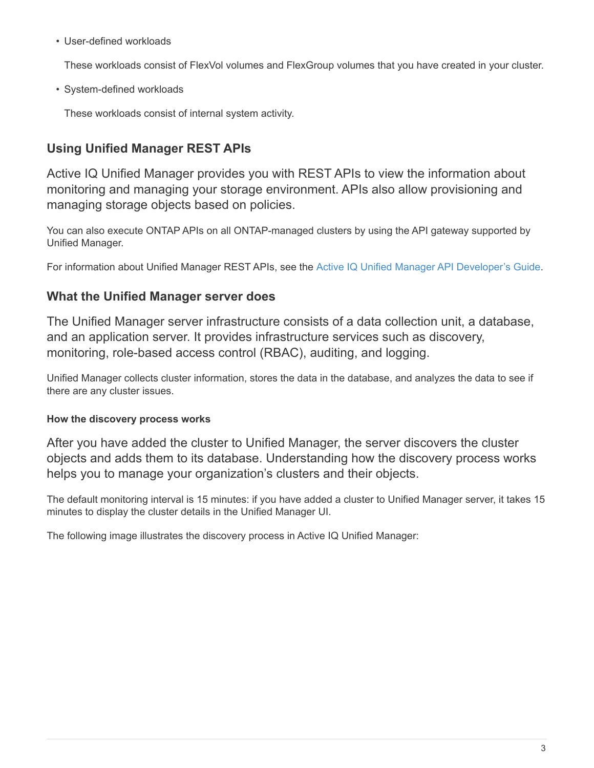- User-defined workloads

  These workloads consist of FlexVol volumes and FlexGroup volumes that you have created in your cluster.

- System-defined workloads

  These workloads consist of internal system activity.

## Using Unified Manager REST APIs

Active IQ Unified Manager provides you with REST APIs to view the information about monitoring and managing your storage environment. APIs also allow provisioning and managing storage objects based on policies.

You can also execute ONTAP APIs on all ONTAP-managed clusters by using the API gateway supported by Unified Manager.

For information about Unified Manager REST APIs, see the Active IQ Unified Manager API Developer's Guide.

## What the Unified Manager server does

The Unified Manager server infrastructure consists of a data collection unit, a database, and an application server. It provides infrastructure services such as discovery, monitoring, role-based access control (RBAC), auditing, and logging.

Unified Manager collects cluster information, stores the data in the database, and analyzes the data to see if there are any cluster issues.

### How the discovery process works

After you have added the cluster to Unified Manager, the server discovers the cluster objects and adds them to its database. Understanding how the discovery process works helps you to manage your organization's clusters and their objects.

The default monitoring interval is 15 minutes: if you have added a cluster to Unified Manager server, it takes 15 minutes to display the cluster details in the Unified Manager UI.

The following image illustrates the discovery process in Active IQ Unified Manager: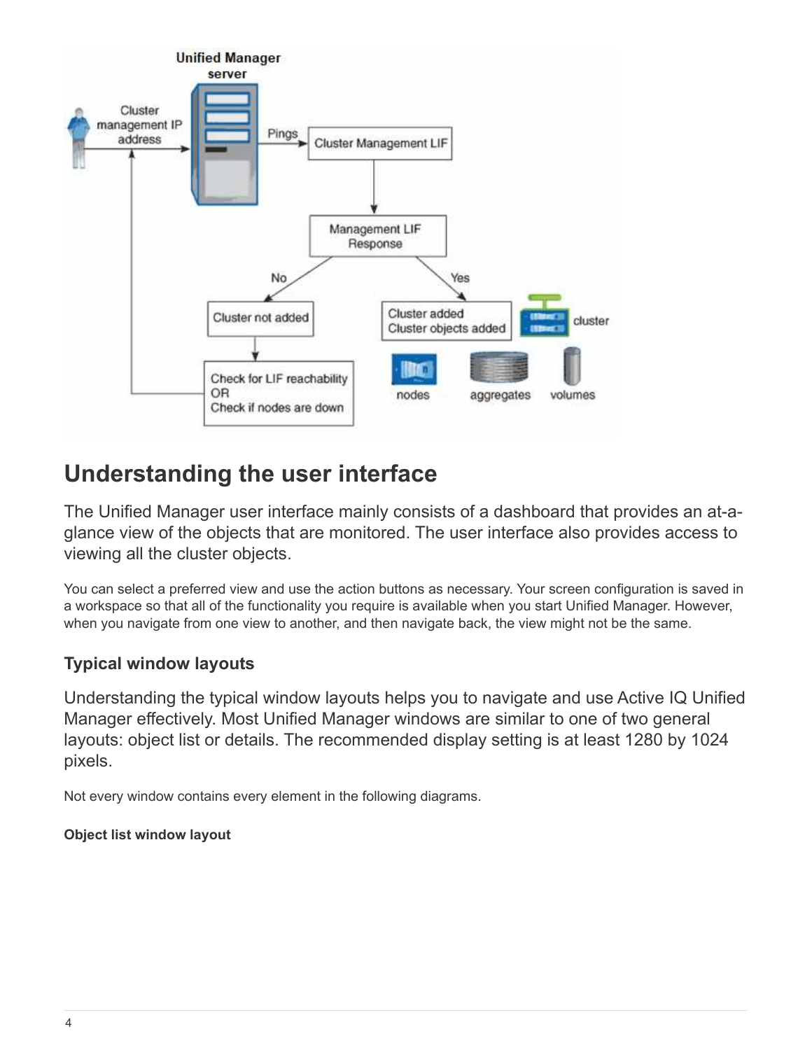## Understanding the user interface

The Unified Manager user interface mainly consists of a dashboard that provides an at-a-glance view of the objects that are monitored. The user interface also provides access to viewing all the cluster objects.

You can select a preferred view and use the action buttons as necessary. Your screen configuration is saved in a workspace so that all of the functionality you require is available when you start Unified Manager. However, when you navigate from one view to another, and then navigate back, the view might not be the same.

### Typical window layouts

Understanding the typical window layouts helps you to navigate and use Active IQ Unified Manager effectively. Most Unified Manager windows are similar to one of two general layouts: object list or details. The recommended display setting is at least 1280 by 1024 pixels.

Not every window contains every element in the following diagrams.

#### Object list window layout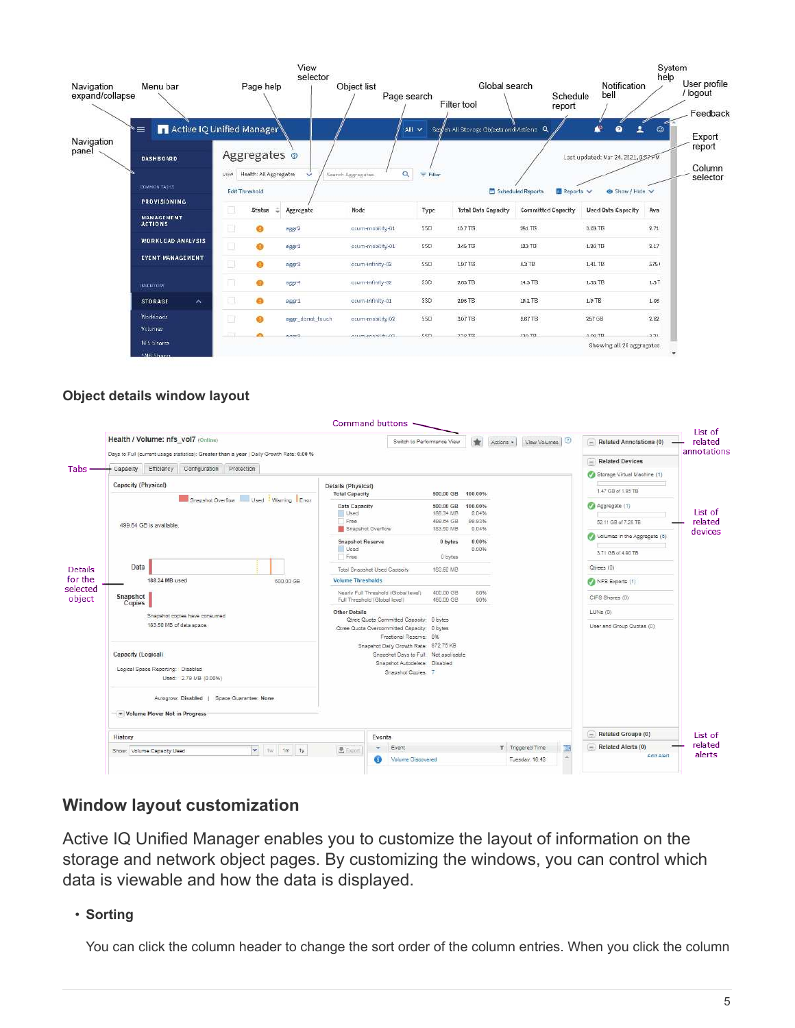## Object details window layout

## Window layout customization

Active IQ Unified Manager enables you to customize the layout of information on the storage and network object pages. By customizing the windows, you can control which data is viewable and how the data is displayed.

- **Sorting**

  You can click the column header to change the sort order of the column entries. When you click the column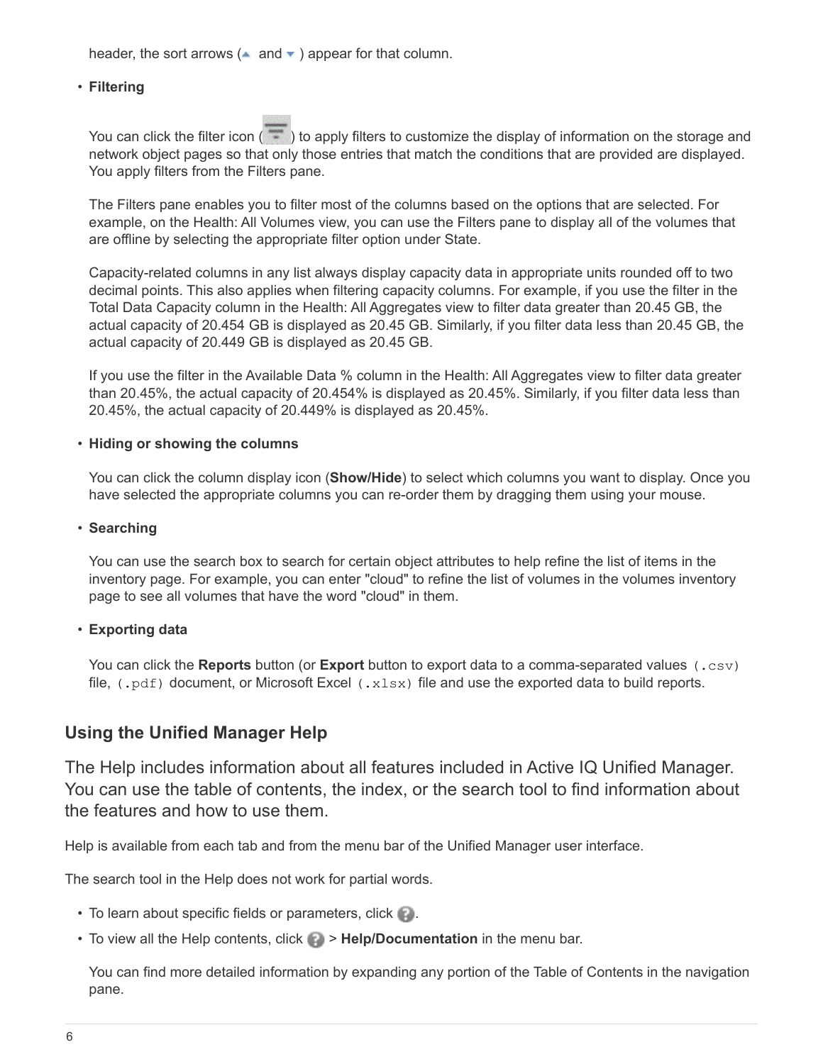header, the sort arrows (▲ and ▼) appear for that column.

- **Filtering**

  You can click the filter icon ( ) to apply filters to customize the display of information on the storage and network object pages so that only those entries that match the conditions that are provided are displayed. You apply filters from the Filters pane.

  The Filters pane enables you to filter most of the columns based on the options that are selected. For example, on the Health: All Volumes view, you can use the Filters pane to display all of the volumes that are offline by selecting the appropriate filter option under State.

  Capacity-related columns in any list always display capacity data in appropriate units rounded off to two decimal points. This also applies when filtering capacity columns. For example, if you use the filter in the Total Data Capacity column in the Health: All Aggregates view to filter data greater than 20.45 GB, the actual capacity of 20.454 GB is displayed as 20.45 GB. Similarly, if you filter data less than 20.45 GB, the actual capacity of 20.449 GB is displayed as 20.45 GB.

  If you use the filter in the Available Data % column in the Health: All Aggregates view to filter data greater than 20.45%, the actual capacity of 20.454% is displayed as 20.45%. Similarly, if you filter data less than 20.45%, the actual capacity of 20.449% is displayed as 20.45%.

- **Hiding or showing the columns**

  You can click the column display icon (**Show/Hide**) to select which columns you want to display. Once you have selected the appropriate columns you can re-order them by dragging them using your mouse.

- **Searching**

  You can use the search box to search for certain object attributes to help refine the list of items in the inventory page. For example, you can enter "cloud" to refine the list of volumes in the volumes inventory page to see all volumes that have the word "cloud" in them.

- **Exporting data**

  You can click the **Reports** button (or **Export** button to export data to a comma-separated values `(.csv)` file, `(.pdf)` document, or Microsoft Excel `(.xlsx)` file and use the exported data to build reports.

## Using the Unified Manager Help

The Help includes information about all features included in Active IQ Unified Manager. You can use the table of contents, the index, or the search tool to find information about the features and how to use them.

Help is available from each tab and from the menu bar of the Unified Manager user interface.

The search tool in the Help does not work for partial words.

- To learn about specific fields or parameters, click ?.
- To view all the Help contents, click ? > **Help/Documentation** in the menu bar.

  You can find more detailed information by expanding any portion of the Table of Contents in the navigation pane.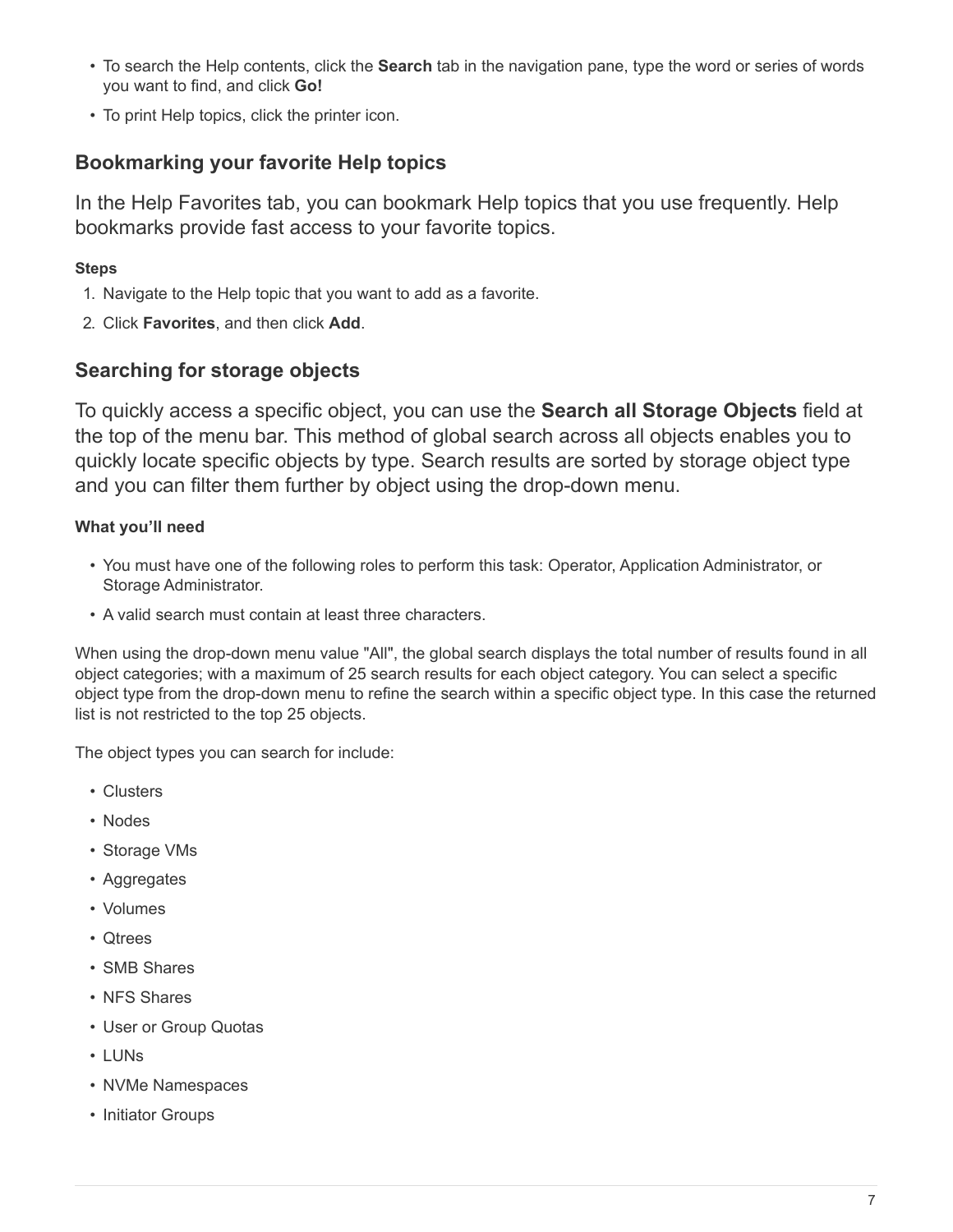- To search the Help contents, click the **Search** tab in the navigation pane, type the word or series of words you want to find, and click **Go!**
- To print Help topics, click the printer icon.

## Bookmarking your favorite Help topics

In the Help Favorites tab, you can bookmark Help topics that you use frequently. Help bookmarks provide fast access to your favorite topics.

#### Steps

1. Navigate to the Help topic that you want to add as a favorite.
2. Click **Favorites**, and then click **Add**.

## Searching for storage objects

To quickly access a specific object, you can use the **Search all Storage Objects** field at the top of the menu bar. This method of global search across all objects enables you to quickly locate specific objects by type. Search results are sorted by storage object type and you can filter them further by object using the drop-down menu.

#### What you'll need

- You must have one of the following roles to perform this task: Operator, Application Administrator, or Storage Administrator.
- A valid search must contain at least three characters.

When using the drop-down menu value "All", the global search displays the total number of results found in all object categories; with a maximum of 25 search results for each object category. You can select a specific object type from the drop-down menu to refine the search within a specific object type. In this case the returned list is not restricted to the top 25 objects.

The object types you can search for include:

- Clusters
- Nodes
- Storage VMs
- Aggregates
- Volumes
- Qtrees
- SMB Shares
- NFS Shares
- User or Group Quotas
- LUNs
- NVMe Namespaces
- Initiator Groups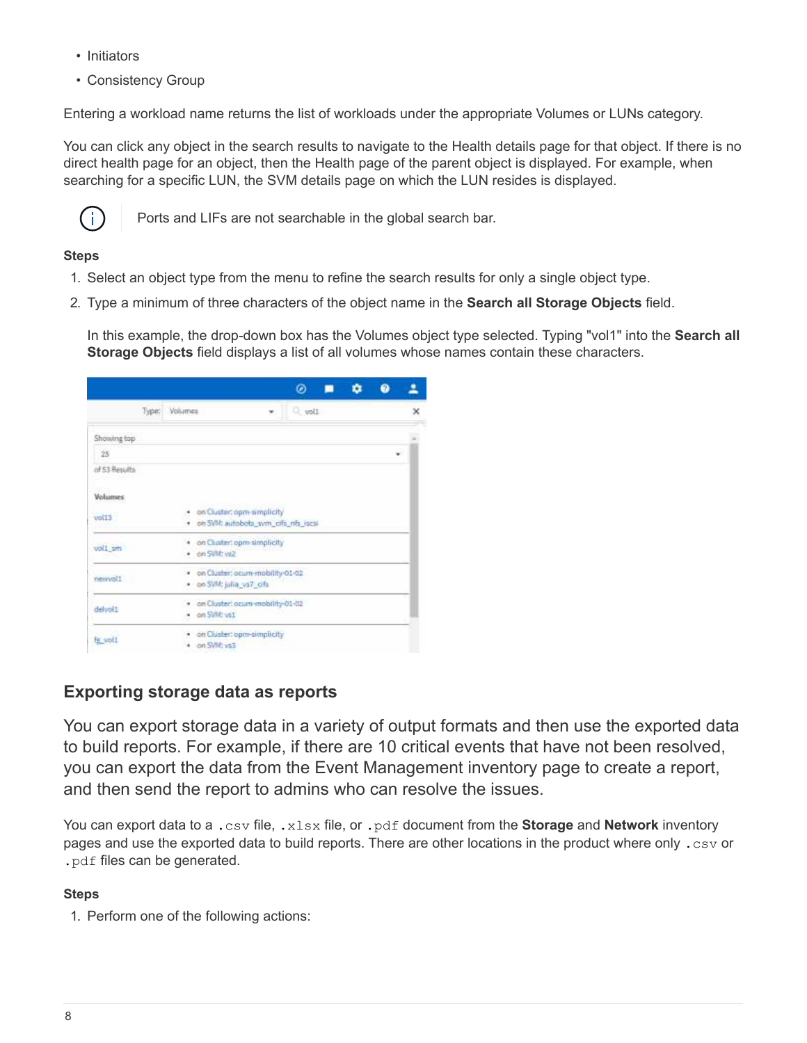- Initiators
- Consistency Group

Entering a workload name returns the list of workloads under the appropriate Volumes or LUNs category.

You can click any object in the search results to navigate to the Health details page for that object. If there is no direct health page for an object, then the Health page of the parent object is displayed. For example, when searching for a specific LUN, the SVM details page on which the LUN resides is displayed.

> Ports and LIFs are not searchable in the global search bar.

**Steps**

1. Select an object type from the menu to refine the search results for only a single object type.
2. Type a minimum of three characters of the object name in the **Search all Storage Objects** field.

   In this example, the drop-down box has the Volumes object type selected. Typing "vol1" into the **Search all Storage Objects** field displays a list of all volumes whose names contain these characters.

## Exporting storage data as reports

You can export storage data in a variety of output formats and then use the exported data to build reports. For example, if there are 10 critical events that have not been resolved, you can export the data from the Event Management inventory page to create a report, and then send the report to admins who can resolve the issues.

You can export data to a `.csv` file, `.xlsx` file, or `.pdf` document from the **Storage** and **Network** inventory pages and use the exported data to build reports. There are other locations in the product where only `.csv` or `.pdf` files can be generated.

**Steps**

1. Perform one of the following actions: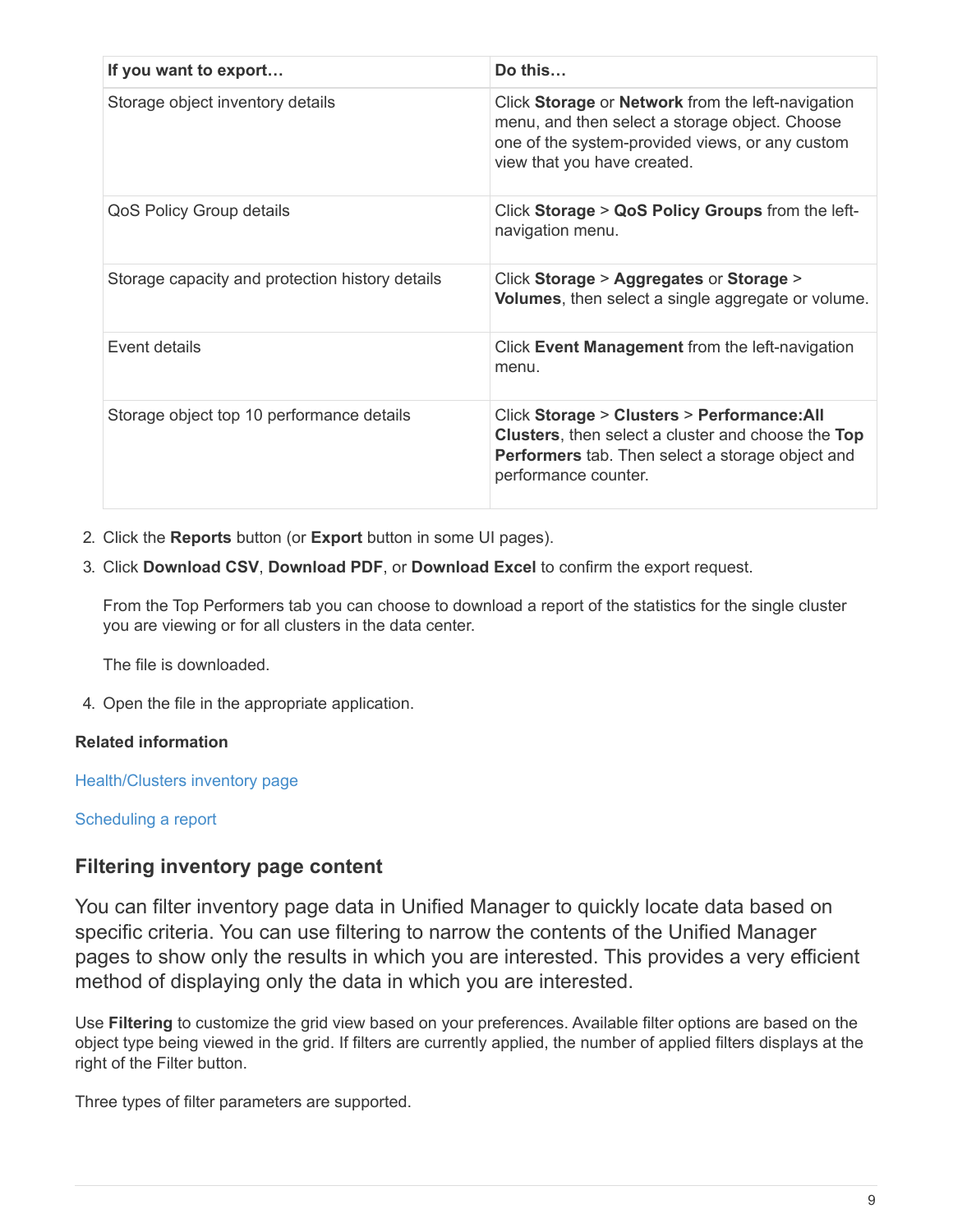| If you want to export… | Do this… |
| --- | --- |
| Storage object inventory details | Click **Storage** or **Network** from the left-navigation menu, and then select a storage object. Choose one of the system-provided views, or any custom view that you have created. |
| QoS Policy Group details | Click **Storage** > **QoS Policy Groups** from the left-navigation menu. |
| Storage capacity and protection history details | Click **Storage** > **Aggregates** or **Storage** > **Volumes**, then select a single aggregate or volume. |
| Event details | Click **Event Management** from the left-navigation menu. |
| Storage object top 10 performance details | Click **Storage** > **Clusters** > **Performance:All Clusters**, then select a cluster and choose the **Top Performers** tab. Then select a storage object and performance counter. |

2. Click the **Reports** button (or **Export** button in some UI pages).
3. Click **Download CSV**, **Download PDF**, or **Download Excel** to confirm the export request.

   From the Top Performers tab you can choose to download a report of the statistics for the single cluster you are viewing or for all clusters in the data center.

   The file is downloaded.

4. Open the file in the appropriate application.

**Related information**

Health/Clusters inventory page

Scheduling a report

## Filtering inventory page content

You can filter inventory page data in Unified Manager to quickly locate data based on specific criteria. You can use filtering to narrow the contents of the Unified Manager pages to show only the results in which you are interested. This provides a very efficient method of displaying only the data in which you are interested.

Use **Filtering** to customize the grid view based on your preferences. Available filter options are based on the object type being viewed in the grid. If filters are currently applied, the number of applied filters displays at the right of the Filter button.

Three types of filter parameters are supported.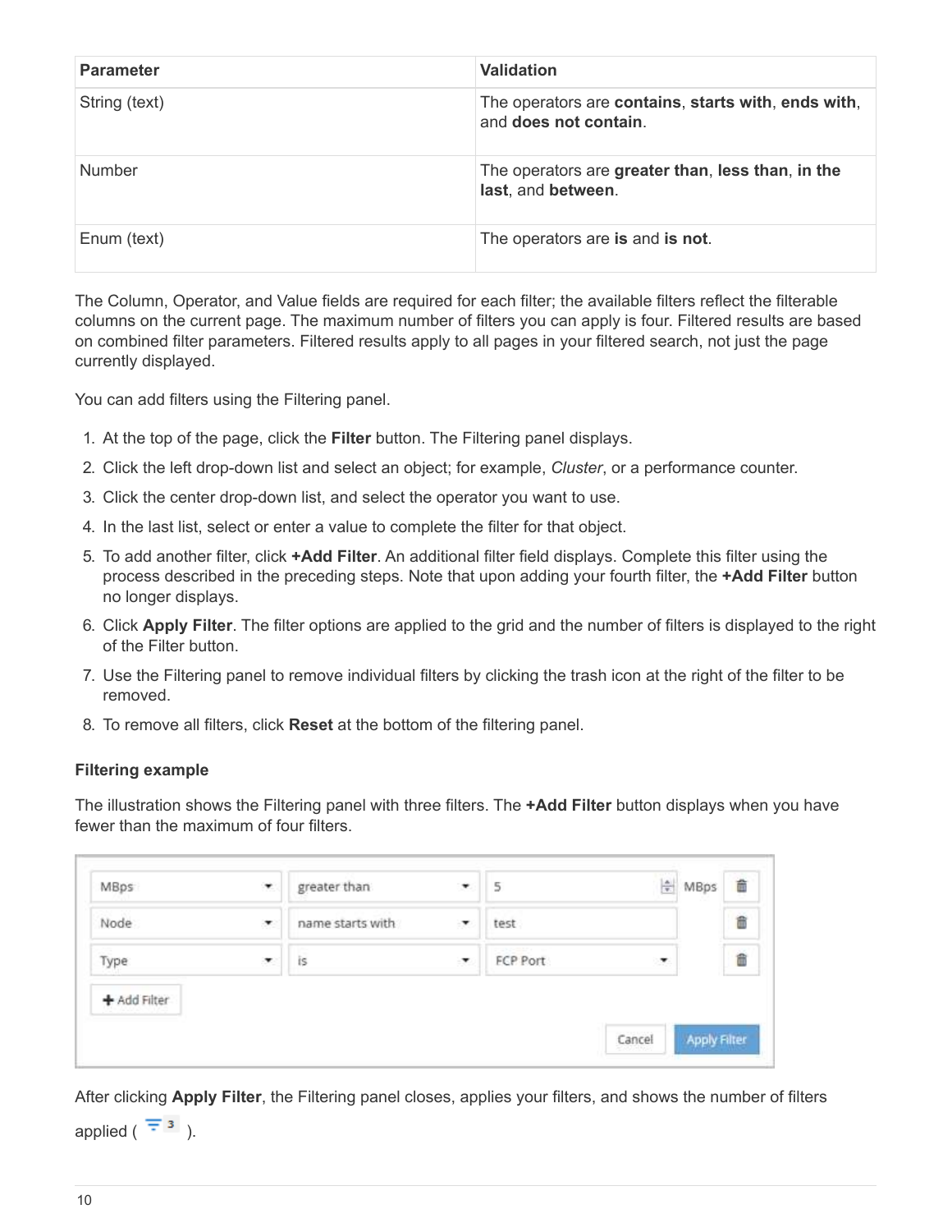| Parameter | Validation |
| --- | --- |
| String (text) | The operators are **contains**, **starts with**, **ends with**, and **does not contain**. |
| Number | The operators are **greater than**, **less than**, **in the last**, and **between**. |
| Enum (text) | The operators are **is** and **is not**. |

The Column, Operator, and Value fields are required for each filter; the available filters reflect the filterable columns on the current page. The maximum number of filters you can apply is four. Filtered results are based on combined filter parameters. Filtered results apply to all pages in your filtered search, not just the page currently displayed.

You can add filters using the Filtering panel.

1. At the top of the page, click the **Filter** button. The Filtering panel displays.
2. Click the left drop-down list and select an object; for example, *Cluster*, or a performance counter.
3. Click the center drop-down list, and select the operator you want to use.
4. In the last list, select or enter a value to complete the filter for that object.
5. To add another filter, click **+Add Filter**. An additional filter field displays. Complete this filter using the process described in the preceding steps. Note that upon adding your fourth filter, the **+Add Filter** button no longer displays.
6. Click **Apply Filter**. The filter options are applied to the grid and the number of filters is displayed to the right of the Filter button.
7. Use the Filtering panel to remove individual filters by clicking the trash icon at the right of the filter to be removed.
8. To remove all filters, click **Reset** at the bottom of the filtering panel.

**Filtering example**

The illustration shows the Filtering panel with three filters. The **+Add Filter** button displays when you have fewer than the maximum of four filters.

After clicking **Apply Filter**, the Filtering panel closes, applies your filters, and shows the number of filters applied ( 3 ).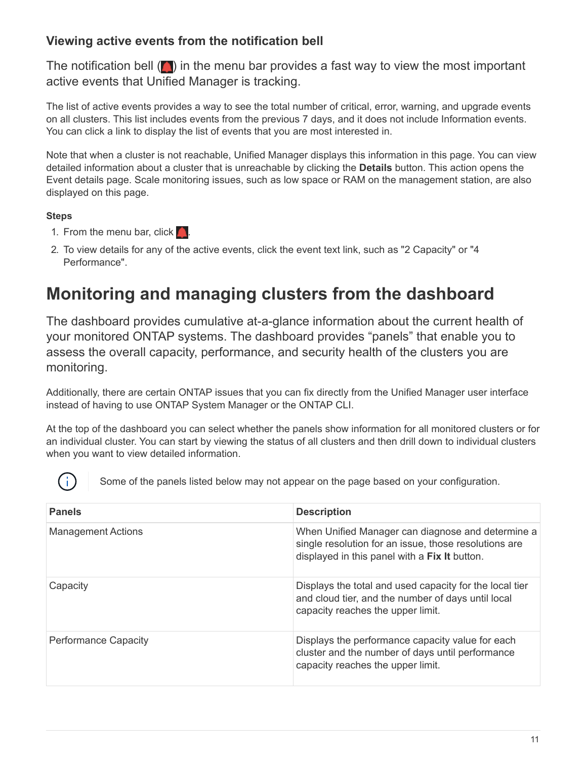### Viewing active events from the notification bell

The notification bell ( ) in the menu bar provides a fast way to view the most important active events that Unified Manager is tracking.

The list of active events provides a way to see the total number of critical, error, warning, and upgrade events on all clusters. This list includes events from the previous 7 days, and it does not include Information events. You can click a link to display the list of events that you are most interested in.

Note that when a cluster is not reachable, Unified Manager displays this information in this page. You can view detailed information about a cluster that is unreachable by clicking the **Details** button. This action opens the Event details page. Scale monitoring issues, such as low space or RAM on the management station, are also displayed on this page.

#### Steps

1. From the menu bar, click .
2. To view details for any of the active events, click the event text link, such as "2 Capacity" or "4 Performance".

## Monitoring and managing clusters from the dashboard

The dashboard provides cumulative at-a-glance information about the current health of your monitored ONTAP systems. The dashboard provides “panels” that enable you to assess the overall capacity, performance, and security health of the clusters you are monitoring.

Additionally, there are certain ONTAP issues that you can fix directly from the Unified Manager user interface instead of having to use ONTAP System Manager or the ONTAP CLI.

At the top of the dashboard you can select whether the panels show information for all monitored clusters or for an individual cluster. You can start by viewing the status of all clusters and then drill down to individual clusters when you want to view detailed information.

Some of the panels listed below may not appear on the page based on your configuration.

| Panels | Description |
|---|---|
| Management Actions | When Unified Manager can diagnose and determine a single resolution for an issue, those resolutions are displayed in this panel with a **Fix It** button. |
| Capacity | Displays the total and used capacity for the local tier and cloud tier, and the number of days until local capacity reaches the upper limit. |
| Performance Capacity | Displays the performance capacity value for each cluster and the number of days until performance capacity reaches the upper limit. |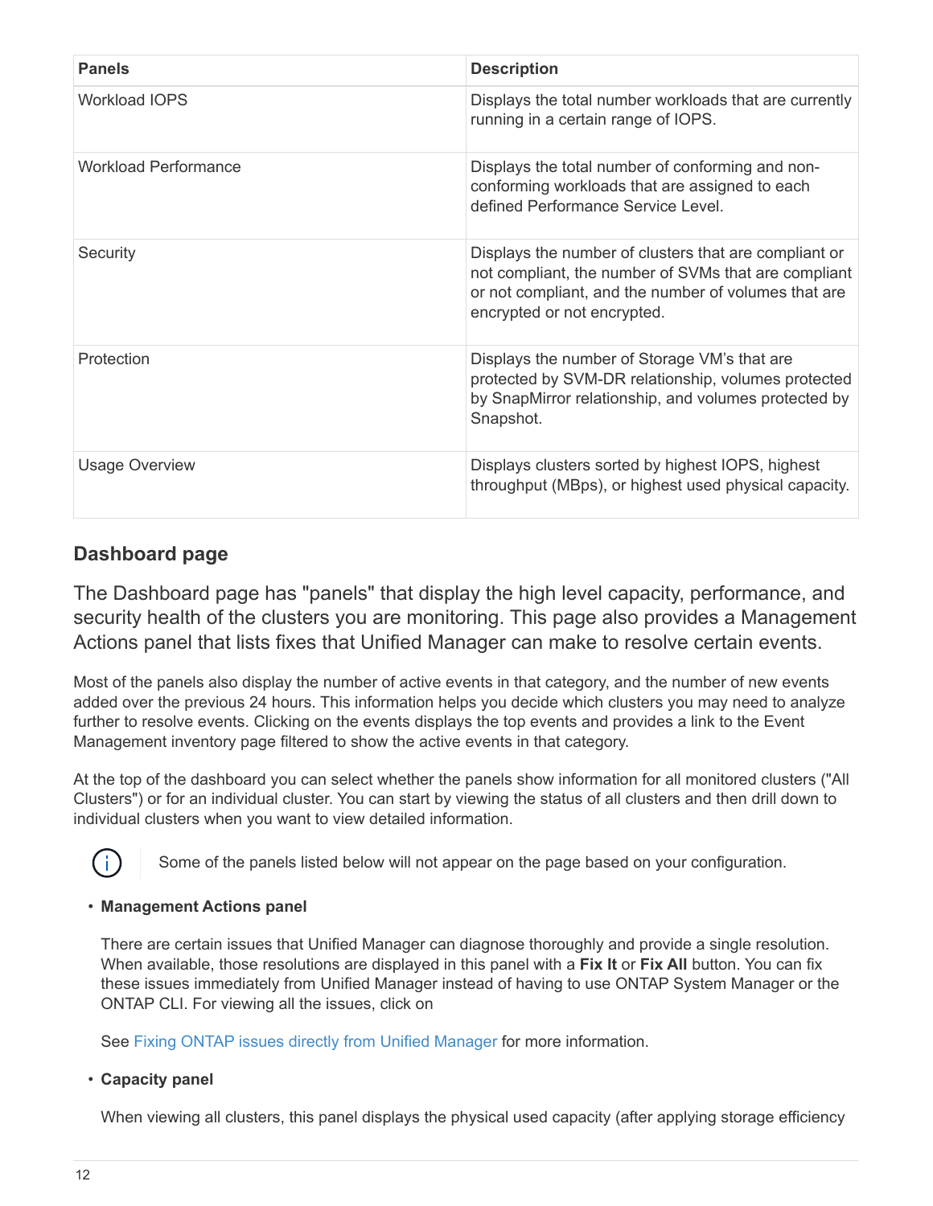| Panels | Description |
| --- | --- |
| Workload IOPS | Displays the total number workloads that are currently running in a certain range of IOPS. |
| Workload Performance | Displays the total number of conforming and non-conforming workloads that are assigned to each defined Performance Service Level. |
| Security | Displays the number of clusters that are compliant or not compliant, the number of SVMs that are compliant or not compliant, and the number of volumes that are encrypted or not encrypted. |
| Protection | Displays the number of Storage VM's that are protected by SVM-DR relationship, volumes protected by SnapMirror relationship, and volumes protected by Snapshot. |
| Usage Overview | Displays clusters sorted by highest IOPS, highest throughput (MBps), or highest used physical capacity. |

## Dashboard page

The Dashboard page has "panels" that display the high level capacity, performance, and security health of the clusters you are monitoring. This page also provides a Management Actions panel that lists fixes that Unified Manager can make to resolve certain events.

Most of the panels also display the number of active events in that category, and the number of new events added over the previous 24 hours. This information helps you decide which clusters you may need to analyze further to resolve events. Clicking on the events displays the top events and provides a link to the Event Management inventory page filtered to show the active events in that category.

At the top of the dashboard you can select whether the panels show information for all monitored clusters ("All Clusters") or for an individual cluster. You can start by viewing the status of all clusters and then drill down to individual clusters when you want to view detailed information.

Some of the panels listed below will not appear on the page based on your configuration.

- **Management Actions panel**

  There are certain issues that Unified Manager can diagnose thoroughly and provide a single resolution. When available, those resolutions are displayed in this panel with a **Fix It** or **Fix All** button. You can fix these issues immediately from Unified Manager instead of having to use ONTAP System Manager or the ONTAP CLI. For viewing all the issues, click on

  See Fixing ONTAP issues directly from Unified Manager for more information.

- **Capacity panel**

  When viewing all clusters, this panel displays the physical used capacity (after applying storage efficiency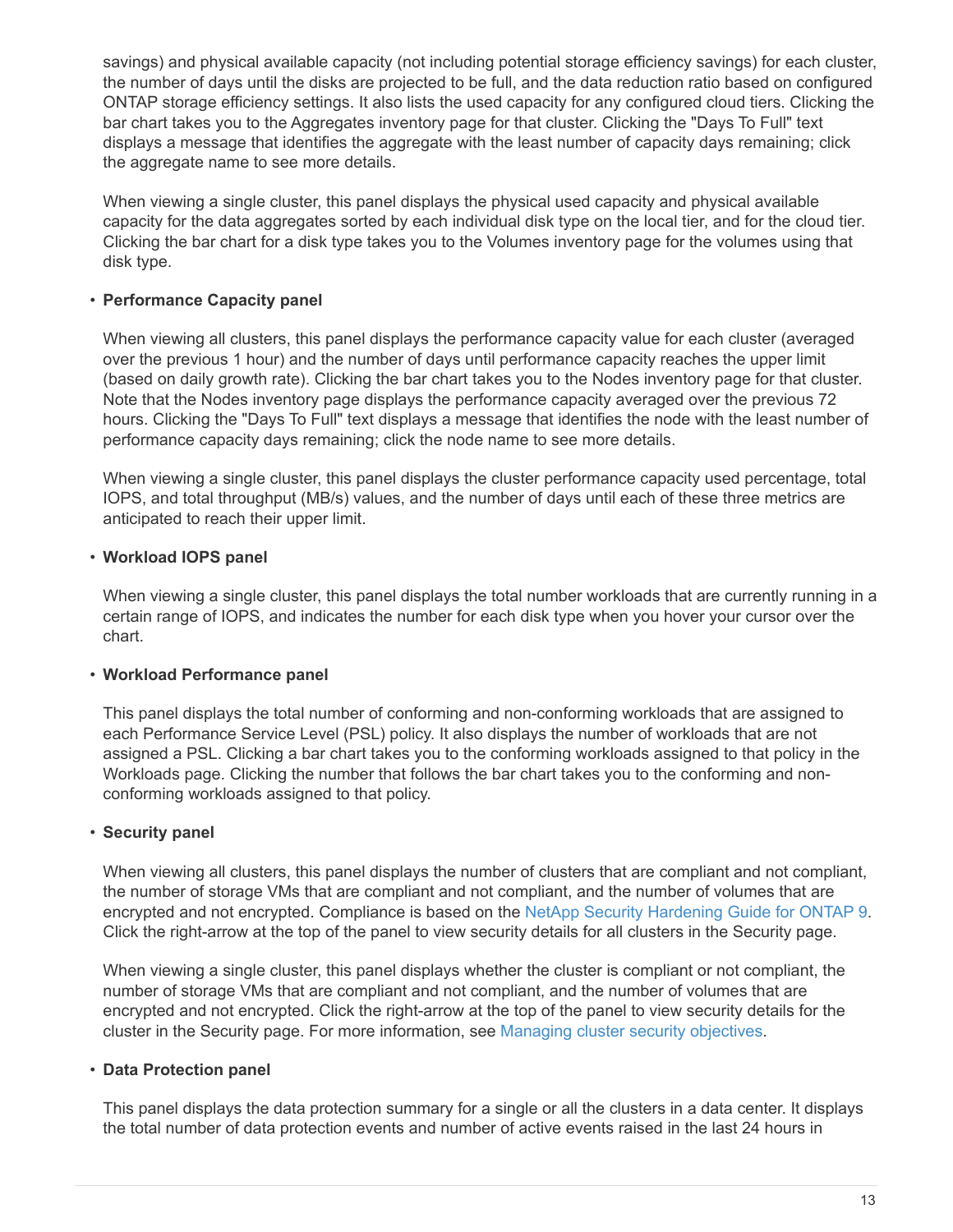savings) and physical available capacity (not including potential storage efficiency savings) for each cluster, the number of days until the disks are projected to be full, and the data reduction ratio based on configured ONTAP storage efficiency settings. It also lists the used capacity for any configured cloud tiers. Clicking the bar chart takes you to the Aggregates inventory page for that cluster. Clicking the "Days To Full" text displays a message that identifies the aggregate with the least number of capacity days remaining; click the aggregate name to see more details.

When viewing a single cluster, this panel displays the physical used capacity and physical available capacity for the data aggregates sorted by each individual disk type on the local tier, and for the cloud tier. Clicking the bar chart for a disk type takes you to the Volumes inventory page for the volumes using that disk type.

- **Performance Capacity panel**

  When viewing all clusters, this panel displays the performance capacity value for each cluster (averaged over the previous 1 hour) and the number of days until performance capacity reaches the upper limit (based on daily growth rate). Clicking the bar chart takes you to the Nodes inventory page for that cluster. Note that the Nodes inventory page displays the performance capacity averaged over the previous 72 hours. Clicking the "Days To Full" text displays a message that identifies the node with the least number of performance capacity days remaining; click the node name to see more details.

  When viewing a single cluster, this panel displays the cluster performance capacity used percentage, total IOPS, and total throughput (MB/s) values, and the number of days until each of these three metrics are anticipated to reach their upper limit.

- **Workload IOPS panel**

  When viewing a single cluster, this panel displays the total number workloads that are currently running in a certain range of IOPS, and indicates the number for each disk type when you hover your cursor over the chart.

- **Workload Performance panel**

  This panel displays the total number of conforming and non-conforming workloads that are assigned to each Performance Service Level (PSL) policy. It also displays the number of workloads that are not assigned a PSL. Clicking a bar chart takes you to the conforming workloads assigned to that policy in the Workloads page. Clicking the number that follows the bar chart takes you to the conforming and non-conforming workloads assigned to that policy.

- **Security panel**

  When viewing all clusters, this panel displays the number of clusters that are compliant and not compliant, the number of storage VMs that are compliant and not compliant, and the number of volumes that are encrypted and not encrypted. Compliance is based on the NetApp Security Hardening Guide for ONTAP 9. Click the right-arrow at the top of the panel to view security details for all clusters in the Security page.

  When viewing a single cluster, this panel displays whether the cluster is compliant or not compliant, the number of storage VMs that are compliant and not compliant, and the number of volumes that are encrypted and not encrypted. Click the right-arrow at the top of the panel to view security details for the cluster in the Security page. For more information, see Managing cluster security objectives.

- **Data Protection panel**

  This panel displays the data protection summary for a single or all the clusters in a data center. It displays the total number of data protection events and number of active events raised in the last 24 hours in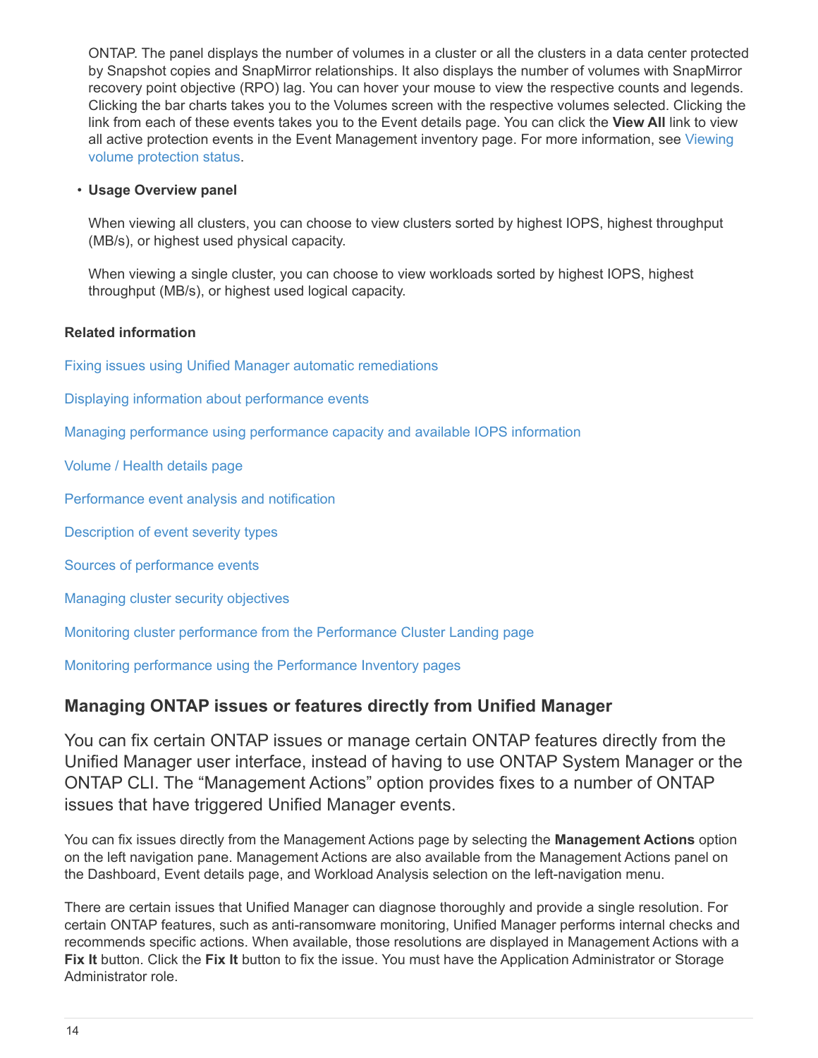ONTAP. The panel displays the number of volumes in a cluster or all the clusters in a data center protected by Snapshot copies and SnapMirror relationships. It also displays the number of volumes with SnapMirror recovery point objective (RPO) lag. You can hover your mouse to view the respective counts and legends. Clicking the bar charts takes you to the Volumes screen with the respective volumes selected. Clicking the link from each of these events takes you to the Event details page. You can click the **View All** link to view all active protection events in the Event Management inventory page. For more information, see Viewing volume protection status.

- **Usage Overview panel**

  When viewing all clusters, you can choose to view clusters sorted by highest IOPS, highest throughput (MB/s), or highest used physical capacity.

  When viewing a single cluster, you can choose to view workloads sorted by highest IOPS, highest throughput (MB/s), or highest used logical capacity.

**Related information**

Fixing issues using Unified Manager automatic remediations

Displaying information about performance events

Managing performance using performance capacity and available IOPS information

Volume / Health details page

Performance event analysis and notification

Description of event severity types

Sources of performance events

Managing cluster security objectives

Monitoring cluster performance from the Performance Cluster Landing page

Monitoring performance using the Performance Inventory pages

## Managing ONTAP issues or features directly from Unified Manager

You can fix certain ONTAP issues or manage certain ONTAP features directly from the Unified Manager user interface, instead of having to use ONTAP System Manager or the ONTAP CLI. The “Management Actions” option provides fixes to a number of ONTAP issues that have triggered Unified Manager events.

You can fix issues directly from the Management Actions page by selecting the **Management Actions** option on the left navigation pane. Management Actions are also available from the Management Actions panel on the Dashboard, Event details page, and Workload Analysis selection on the left-navigation menu.

There are certain issues that Unified Manager can diagnose thoroughly and provide a single resolution. For certain ONTAP features, such as anti-ransomware monitoring, Unified Manager performs internal checks and recommends specific actions. When available, those resolutions are displayed in Management Actions with a **Fix It** button. Click the **Fix It** button to fix the issue. You must have the Application Administrator or Storage Administrator role.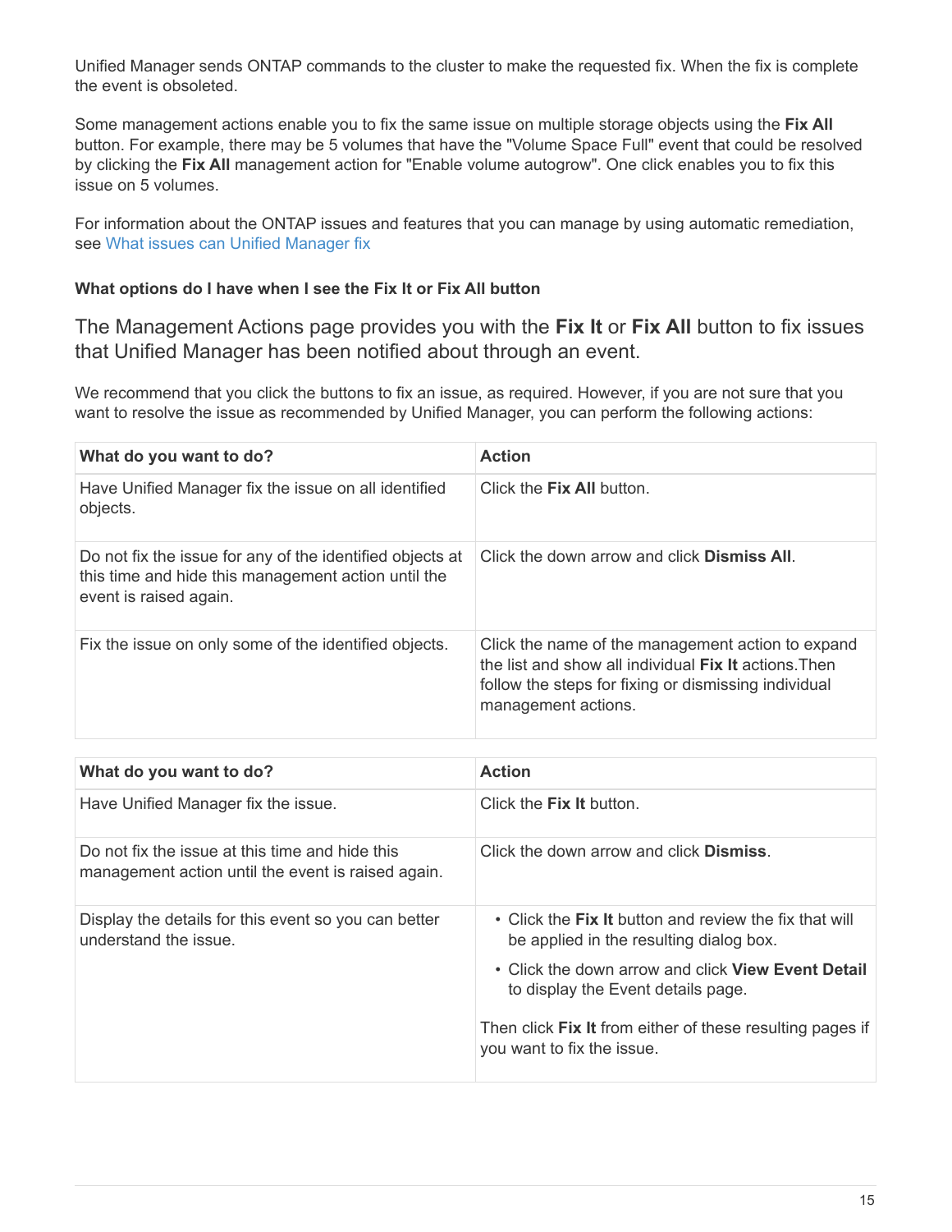Unified Manager sends ONTAP commands to the cluster to make the requested fix. When the fix is complete the event is obsoleted.

Some management actions enable you to fix the same issue on multiple storage objects using the **Fix All** button. For example, there may be 5 volumes that have the "Volume Space Full" event that could be resolved by clicking the **Fix All** management action for "Enable volume autogrow". One click enables you to fix this issue on 5 volumes.

For information about the ONTAP issues and features that you can manage by using automatic remediation, see What issues can Unified Manager fix

#### What options do I have when I see the Fix It or Fix All button

The Management Actions page provides you with the **Fix It** or **Fix All** button to fix issues that Unified Manager has been notified about through an event.

We recommend that you click the buttons to fix an issue, as required. However, if you are not sure that you want to resolve the issue as recommended by Unified Manager, you can perform the following actions:

| What do you want to do? | Action |
| --- | --- |
| Have Unified Manager fix the issue on all identified objects. | Click the **Fix All** button. |
| Do not fix the issue for any of the identified objects at this time and hide this management action until the event is raised again. | Click the down arrow and click **Dismiss All**. |
| Fix the issue on only some of the identified objects. | Click the name of the management action to expand the list and show all individual **Fix It** actions.Then follow the steps for fixing or dismissing individual management actions. |

| What do you want to do? | Action |
| --- | --- |
| Have Unified Manager fix the issue. | Click the **Fix It** button. |
| Do not fix the issue at this time and hide this management action until the event is raised again. | Click the down arrow and click **Dismiss**. |
| Display the details for this event so you can better understand the issue. | • Click the **Fix It** button and review the fix that will be applied in the resulting dialog box.<br>• Click the down arrow and click **View Event Detail** to display the Event details page.<br><br>Then click **Fix It** from either of these resulting pages if you want to fix the issue. |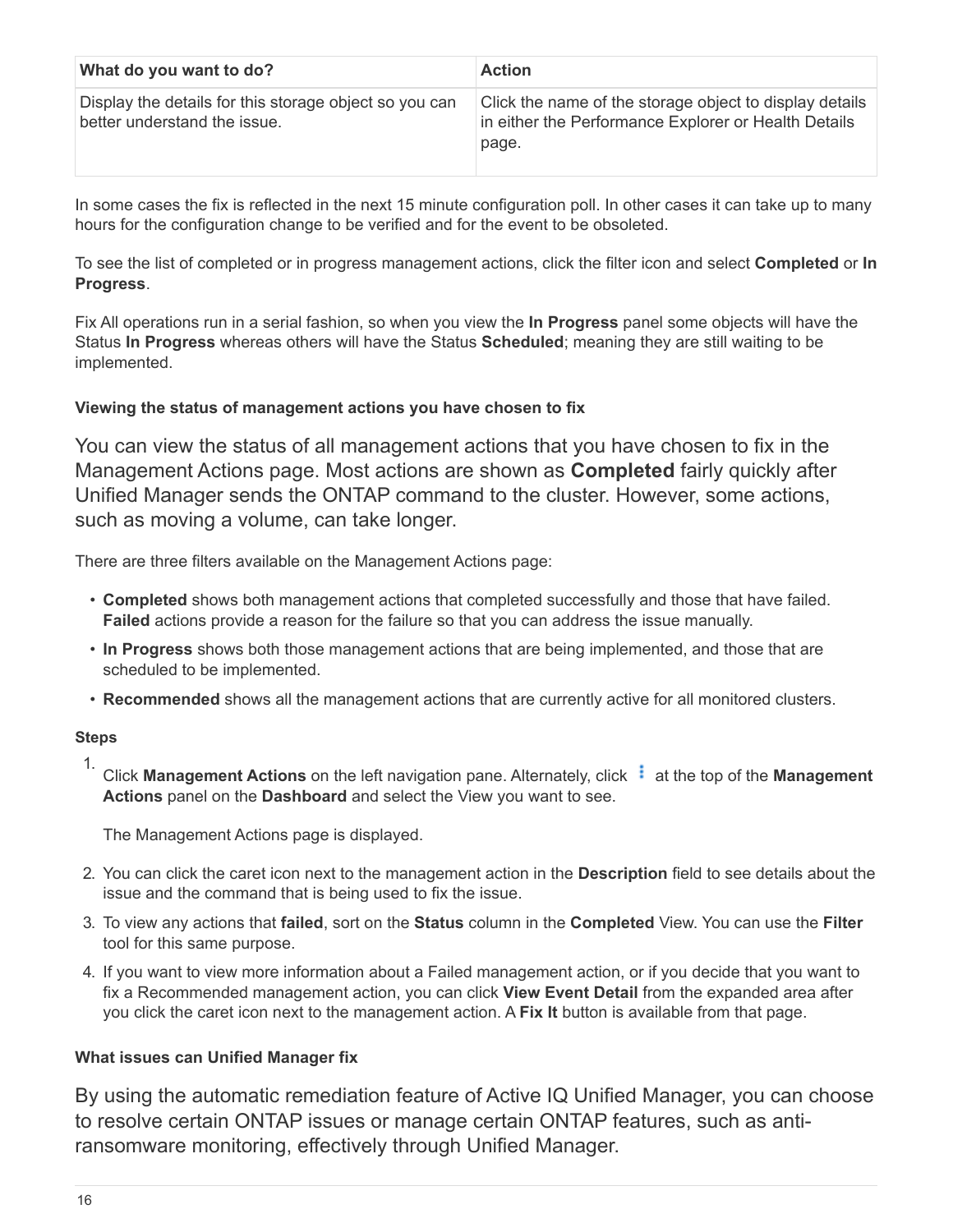| What do you want to do? | Action |
| --- | --- |
| Display the details for this storage object so you can better understand the issue. | Click the name of the storage object to display details in either the Performance Explorer or Health Details page. |

In some cases the fix is reflected in the next 15 minute configuration poll. In other cases it can take up to many hours for the configuration change to be verified and for the event to be obsoleted.

To see the list of completed or in progress management actions, click the filter icon and select **Completed** or **In Progress**.

Fix All operations run in a serial fashion, so when you view the **In Progress** panel some objects will have the Status **In Progress** whereas others will have the Status **Scheduled**; meaning they are still waiting to be implemented.

#### Viewing the status of management actions you have chosen to fix

You can view the status of all management actions that you have chosen to fix in the Management Actions page. Most actions are shown as **Completed** fairly quickly after Unified Manager sends the ONTAP command to the cluster. However, some actions, such as moving a volume, can take longer.

There are three filters available on the Management Actions page:

- **Completed** shows both management actions that completed successfully and those that have failed. **Failed** actions provide a reason for the failure so that you can address the issue manually.
- **In Progress** shows both those management actions that are being implemented, and those that are scheduled to be implemented.
- **Recommended** shows all the management actions that are currently active for all monitored clusters.

**Steps**

1. Click **Management Actions** on the left navigation pane. Alternately, click ⋮ at the top of the **Management Actions** panel on the **Dashboard** and select the View you want to see.

   The Management Actions page is displayed.

2. You can click the caret icon next to the management action in the **Description** field to see details about the issue and the command that is being used to fix the issue.
3. To view any actions that **failed**, sort on the **Status** column in the **Completed** View. You can use the **Filter** tool for this same purpose.
4. If you want to view more information about a Failed management action, or if you decide that you want to fix a Recommended management action, you can click **View Event Detail** from the expanded area after you click the caret icon next to the management action. A **Fix It** button is available from that page.

#### What issues can Unified Manager fix

By using the automatic remediation feature of Active IQ Unified Manager, you can choose to resolve certain ONTAP issues or manage certain ONTAP features, such as anti-ransomware monitoring, effectively through Unified Manager.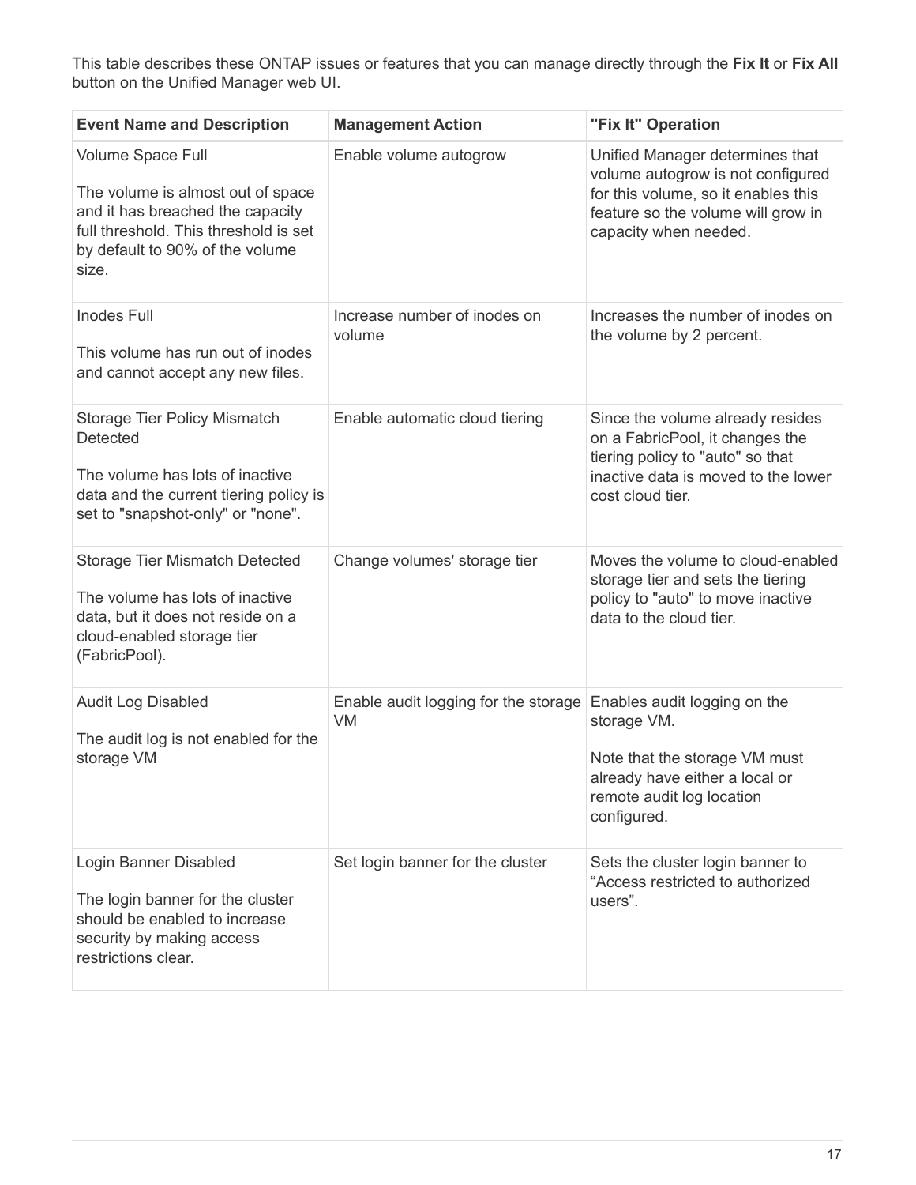This table describes these ONTAP issues or features that you can manage directly through the **Fix It** or **Fix All** button on the Unified Manager web UI.

| Event Name and Description | Management Action | "Fix It" Operation |
| --- | --- | --- |
| Volume Space Full<br><br>The volume is almost out of space and it has breached the capacity full threshold. This threshold is set by default to 90% of the volume size. | Enable volume autogrow | Unified Manager determines that volume autogrow is not configured for this volume, so it enables this feature so the volume will grow in capacity when needed. |
| Inodes Full<br><br>This volume has run out of inodes and cannot accept any new files. | Increase number of inodes on volume | Increases the number of inodes on the volume by 2 percent. |
| Storage Tier Policy Mismatch Detected<br><br>The volume has lots of inactive data and the current tiering policy is set to "snapshot-only" or "none". | Enable automatic cloud tiering | Since the volume already resides on a FabricPool, it changes the tiering policy to "auto" so that inactive data is moved to the lower cost cloud tier. |
| Storage Tier Mismatch Detected<br><br>The volume has lots of inactive data, but it does not reside on a cloud-enabled storage tier (FabricPool). | Change volumes' storage tier | Moves the volume to cloud-enabled storage tier and sets the tiering policy to "auto" to move inactive data to the cloud tier. |
| Audit Log Disabled<br><br>The audit log is not enabled for the storage VM | Enable audit logging for the storage VM | Enables audit logging on the storage VM.<br><br>Note that the storage VM must already have either a local or remote audit log location configured. |
| Login Banner Disabled<br><br>The login banner for the cluster should be enabled to increase security by making access restrictions clear. | Set login banner for the cluster | Sets the cluster login banner to “Access restricted to authorized users”. |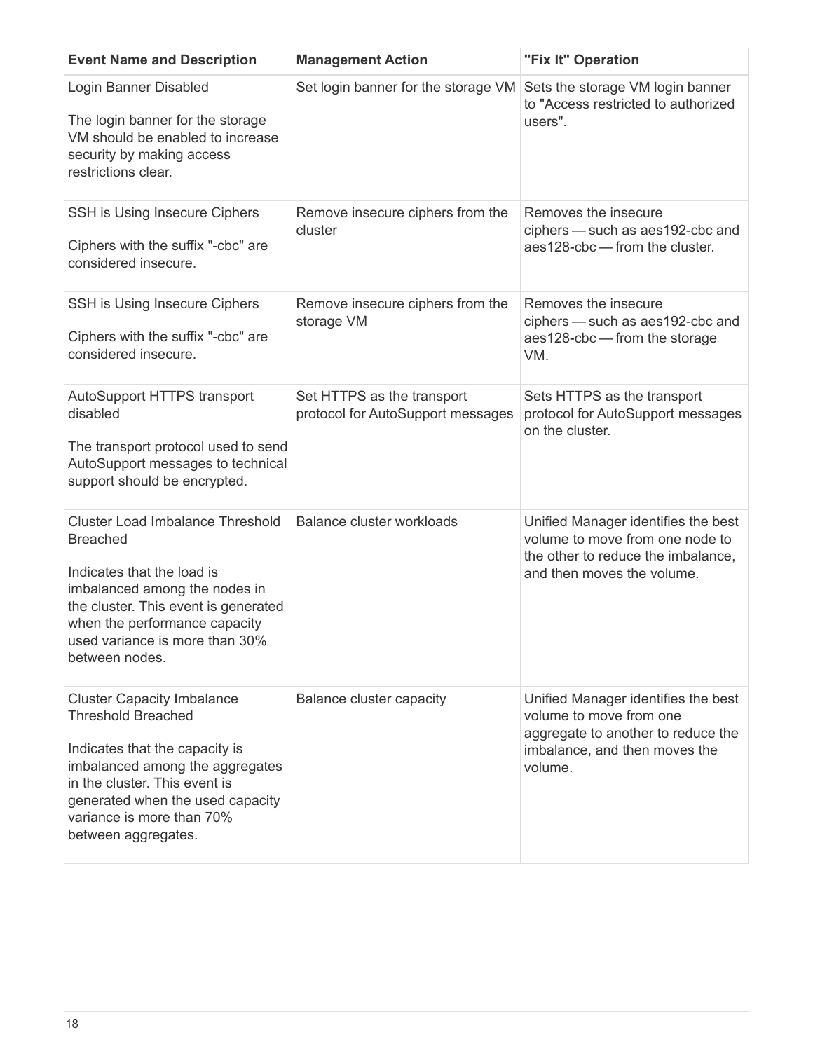| Event Name and Description | Management Action | "Fix It" Operation |
| --- | --- | --- |
| Login Banner Disabled<br><br>The login banner for the storage VM should be enabled to increase security by making access restrictions clear. | Set login banner for the storage VM | Sets the storage VM login banner to "Access restricted to authorized users". |
| SSH is Using Insecure Ciphers<br><br>Ciphers with the suffix "-cbc" are considered insecure. | Remove insecure ciphers from the cluster | Removes the insecure ciphers — such as aes192-cbc and aes128-cbc — from the cluster. |
| SSH is Using Insecure Ciphers<br><br>Ciphers with the suffix "-cbc" are considered insecure. | Remove insecure ciphers from the storage VM | Removes the insecure ciphers — such as aes192-cbc and aes128-cbc — from the storage VM. |
| AutoSupport HTTPS transport disabled<br><br>The transport protocol used to send AutoSupport messages to technical support should be encrypted. | Set HTTPS as the transport protocol for AutoSupport messages | Sets HTTPS as the transport protocol for AutoSupport messages on the cluster. |
| Cluster Load Imbalance Threshold Breached<br><br>Indicates that the load is imbalanced among the nodes in the cluster. This event is generated when the performance capacity used variance is more than 30% between nodes. | Balance cluster workloads | Unified Manager identifies the best volume to move from one node to the other to reduce the imbalance, and then moves the volume. |
| Cluster Capacity Imbalance Threshold Breached<br><br>Indicates that the capacity is imbalanced among the aggregates in the cluster. This event is generated when the used capacity variance is more than 70% between aggregates. | Balance cluster capacity | Unified Manager identifies the best volume to move from one aggregate to another to reduce the imbalance, and then moves the volume. |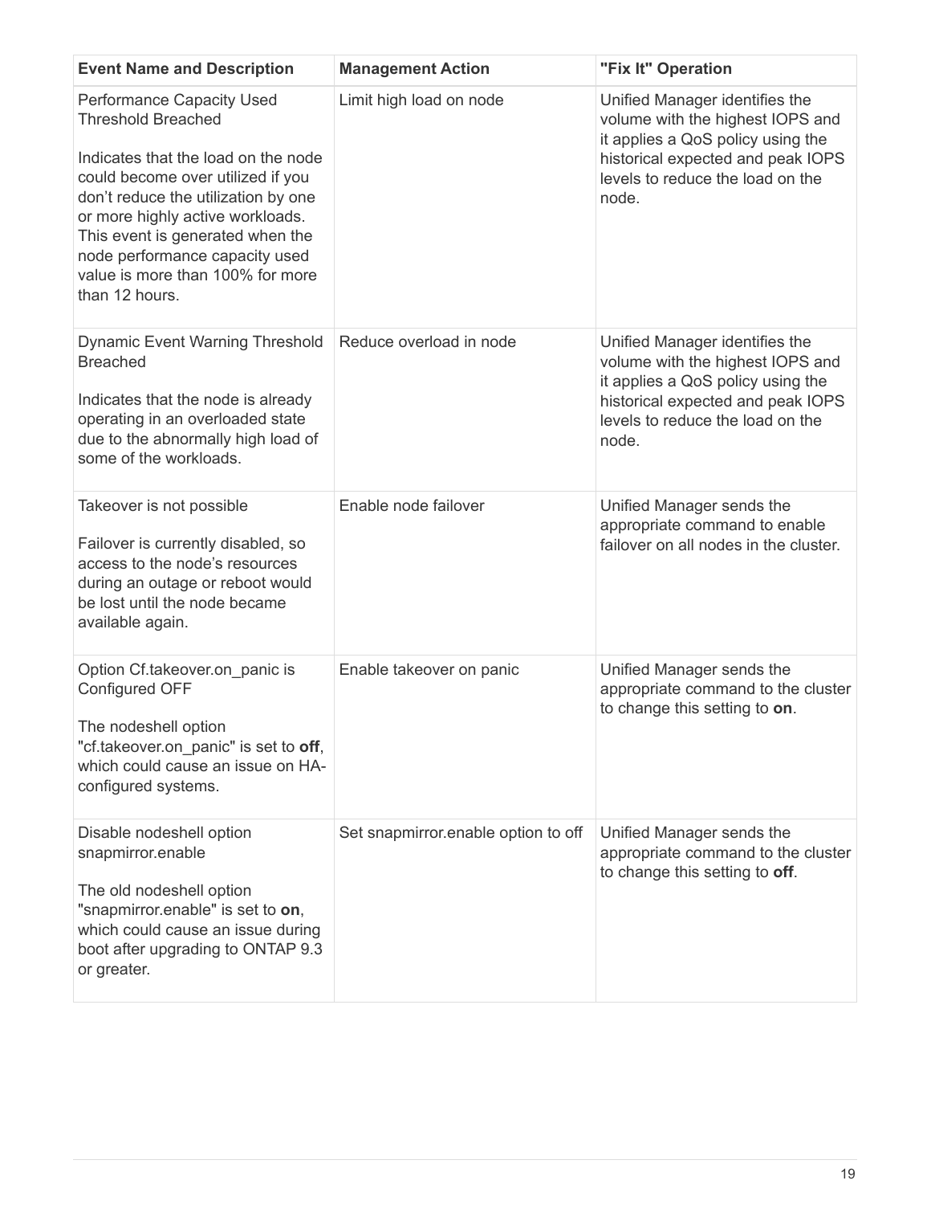| Event Name and Description | Management Action | "Fix It" Operation |
| --- | --- | --- |
| Performance Capacity Used Threshold Breached<br><br>Indicates that the load on the node could become over utilized if you don't reduce the utilization by one or more highly active workloads. This event is generated when the node performance capacity used value is more than 100% for more than 12 hours. | Limit high load on node | Unified Manager identifies the volume with the highest IOPS and it applies a QoS policy using the historical expected and peak IOPS levels to reduce the load on the node. |
| Dynamic Event Warning Threshold Breached<br><br>Indicates that the node is already operating in an overloaded state due to the abnormally high load of some of the workloads. | Reduce overload in node | Unified Manager identifies the volume with the highest IOPS and it applies a QoS policy using the historical expected and peak IOPS levels to reduce the load on the node. |
| Takeover is not possible<br><br>Failover is currently disabled, so access to the node's resources during an outage or reboot would be lost until the node became available again. | Enable node failover | Unified Manager sends the appropriate command to enable failover on all nodes in the cluster. |
| Option Cf.takeover.on_panic is Configured OFF<br><br>The nodeshell option "cf.takeover.on_panic" is set to **off**, which could cause an issue on HA-configured systems. | Enable takeover on panic | Unified Manager sends the appropriate command to the cluster to change this setting to **on**. |
| Disable nodeshell option snapmirror.enable<br><br>The old nodeshell option "snapmirror.enable" is set to **on**, which could cause an issue during boot after upgrading to ONTAP 9.3 or greater. | Set snapmirror.enable option to off | Unified Manager sends the appropriate command to the cluster to change this setting to **off**. |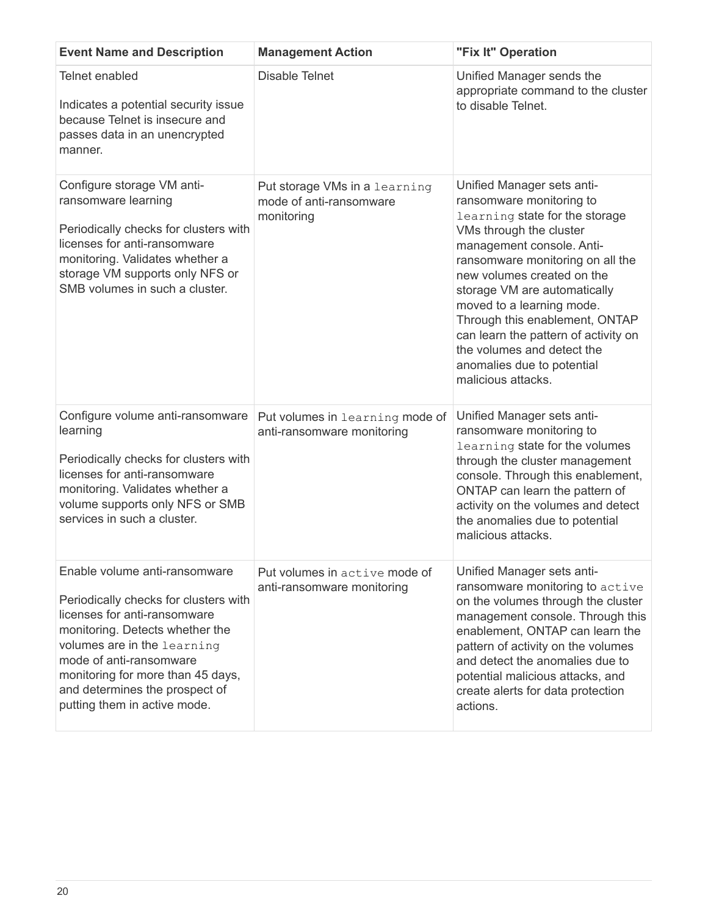| Event Name and Description | Management Action | "Fix It" Operation |
| --- | --- | --- |
| Telnet enabled<br><br>Indicates a potential security issue because Telnet is insecure and passes data in an unencrypted manner. | Disable Telnet | Unified Manager sends the appropriate command to the cluster to disable Telnet. |
| Configure storage VM anti-ransomware learning<br><br>Periodically checks for clusters with licenses for anti-ransomware monitoring. Validates whether a storage VM supports only NFS or SMB volumes in such a cluster. | Put storage VMs in a `learning` mode of anti-ransomware monitoring | Unified Manager sets anti-ransomware monitoring to `learning` state for the storage VMs through the cluster management console. Anti-ransomware monitoring on all the new volumes created on the storage VM are automatically moved to a learning mode. Through this enablement, ONTAP can learn the pattern of activity on the volumes and detect the anomalies due to potential malicious attacks. |
| Configure volume anti-ransomware learning<br><br>Periodically checks for clusters with licenses for anti-ransomware monitoring. Validates whether a volume supports only NFS or SMB services in such a cluster. | Put volumes in `learning` mode of anti-ransomware monitoring | Unified Manager sets anti-ransomware monitoring to `learning` state for the volumes through the cluster management console. Through this enablement, ONTAP can learn the pattern of activity on the volumes and detect the anomalies due to potential malicious attacks. |
| Enable volume anti-ransomware<br><br>Periodically checks for clusters with licenses for anti-ransomware monitoring. Detects whether the volumes are in the `learning` mode of anti-ransomware monitoring for more than 45 days, and determines the prospect of putting them in active mode. | Put volumes in `active` mode of anti-ransomware monitoring | Unified Manager sets anti-ransomware monitoring to `active` on the volumes through the cluster management console. Through this enablement, ONTAP can learn the pattern of activity on the volumes and detect the anomalies due to potential malicious attacks, and create alerts for data protection actions. |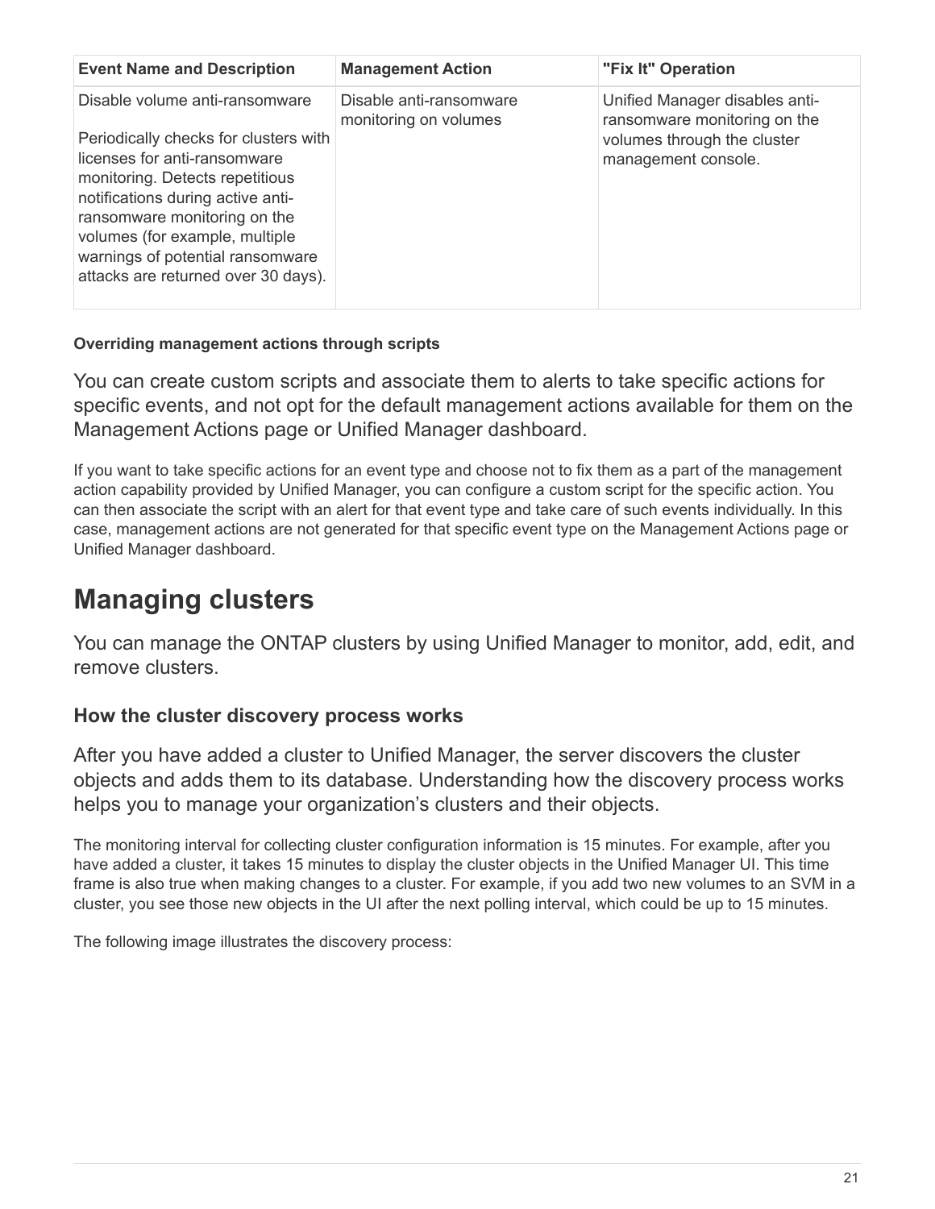| Event Name and Description | Management Action | "Fix It" Operation |
| --- | --- | --- |
| Disable volume anti-ransomware<br><br>Periodically checks for clusters with licenses for anti-ransomware monitoring. Detects repetitious notifications during active anti-ransomware monitoring on the volumes (for example, multiple warnings of potential ransomware attacks are returned over 30 days). | Disable anti-ransomware monitoring on volumes | Unified Manager disables anti-ransomware monitoring on the volumes through the cluster management console. |

**Overriding management actions through scripts**

You can create custom scripts and associate them to alerts to take specific actions for specific events, and not opt for the default management actions available for them on the Management Actions page or Unified Manager dashboard.

If you want to take specific actions for an event type and choose not to fix them as a part of the management action capability provided by Unified Manager, you can configure a custom script for the specific action. You can then associate the script with an alert for that event type and take care of such events individually. In this case, management actions are not generated for that specific event type on the Management Actions page or Unified Manager dashboard.

# Managing clusters

You can manage the ONTAP clusters by using Unified Manager to monitor, add, edit, and remove clusters.

## How the cluster discovery process works

After you have added a cluster to Unified Manager, the server discovers the cluster objects and adds them to its database. Understanding how the discovery process works helps you to manage your organization's clusters and their objects.

The monitoring interval for collecting cluster configuration information is 15 minutes. For example, after you have added a cluster, it takes 15 minutes to display the cluster objects in the Unified Manager UI. This time frame is also true when making changes to a cluster. For example, if you add two new volumes to an SVM in a cluster, you see those new objects in the UI after the next polling interval, which could be up to 15 minutes.

The following image illustrates the discovery process: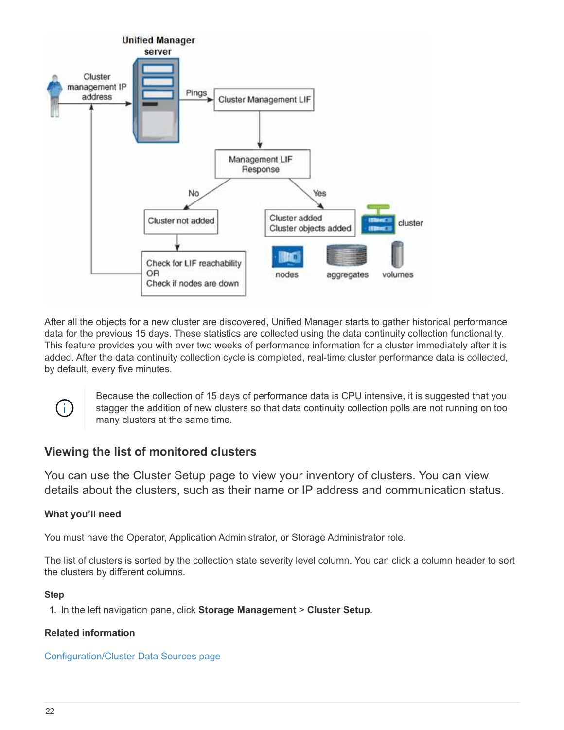After all the objects for a new cluster are discovered, Unified Manager starts to gather historical performance data for the previous 15 days. These statistics are collected using the data continuity collection functionality. This feature provides you with over two weeks of performance information for a cluster immediately after it is added. After the data continuity collection cycle is completed, real-time cluster performance data is collected, by default, every five minutes.

Because the collection of 15 days of performance data is CPU intensive, it is suggested that you stagger the addition of new clusters so that data continuity collection polls are not running on too many clusters at the same time.

## Viewing the list of monitored clusters

You can use the Cluster Setup page to view your inventory of clusters. You can view details about the clusters, such as their name or IP address and communication status.

#### What you'll need

You must have the Operator, Application Administrator, or Storage Administrator role.

The list of clusters is sorted by the collection state severity level column. You can click a column header to sort the clusters by different columns.

#### Step

1. In the left navigation pane, click **Storage Management** > **Cluster Setup**.

#### Related information

Configuration/Cluster Data Sources page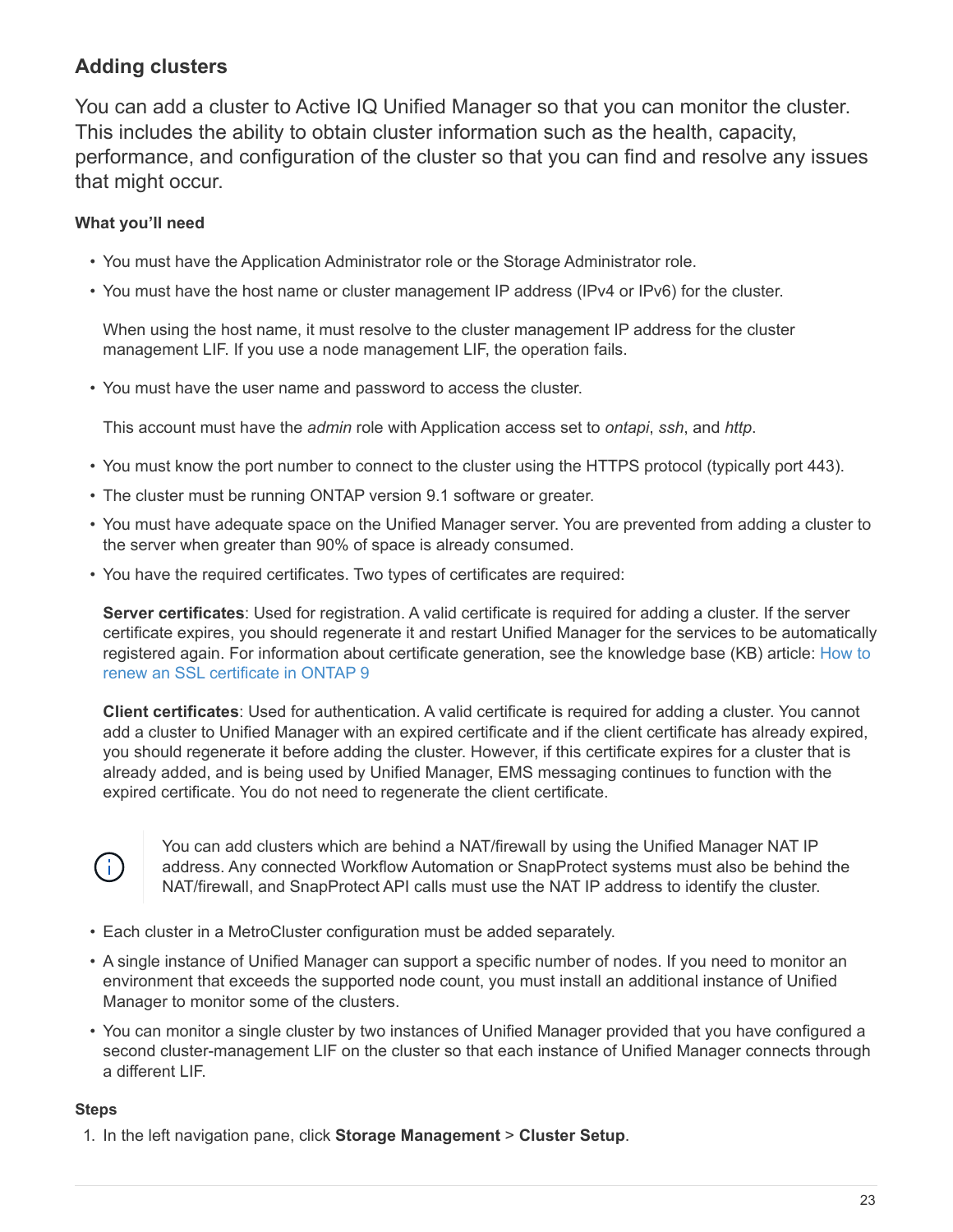## Adding clusters

You can add a cluster to Active IQ Unified Manager so that you can monitor the cluster. This includes the ability to obtain cluster information such as the health, capacity, performance, and configuration of the cluster so that you can find and resolve any issues that might occur.

### What you'll need

- You must have the Application Administrator role or the Storage Administrator role.
- You must have the host name or cluster management IP address (IPv4 or IPv6) for the cluster.

  When using the host name, it must resolve to the cluster management IP address for the cluster management LIF. If you use a node management LIF, the operation fails.

- You must have the user name and password to access the cluster.

  This account must have the *admin* role with Application access set to *ontapi*, *ssh*, and *http*.

- You must know the port number to connect to the cluster using the HTTPS protocol (typically port 443).
- The cluster must be running ONTAP version 9.1 software or greater.
- You must have adequate space on the Unified Manager server. You are prevented from adding a cluster to the server when greater than 90% of space is already consumed.
- You have the required certificates. Two types of certificates are required:

  **Server certificates**: Used for registration. A valid certificate is required for adding a cluster. If the server certificate expires, you should regenerate it and restart Unified Manager for the services to be automatically registered again. For information about certificate generation, see the knowledge base (KB) article: How to renew an SSL certificate in ONTAP 9

  **Client certificates**: Used for authentication. A valid certificate is required for adding a cluster. You cannot add a cluster to Unified Manager with an expired certificate and if the client certificate has already expired, you should regenerate it before adding the cluster. However, if this certificate expires for a cluster that is already added, and is being used by Unified Manager, EMS messaging continues to function with the expired certificate. You do not need to regenerate the client certificate.

> You can add clusters which are behind a NAT/firewall by using the Unified Manager NAT IP address. Any connected Workflow Automation or SnapProtect systems must also be behind the NAT/firewall, and SnapProtect API calls must use the NAT IP address to identify the cluster.

- Each cluster in a MetroCluster configuration must be added separately.
- A single instance of Unified Manager can support a specific number of nodes. If you need to monitor an environment that exceeds the supported node count, you must install an additional instance of Unified Manager to monitor some of the clusters.
- You can monitor a single cluster by two instances of Unified Manager provided that you have configured a second cluster-management LIF on the cluster so that each instance of Unified Manager connects through a different LIF.

### Steps

1. In the left navigation pane, click **Storage Management** > **Cluster Setup**.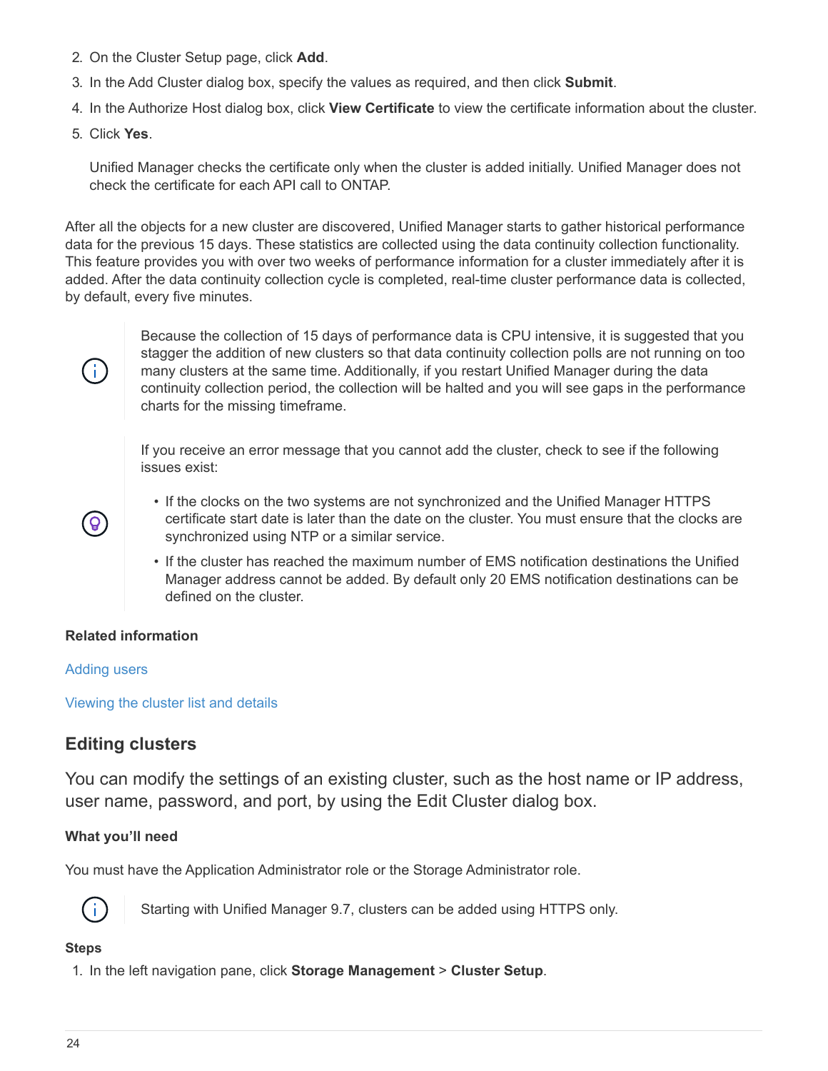2. On the Cluster Setup page, click **Add**.
3. In the Add Cluster dialog box, specify the values as required, and then click **Submit**.
4. In the Authorize Host dialog box, click **View Certificate** to view the certificate information about the cluster.
5. Click **Yes**.

   Unified Manager checks the certificate only when the cluster is added initially. Unified Manager does not check the certificate for each API call to ONTAP.

After all the objects for a new cluster are discovered, Unified Manager starts to gather historical performance data for the previous 15 days. These statistics are collected using the data continuity collection functionality. This feature provides you with over two weeks of performance information for a cluster immediately after it is added. After the data continuity collection cycle is completed, real-time cluster performance data is collected, by default, every five minutes.

> Because the collection of 15 days of performance data is CPU intensive, it is suggested that you stagger the addition of new clusters so that data continuity collection polls are not running on too many clusters at the same time. Additionally, if you restart Unified Manager during the data continuity collection period, the collection will be halted and you will see gaps in the performance charts for the missing timeframe.

> If you receive an error message that you cannot add the cluster, check to see if the following issues exist:
>
> - If the clocks on the two systems are not synchronized and the Unified Manager HTTPS certificate start date is later than the date on the cluster. You must ensure that the clocks are synchronized using NTP or a similar service.
> - If the cluster has reached the maximum number of EMS notification destinations the Unified Manager address cannot be added. By default only 20 EMS notification destinations can be defined on the cluster.

**Related information**

Adding users

Viewing the cluster list and details

## Editing clusters

You can modify the settings of an existing cluster, such as the host name or IP address, user name, password, and port, by using the Edit Cluster dialog box.

**What you'll need**

You must have the Application Administrator role or the Storage Administrator role.

> Starting with Unified Manager 9.7, clusters can be added using HTTPS only.

**Steps**

1. In the left navigation pane, click **Storage Management** > **Cluster Setup**.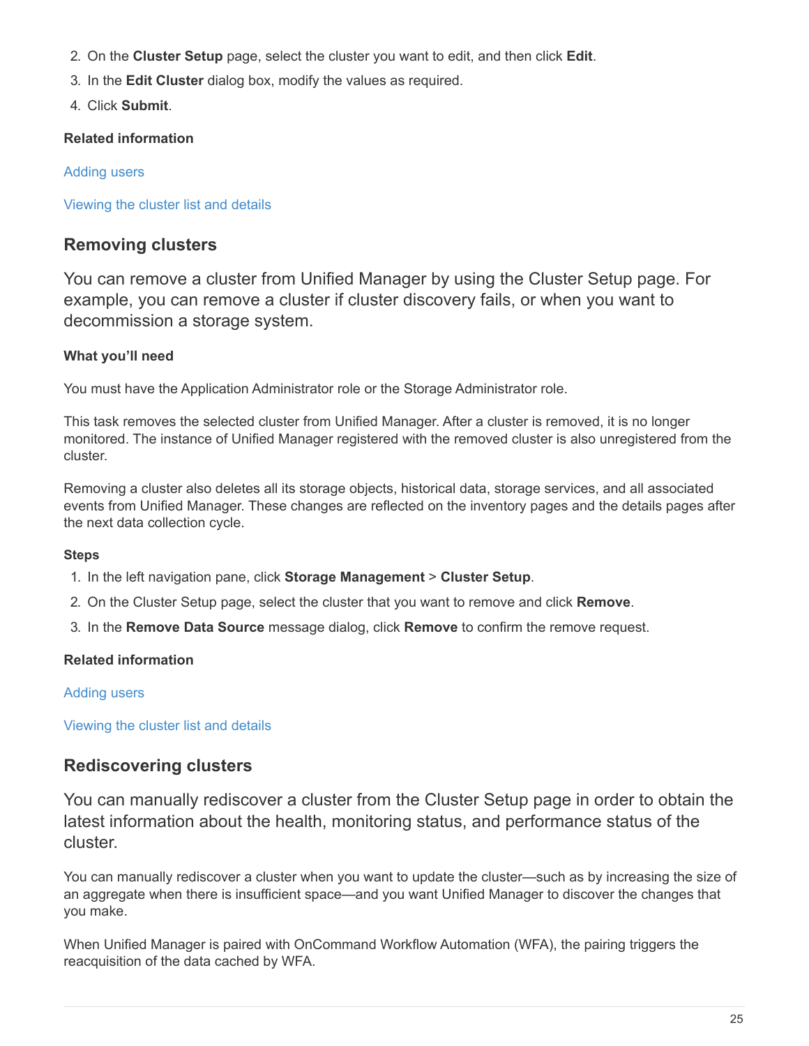2. On the **Cluster Setup** page, select the cluster you want to edit, and then click **Edit**.
3. In the **Edit Cluster** dialog box, modify the values as required.
4. Click **Submit**.

#### Related information

Adding users

Viewing the cluster list and details

## Removing clusters

You can remove a cluster from Unified Manager by using the Cluster Setup page. For example, you can remove a cluster if cluster discovery fails, or when you want to decommission a storage system.

#### What you'll need

You must have the Application Administrator role or the Storage Administrator role.

This task removes the selected cluster from Unified Manager. After a cluster is removed, it is no longer monitored. The instance of Unified Manager registered with the removed cluster is also unregistered from the cluster.

Removing a cluster also deletes all its storage objects, historical data, storage services, and all associated events from Unified Manager. These changes are reflected on the inventory pages and the details pages after the next data collection cycle.

#### Steps

1. In the left navigation pane, click **Storage Management** > **Cluster Setup**.
2. On the Cluster Setup page, select the cluster that you want to remove and click **Remove**.
3. In the **Remove Data Source** message dialog, click **Remove** to confirm the remove request.

#### Related information

Adding users

Viewing the cluster list and details

## Rediscovering clusters

You can manually rediscover a cluster from the Cluster Setup page in order to obtain the latest information about the health, monitoring status, and performance status of the cluster.

You can manually rediscover a cluster when you want to update the cluster—such as by increasing the size of an aggregate when there is insufficient space—and you want Unified Manager to discover the changes that you make.

When Unified Manager is paired with OnCommand Workflow Automation (WFA), the pairing triggers the reacquisition of the data cached by WFA.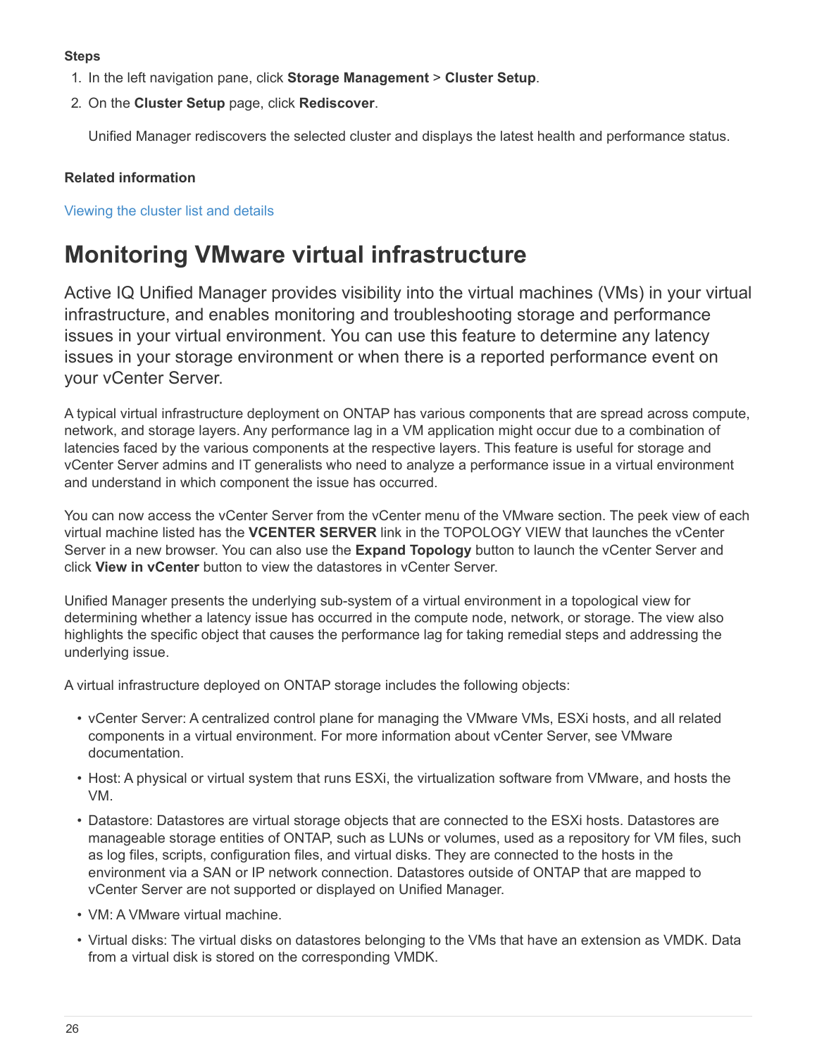**Steps**

1. In the left navigation pane, click **Storage Management** > **Cluster Setup**.
2. On the **Cluster Setup** page, click **Rediscover**.

   Unified Manager rediscovers the selected cluster and displays the latest health and performance status.

**Related information**

Viewing the cluster list and details

# Monitoring VMware virtual infrastructure

Active IQ Unified Manager provides visibility into the virtual machines (VMs) in your virtual infrastructure, and enables monitoring and troubleshooting storage and performance issues in your virtual environment. You can use this feature to determine any latency issues in your storage environment or when there is a reported performance event on your vCenter Server.

A typical virtual infrastructure deployment on ONTAP has various components that are spread across compute, network, and storage layers. Any performance lag in a VM application might occur due to a combination of latencies faced by the various components at the respective layers. This feature is useful for storage and vCenter Server admins and IT generalists who need to analyze a performance issue in a virtual environment and understand in which component the issue has occurred.

You can now access the vCenter Server from the vCenter menu of the VMware section. The peek view of each virtual machine listed has the **VCENTER SERVER** link in the TOPOLOGY VIEW that launches the vCenter Server in a new browser. You can also use the **Expand Topology** button to launch the vCenter Server and click **View in vCenter** button to view the datastores in vCenter Server.

Unified Manager presents the underlying sub-system of a virtual environment in a topological view for determining whether a latency issue has occurred in the compute node, network, or storage. The view also highlights the specific object that causes the performance lag for taking remedial steps and addressing the underlying issue.

A virtual infrastructure deployed on ONTAP storage includes the following objects:

- vCenter Server: A centralized control plane for managing the VMware VMs, ESXi hosts, and all related components in a virtual environment. For more information about vCenter Server, see VMware documentation.
- Host: A physical or virtual system that runs ESXi, the virtualization software from VMware, and hosts the VM.
- Datastore: Datastores are virtual storage objects that are connected to the ESXi hosts. Datastores are manageable storage entities of ONTAP, such as LUNs or volumes, used as a repository for VM files, such as log files, scripts, configuration files, and virtual disks. They are connected to the hosts in the environment via a SAN or IP network connection. Datastores outside of ONTAP that are mapped to vCenter Server are not supported or displayed on Unified Manager.
- VM: A VMware virtual machine.
- Virtual disks: The virtual disks on datastores belonging to the VMs that have an extension as VMDK. Data from a virtual disk is stored on the corresponding VMDK.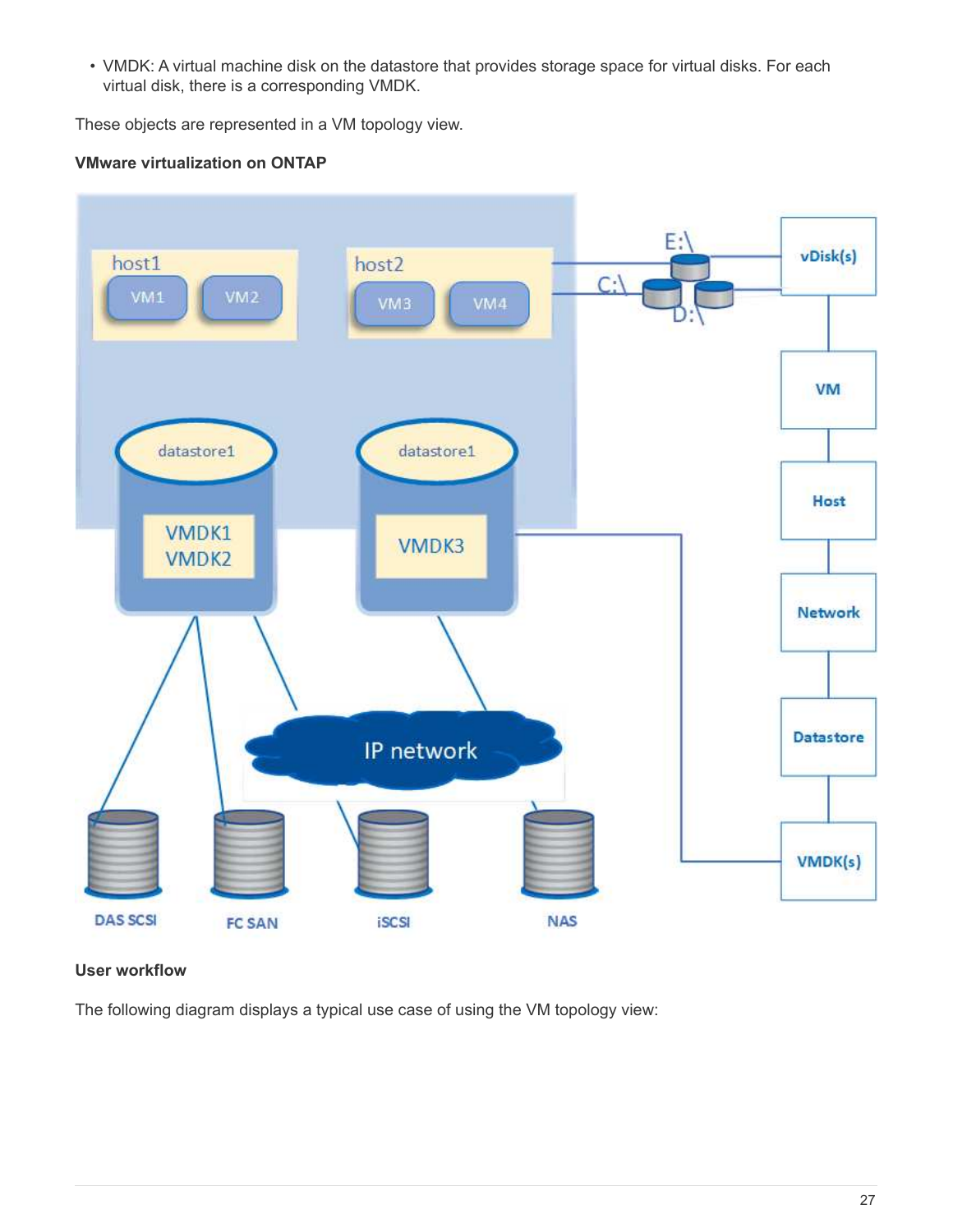- VMDK: A virtual machine disk on the datastore that provides storage space for virtual disks. For each virtual disk, there is a corresponding VMDK.

These objects are represented in a VM topology view.

**VMware virtualization on ONTAP**

**User workflow**

The following diagram displays a typical use case of using the VM topology view: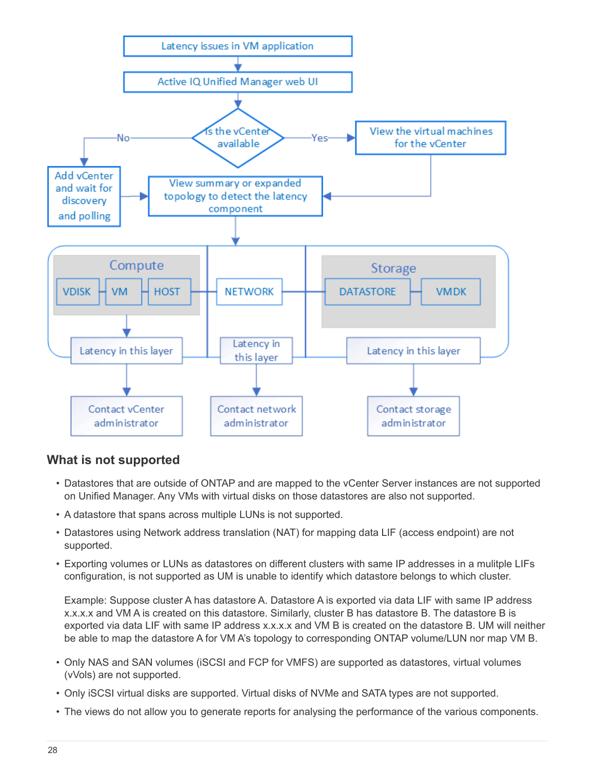## What is not supported

- Datastores that are outside of ONTAP and are mapped to the vCenter Server instances are not supported on Unified Manager. Any VMs with virtual disks on those datastores are also not supported.
- A datastore that spans across multiple LUNs is not supported.
- Datastores using Network address translation (NAT) for mapping data LIF (access endpoint) are not supported.
- Exporting volumes or LUNs as datastores on different clusters with same IP addresses in a mulitple LIFs configuration, is not supported as UM is unable to identify which datastore belongs to which cluster.

  Example: Suppose cluster A has datastore A. Datastore A is exported via data LIF with same IP address x.x.x.x and VM A is created on this datastore. Similarly, cluster B has datastore B. The datastore B is exported via data LIF with same IP address x.x.x.x and VM B is created on the datastore B. UM will neither be able to map the datastore A for VM A's topology to corresponding ONTAP volume/LUN nor map VM B.

- Only NAS and SAN volumes (iSCSI and FCP for VMFS) are supported as datastores, virtual volumes (vVols) are not supported.
- Only iSCSI virtual disks are supported. Virtual disks of NVMe and SATA types are not supported.
- The views do not allow you to generate reports for analysing the performance of the various components.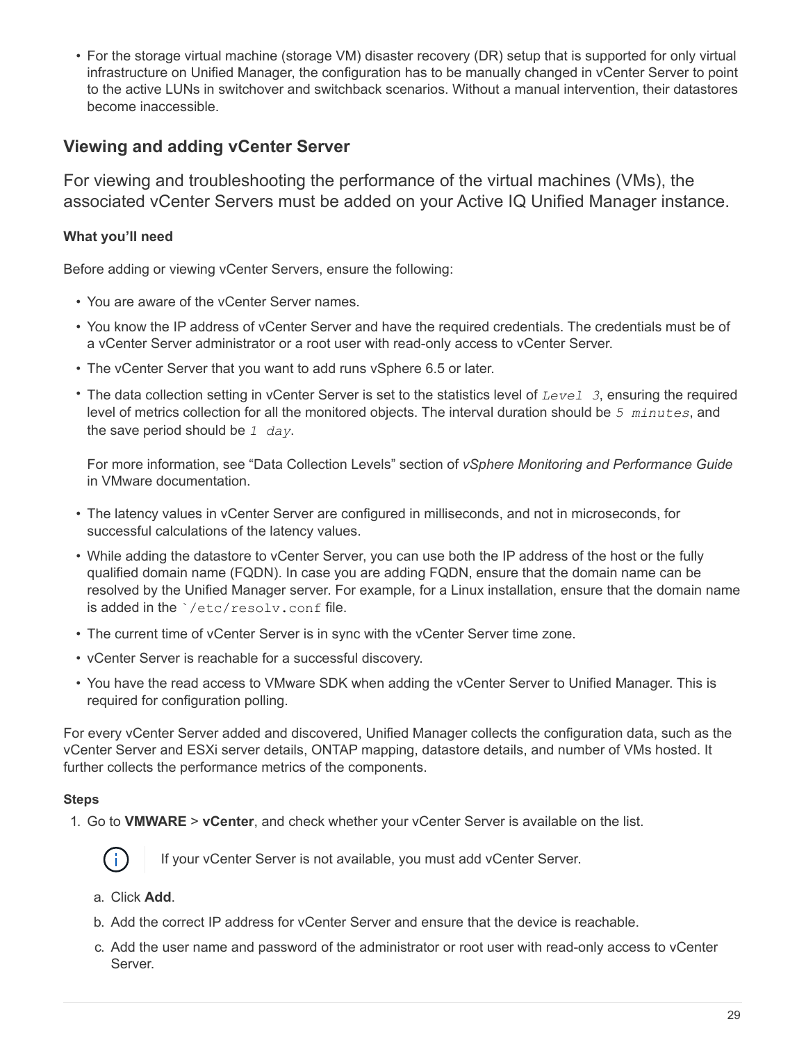- For the storage virtual machine (storage VM) disaster recovery (DR) setup that is supported for only virtual infrastructure on Unified Manager, the configuration has to be manually changed in vCenter Server to point to the active LUNs in switchover and switchback scenarios. Without a manual intervention, their datastores become inaccessible.

## Viewing and adding vCenter Server

For viewing and troubleshooting the performance of the virtual machines (VMs), the associated vCenter Servers must be added on your Active IQ Unified Manager instance.

### What you'll need

Before adding or viewing vCenter Servers, ensure the following:

- You are aware of the vCenter Server names.
- You know the IP address of vCenter Server and have the required credentials. The credentials must be of a vCenter Server administrator or a root user with read-only access to vCenter Server.
- The vCenter Server that you want to add runs vSphere 6.5 or later.
- The data collection setting in vCenter Server is set to the statistics level of *`Level 3`*, ensuring the required level of metrics collection for all the monitored objects. The interval duration should be *`5 minutes`*, and the save period should be *`1 day`*.

  For more information, see "Data Collection Levels" section of *vSphere Monitoring and Performance Guide* in VMware documentation.
- The latency values in vCenter Server are configured in milliseconds, and not in microseconds, for successful calculations of the latency values.
- While adding the datastore to vCenter Server, you can use both the IP address of the host or the fully qualified domain name (FQDN). In case you are adding FQDN, ensure that the domain name can be resolved by the Unified Manager server. For example, for a Linux installation, ensure that the domain name is added in the `` `/etc/resolv.conf `` file.
- The current time of vCenter Server is in sync with the vCenter Server time zone.
- vCenter Server is reachable for a successful discovery.
- You have the read access to VMware SDK when adding the vCenter Server to Unified Manager. This is required for configuration polling.

For every vCenter Server added and discovered, Unified Manager collects the configuration data, such as the vCenter Server and ESXi server details, ONTAP mapping, datastore details, and number of VMs hosted. It further collects the performance metrics of the components.

### Steps

1. Go to **VMWARE** > **vCenter**, and check whether your vCenter Server is available on the list.

   > If your vCenter Server is not available, you must add vCenter Server.

   a. Click **Add**.

   b. Add the correct IP address for vCenter Server and ensure that the device is reachable.

   c. Add the user name and password of the administrator or root user with read-only access to vCenter Server.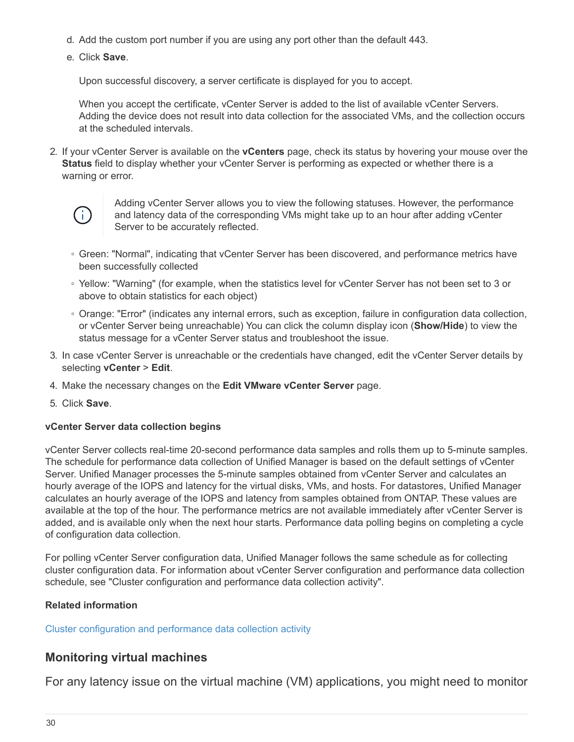d. Add the custom port number if you are using any port other than the default 443.
   e. Click **Save**.

      Upon successful discovery, a server certificate is displayed for you to accept.

      When you accept the certificate, vCenter Server is added to the list of available vCenter Servers. Adding the device does not result into data collection for the associated VMs, and the collection occurs at the scheduled intervals.

2. If your vCenter Server is available on the **vCenters** page, check its status by hovering your mouse over the **Status** field to display whether your vCenter Server is performing as expected or whether there is a warning or error.

   > Adding vCenter Server allows you to view the following statuses. However, the performance and latency data of the corresponding VMs might take up to an hour after adding vCenter Server to be accurately reflected.

   - Green: "Normal", indicating that vCenter Server has been discovered, and performance metrics have been successfully collected
   - Yellow: "Warning" (for example, when the statistics level for vCenter Server has not been set to 3 or above to obtain statistics for each object)
   - Orange: "Error" (indicates any internal errors, such as exception, failure in configuration data collection, or vCenter Server being unreachable) You can click the column display icon (**Show/Hide**) to view the status message for a vCenter Server status and troubleshoot the issue.

3. In case vCenter Server is unreachable or the credentials have changed, edit the vCenter Server details by selecting **vCenter** > **Edit**.
4. Make the necessary changes on the **Edit VMware vCenter Server** page.
5. Click **Save**.

#### vCenter Server data collection begins

vCenter Server collects real-time 20-second performance data samples and rolls them up to 5-minute samples. The schedule for performance data collection of Unified Manager is based on the default settings of vCenter Server. Unified Manager processes the 5-minute samples obtained from vCenter Server and calculates an hourly average of the IOPS and latency for the virtual disks, VMs, and hosts. For datastores, Unified Manager calculates an hourly average of the IOPS and latency from samples obtained from ONTAP. These values are available at the top of the hour. The performance metrics are not available immediately after vCenter Server is added, and is available only when the next hour starts. Performance data polling begins on completing a cycle of configuration data collection.

For polling vCenter Server configuration data, Unified Manager follows the same schedule as for collecting cluster configuration data. For information about vCenter Server configuration and performance data collection schedule, see "Cluster configuration and performance data collection activity".

#### Related information

Cluster configuration and performance data collection activity

## Monitoring virtual machines

For any latency issue on the virtual machine (VM) applications, you might need to monitor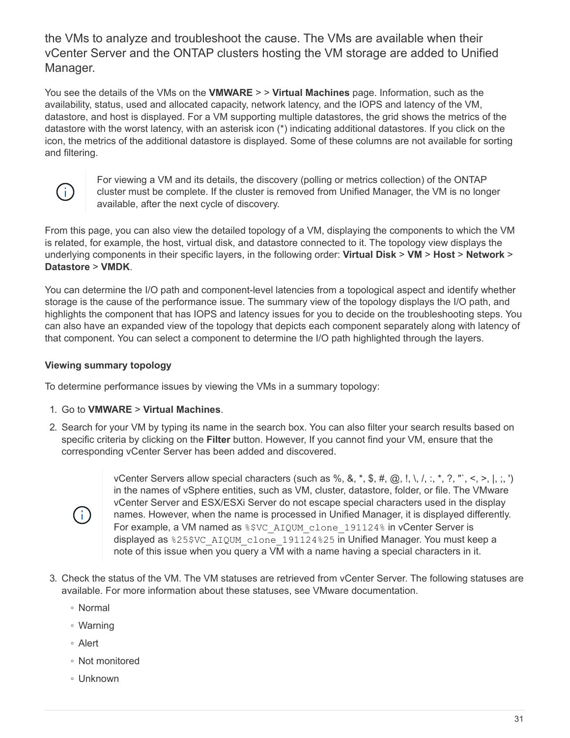the VMs to analyze and troubleshoot the cause. The VMs are available when their vCenter Server and the ONTAP clusters hosting the VM storage are added to Unified Manager.

You see the details of the VMs on the **VMWARE** > > **Virtual Machines** page. Information, such as the availability, status, used and allocated capacity, network latency, and the IOPS and latency of the VM, datastore, and host is displayed. For a VM supporting multiple datastores, the grid shows the metrics of the datastore with the worst latency, with an asterisk icon (*) indicating additional datastores. If you click on the icon, the metrics of the additional datastore is displayed. Some of these columns are not available for sorting and filtering.

> For viewing a VM and its details, the discovery (polling or metrics collection) of the ONTAP cluster must be complete. If the cluster is removed from Unified Manager, the VM is no longer available, after the next cycle of discovery.

From this page, you can also view the detailed topology of a VM, displaying the components to which the VM is related, for example, the host, virtual disk, and datastore connected to it. The topology view displays the underlying components in their specific layers, in the following order: **Virtual Disk** > **VM** > **Host** > **Network** > **Datastore** > **VMDK**.

You can determine the I/O path and component-level latencies from a topological aspect and identify whether storage is the cause of the performance issue. The summary view of the topology displays the I/O path, and highlights the component that has IOPS and latency issues for you to decide on the troubleshooting steps. You can also have an expanded view of the topology that depicts each component separately along with latency of that component. You can select a component to determine the I/O path highlighted through the layers.

**Viewing summary topology**

To determine performance issues by viewing the VMs in a summary topology:

1. Go to **VMWARE** > **Virtual Machines**.
2. Search for your VM by typing its name in the search box. You can also filter your search results based on specific criteria by clicking on the **Filter** button. However, If you cannot find your VM, ensure that the corresponding vCenter Server has been added and discovered.

   > vCenter Servers allow special characters (such as %, &, *, $, #, @, !, \, /, :, *, ?, "`, <, >, |, ;, ') in the names of vSphere entities, such as VM, cluster, datastore, folder, or file. The VMware vCenter Server and ESX/ESXi Server do not escape special characters used in the display names. However, when the name is processed in Unified Manager, it is displayed differently. For example, a VM named as `%$VC_AIQUM_clone_191124%` in vCenter Server is displayed as `%25$VC_AIQUM_clone_191124%25` in Unified Manager. You must keep a note of this issue when you query a VM with a name having a special characters in it.

3. Check the status of the VM. The VM statuses are retrieved from vCenter Server. The following statuses are available. For more information about these statuses, see VMware documentation.
   - Normal
   - Warning
   - Alert
   - Not monitored
   - Unknown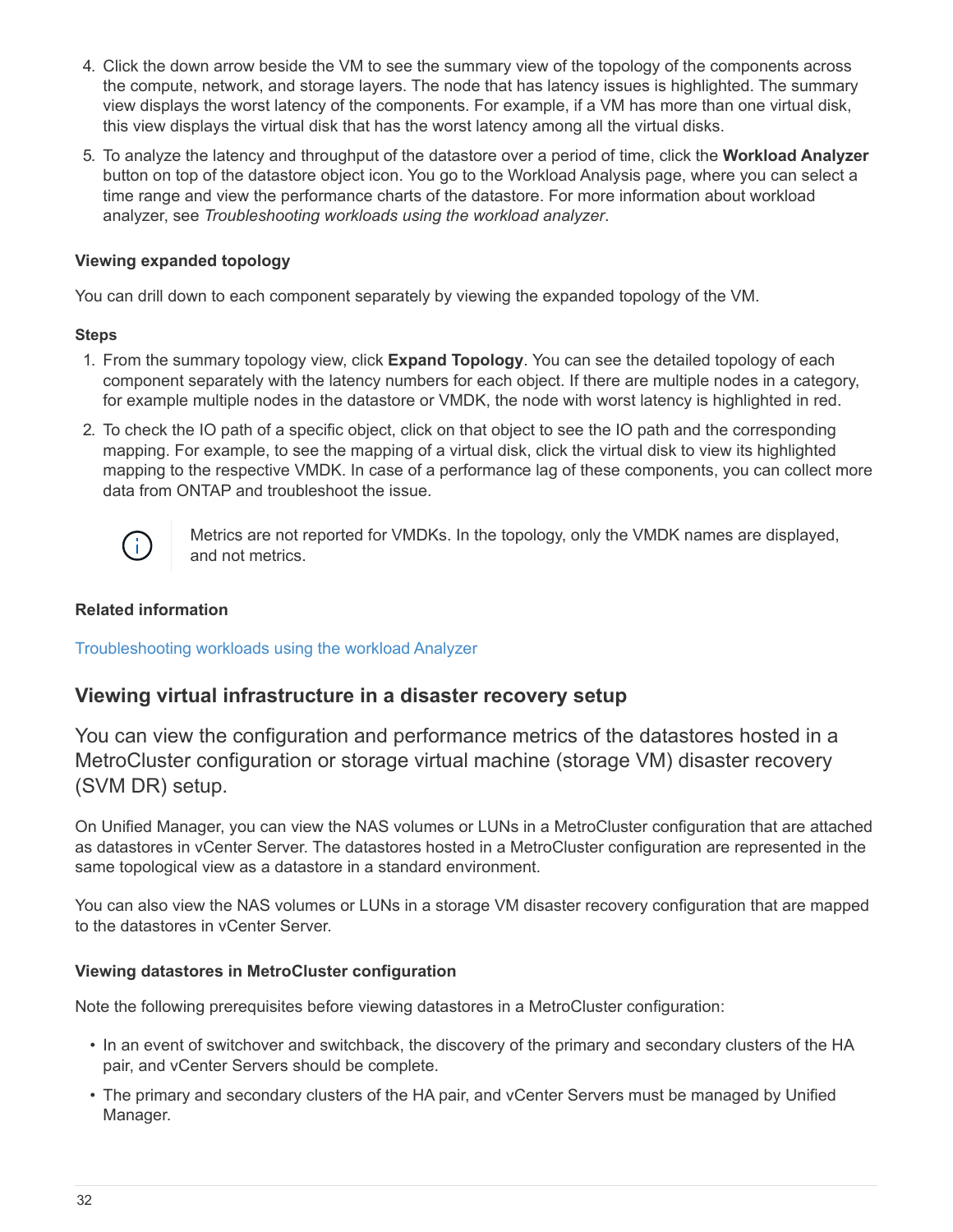4. Click the down arrow beside the VM to see the summary view of the topology of the components across the compute, network, and storage layers. The node that has latency issues is highlighted. The summary view displays the worst latency of the components. For example, if a VM has more than one virtual disk, this view displays the virtual disk that has the worst latency among all the virtual disks.
5. To analyze the latency and throughput of the datastore over a period of time, click the **Workload Analyzer** button on top of the datastore object icon. You go to the Workload Analysis page, where you can select a time range and view the performance charts of the datastore. For more information about workload analyzer, see *Troubleshooting workloads using the workload analyzer*.

#### Viewing expanded topology

You can drill down to each component separately by viewing the expanded topology of the VM.

**Steps**

1. From the summary topology view, click **Expand Topology**. You can see the detailed topology of each component separately with the latency numbers for each object. If there are multiple nodes in a category, for example multiple nodes in the datastore or VMDK, the node with worst latency is highlighted in red.
2. To check the IO path of a specific object, click on that object to see the IO path and the corresponding mapping. For example, to see the mapping of a virtual disk, click the virtual disk to view its highlighted mapping to the respective VMDK. In case of a performance lag of these components, you can collect more data from ONTAP and troubleshoot the issue.

> Metrics are not reported for VMDKs. In the topology, only the VMDK names are displayed, and not metrics.

#### Related information

Troubleshooting workloads using the workload Analyzer

## Viewing virtual infrastructure in a disaster recovery setup

You can view the configuration and performance metrics of the datastores hosted in a MetroCluster configuration or storage virtual machine (storage VM) disaster recovery (SVM DR) setup.

On Unified Manager, you can view the NAS volumes or LUNs in a MetroCluster configuration that are attached as datastores in vCenter Server. The datastores hosted in a MetroCluster configuration are represented in the same topological view as a datastore in a standard environment.

You can also view the NAS volumes or LUNs in a storage VM disaster recovery configuration that are mapped to the datastores in vCenter Server.

#### Viewing datastores in MetroCluster configuration

Note the following prerequisites before viewing datastores in a MetroCluster configuration:

- In an event of switchover and switchback, the discovery of the primary and secondary clusters of the HA pair, and vCenter Servers should be complete.
- The primary and secondary clusters of the HA pair, and vCenter Servers must be managed by Unified Manager.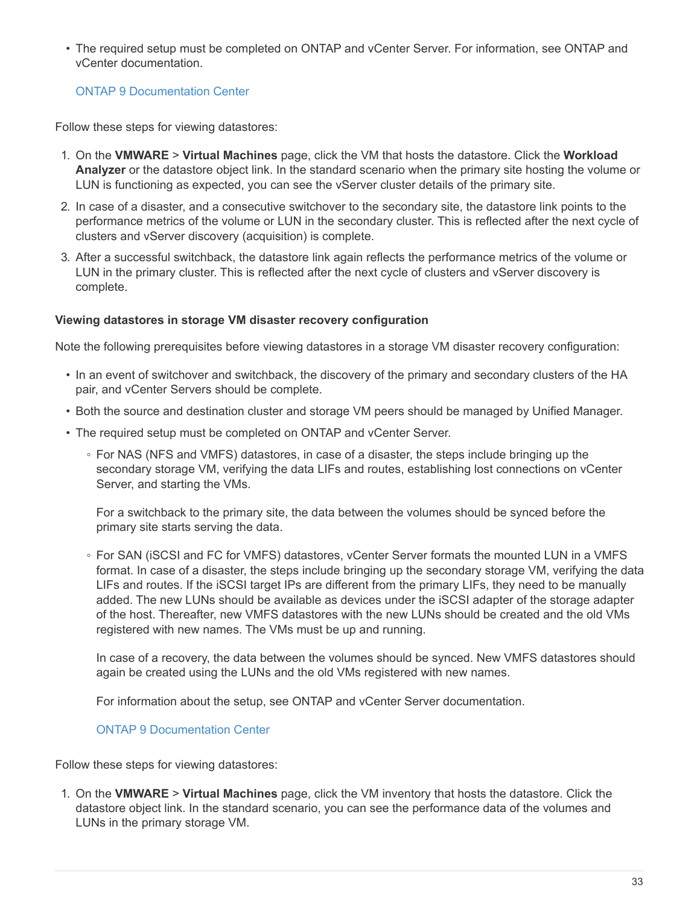- The required setup must be completed on ONTAP and vCenter Server. For information, see ONTAP and vCenter documentation.

  [ONTAP 9 Documentation Center]

Follow these steps for viewing datastores:

1. On the **VMWARE** > **Virtual Machines** page, click the VM that hosts the datastore. Click the **Workload Analyzer** or the datastore object link. In the standard scenario when the primary site hosting the volume or LUN is functioning as expected, you can see the vServer cluster details of the primary site.
2. In case of a disaster, and a consecutive switchover to the secondary site, the datastore link points to the performance metrics of the volume or LUN in the secondary cluster. This is reflected after the next cycle of clusters and vServer discovery (acquisition) is complete.
3. After a successful switchback, the datastore link again reflects the performance metrics of the volume or LUN in the primary cluster. This is reflected after the next cycle of clusters and vServer discovery is complete.

#### Viewing datastores in storage VM disaster recovery configuration

Note the following prerequisites before viewing datastores in a storage VM disaster recovery configuration:

- In an event of switchover and switchback, the discovery of the primary and secondary clusters of the HA pair, and vCenter Servers should be complete.
- Both the source and destination cluster and storage VM peers should be managed by Unified Manager.
- The required setup must be completed on ONTAP and vCenter Server.
  - For NAS (NFS and VMFS) datastores, in case of a disaster, the steps include bringing up the secondary storage VM, verifying the data LIFs and routes, establishing lost connections on vCenter Server, and starting the VMs.

    For a switchback to the primary site, the data between the volumes should be synced before the primary site starts serving the data.
  - For SAN (iSCSI and FC for VMFS) datastores, vCenter Server formats the mounted LUN in a VMFS format. In case of a disaster, the steps include bringing up the secondary storage VM, verifying the data LIFs and routes. If the iSCSI target IPs are different from the primary LIFs, they need to be manually added. The new LUNs should be available as devices under the iSCSI adapter of the storage adapter of the host. Thereafter, new VMFS datastores with the new LUNs should be created and the old VMs registered with new names. The VMs must be up and running.

    In case of a recovery, the data between the volumes should be synced. New VMFS datastores should again be created using the LUNs and the old VMs registered with new names.

    For information about the setup, see ONTAP and vCenter Server documentation.

    [ONTAP 9 Documentation Center]

Follow these steps for viewing datastores:

1. On the **VMWARE** > **Virtual Machines** page, click the VM inventory that hosts the datastore. Click the datastore object link. In the standard scenario, you can see the performance data of the volumes and LUNs in the primary storage VM.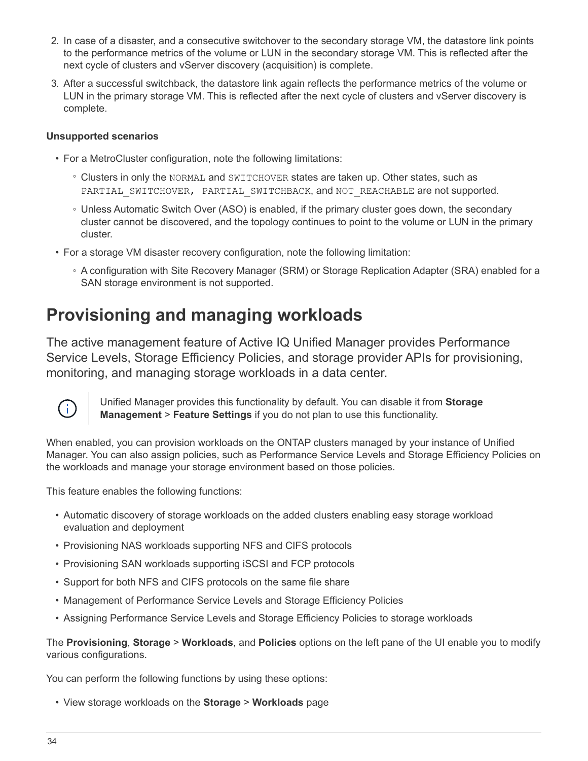2. In case of a disaster, and a consecutive switchover to the secondary storage VM, the datastore link points to the performance metrics of the volume or LUN in the secondary storage VM. This is reflected after the next cycle of clusters and vServer discovery (acquisition) is complete.
3. After a successful switchback, the datastore link again reflects the performance metrics of the volume or LUN in the primary storage VM. This is reflected after the next cycle of clusters and vServer discovery is complete.

**Unsupported scenarios**

- For a MetroCluster configuration, note the following limitations:
    - Clusters in only the `NORMAL` and `SWITCHOVER` states are taken up. Other states, such as `PARTIAL_SWITCHOVER, PARTIAL_SWITCHBACK`, and `NOT_REACHABLE` are not supported.
    - Unless Automatic Switch Over (ASO) is enabled, if the primary cluster goes down, the secondary cluster cannot be discovered, and the topology continues to point to the volume or LUN in the primary cluster.
- For a storage VM disaster recovery configuration, note the following limitation:
    - A configuration with Site Recovery Manager (SRM) or Storage Replication Adapter (SRA) enabled for a SAN storage environment is not supported.

# Provisioning and managing workloads

The active management feature of Active IQ Unified Manager provides Performance Service Levels, Storage Efficiency Policies, and storage provider APIs for provisioning, monitoring, and managing storage workloads in a data center.

Unified Manager provides this functionality by default. You can disable it from **Storage Management** > **Feature Settings** if you do not plan to use this functionality.

When enabled, you can provision workloads on the ONTAP clusters managed by your instance of Unified Manager. You can also assign policies, such as Performance Service Levels and Storage Efficiency Policies on the workloads and manage your storage environment based on those policies.

This feature enables the following functions:

- Automatic discovery of storage workloads on the added clusters enabling easy storage workload evaluation and deployment
- Provisioning NAS workloads supporting NFS and CIFS protocols
- Provisioning SAN workloads supporting iSCSI and FCP protocols
- Support for both NFS and CIFS protocols on the same file share
- Management of Performance Service Levels and Storage Efficiency Policies
- Assigning Performance Service Levels and Storage Efficiency Policies to storage workloads

The **Provisioning**, **Storage** > **Workloads**, and **Policies** options on the left pane of the UI enable you to modify various configurations.

You can perform the following functions by using these options:

- View storage workloads on the **Storage** > **Workloads** page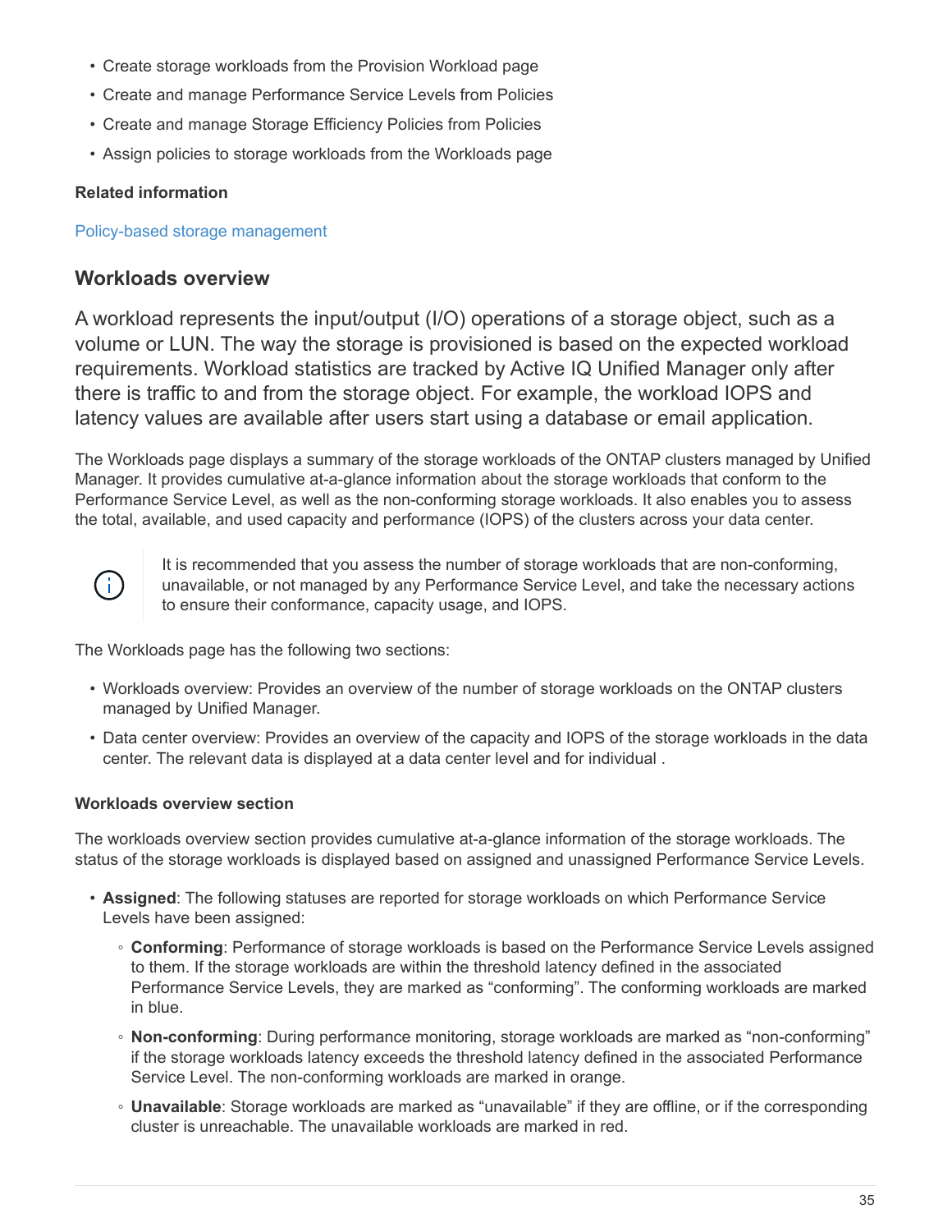- Create storage workloads from the Provision Workload page
- Create and manage Performance Service Levels from Policies
- Create and manage Storage Efficiency Policies from Policies
- Assign policies to storage workloads from the Workloads page

#### Related information

Policy-based storage management

## Workloads overview

A workload represents the input/output (I/O) operations of a storage object, such as a volume or LUN. The way the storage is provisioned is based on the expected workload requirements. Workload statistics are tracked by Active IQ Unified Manager only after there is traffic to and from the storage object. For example, the workload IOPS and latency values are available after users start using a database or email application.

The Workloads page displays a summary of the storage workloads of the ONTAP clusters managed by Unified Manager. It provides cumulative at-a-glance information about the storage workloads that conform to the Performance Service Level, as well as the non-conforming storage workloads. It also enables you to assess the total, available, and used capacity and performance (IOPS) of the clusters across your data center.

> It is recommended that you assess the number of storage workloads that are non-conforming, unavailable, or not managed by any Performance Service Level, and take the necessary actions to ensure their conformance, capacity usage, and IOPS.

The Workloads page has the following two sections:

- Workloads overview: Provides an overview of the number of storage workloads on the ONTAP clusters managed by Unified Manager.
- Data center overview: Provides an overview of the capacity and IOPS of the storage workloads in the data center. The relevant data is displayed at a data center level and for individual .

#### Workloads overview section

The workloads overview section provides cumulative at-a-glance information of the storage workloads. The status of the storage workloads is displayed based on assigned and unassigned Performance Service Levels.

- **Assigned**: The following statuses are reported for storage workloads on which Performance Service Levels have been assigned:
  - **Conforming**: Performance of storage workloads is based on the Performance Service Levels assigned to them. If the storage workloads are within the threshold latency defined in the associated Performance Service Levels, they are marked as “conforming”. The conforming workloads are marked in blue.
  - **Non-conforming**: During performance monitoring, storage workloads are marked as “non-conforming” if the storage workloads latency exceeds the threshold latency defined in the associated Performance Service Level. The non-conforming workloads are marked in orange.
  - **Unavailable**: Storage workloads are marked as “unavailable” if they are offline, or if the corresponding cluster is unreachable. The unavailable workloads are marked in red.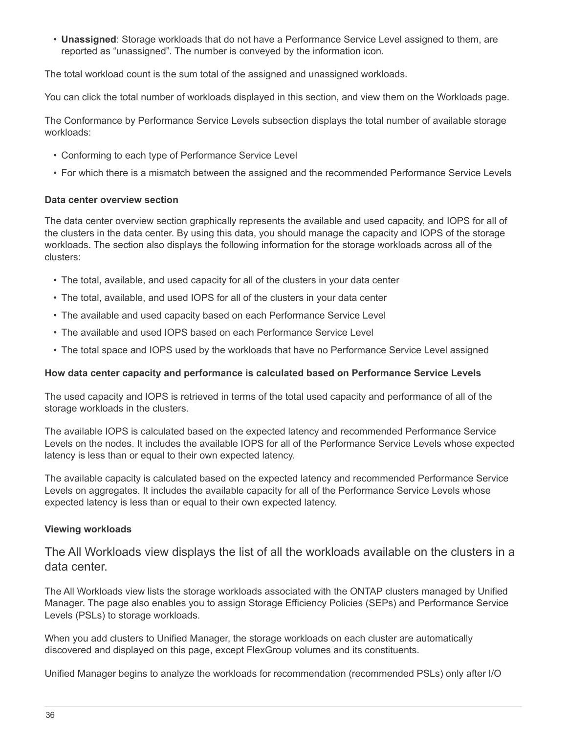- **Unassigned**: Storage workloads that do not have a Performance Service Level assigned to them, are reported as “unassigned”. The number is conveyed by the information icon.

The total workload count is the sum total of the assigned and unassigned workloads.

You can click the total number of workloads displayed in this section, and view them on the Workloads page.

The Conformance by Performance Service Levels subsection displays the total number of available storage workloads:

- Conforming to each type of Performance Service Level
- For which there is a mismatch between the assigned and the recommended Performance Service Levels

#### Data center overview section

The data center overview section graphically represents the available and used capacity, and IOPS for all of the clusters in the data center. By using this data, you should manage the capacity and IOPS of the storage workloads. The section also displays the following information for the storage workloads across all of the clusters:

- The total, available, and used capacity for all of the clusters in your data center
- The total, available, and used IOPS for all of the clusters in your data center
- The available and used capacity based on each Performance Service Level
- The available and used IOPS based on each Performance Service Level
- The total space and IOPS used by the workloads that have no Performance Service Level assigned

#### How data center capacity and performance is calculated based on Performance Service Levels

The used capacity and IOPS is retrieved in terms of the total used capacity and performance of all of the storage workloads in the clusters.

The available IOPS is calculated based on the expected latency and recommended Performance Service Levels on the nodes. It includes the available IOPS for all of the Performance Service Levels whose expected latency is less than or equal to their own expected latency.

The available capacity is calculated based on the expected latency and recommended Performance Service Levels on aggregates. It includes the available capacity for all of the Performance Service Levels whose expected latency is less than or equal to their own expected latency.

#### Viewing workloads

## The All Workloads view displays the list of all the workloads available on the clusters in a data center.

The All Workloads view lists the storage workloads associated with the ONTAP clusters managed by Unified Manager. The page also enables you to assign Storage Efficiency Policies (SEPs) and Performance Service Levels (PSLs) to storage workloads.

When you add clusters to Unified Manager, the storage workloads on each cluster are automatically discovered and displayed on this page, except FlexGroup volumes and its constituents.

Unified Manager begins to analyze the workloads for recommendation (recommended PSLs) only after I/O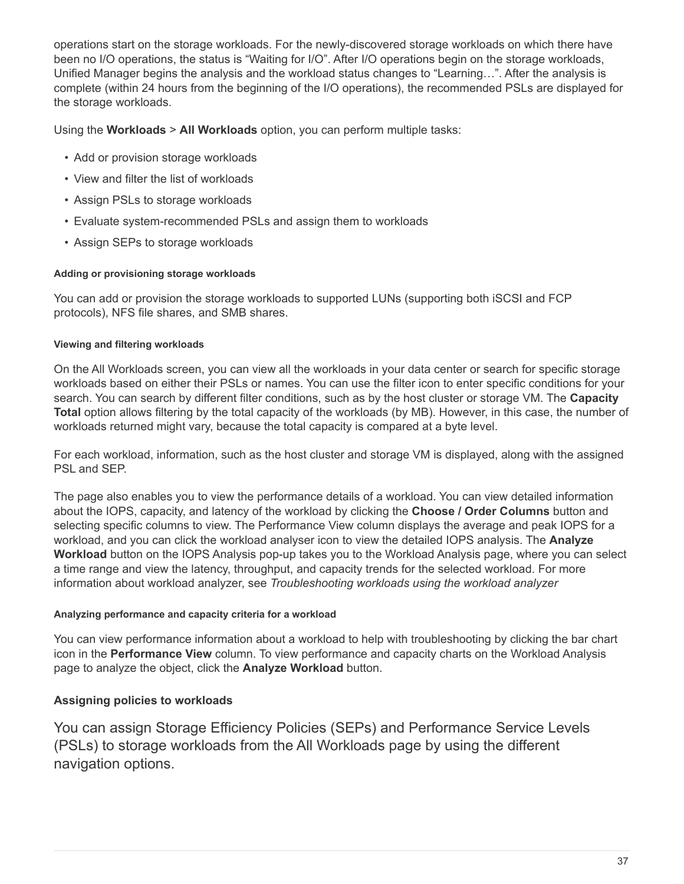operations start on the storage workloads. For the newly-discovered storage workloads on which there have been no I/O operations, the status is “Waiting for I/O”. After I/O operations begin on the storage workloads, Unified Manager begins the analysis and the workload status changes to “Learning…”. After the analysis is complete (within 24 hours from the beginning of the I/O operations), the recommended PSLs are displayed for the storage workloads.

Using the **Workloads** > **All Workloads** option, you can perform multiple tasks:

- Add or provision storage workloads
- View and filter the list of workloads
- Assign PSLs to storage workloads
- Evaluate system-recommended PSLs and assign them to workloads
- Assign SEPs to storage workloads

##### Adding or provisioning storage workloads

You can add or provision the storage workloads to supported LUNs (supporting both iSCSI and FCP protocols), NFS file shares, and SMB shares.

##### Viewing and filtering workloads

On the All Workloads screen, you can view all the workloads in your data center or search for specific storage workloads based on either their PSLs or names. You can use the filter icon to enter specific conditions for your search. You can search by different filter conditions, such as by the host cluster or storage VM. The **Capacity Total** option allows filtering by the total capacity of the workloads (by MB). However, in this case, the number of workloads returned might vary, because the total capacity is compared at a byte level.

For each workload, information, such as the host cluster and storage VM is displayed, along with the assigned PSL and SEP.

The page also enables you to view the performance details of a workload. You can view detailed information about the IOPS, capacity, and latency of the workload by clicking the **Choose / Order Columns** button and selecting specific columns to view. The Performance View column displays the average and peak IOPS for a workload, and you can click the workload analyser icon to view the detailed IOPS analysis. The **Analyze Workload** button on the IOPS Analysis pop-up takes you to the Workload Analysis page, where you can select a time range and view the latency, throughput, and capacity trends for the selected workload. For more information about workload analyzer, see *Troubleshooting workloads using the workload analyzer*

##### Analyzing performance and capacity criteria for a workload

You can view performance information about a workload to help with troubleshooting by clicking the bar chart icon in the **Performance View** column. To view performance and capacity charts on the Workload Analysis page to analyze the object, click the **Analyze Workload** button.

#### Assigning policies to workloads

You can assign Storage Efficiency Policies (SEPs) and Performance Service Levels (PSLs) to storage workloads from the All Workloads page by using the different navigation options.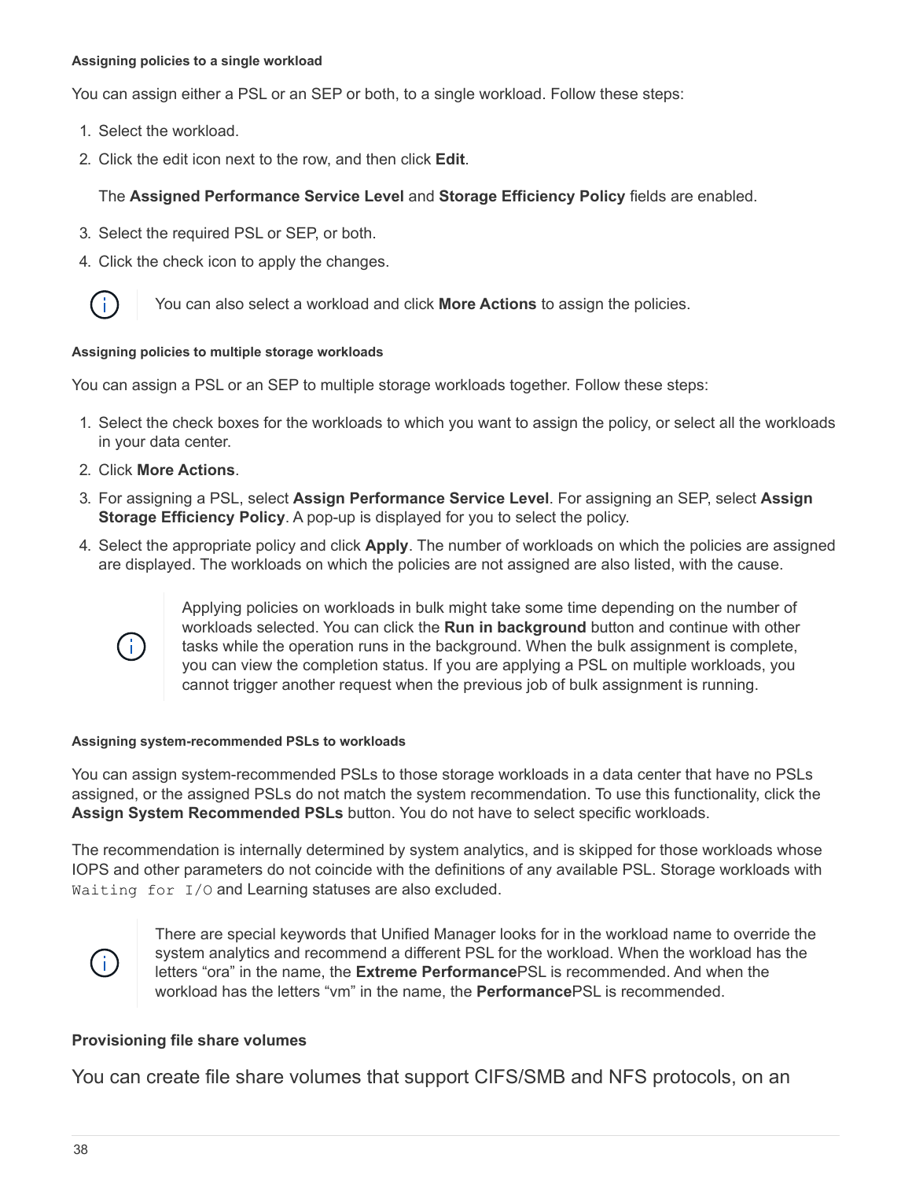#### Assigning policies to a single workload

You can assign either a PSL or an SEP or both, to a single workload. Follow these steps:

1. Select the workload.
2. Click the edit icon next to the row, and then click **Edit**.

   The **Assigned Performance Service Level** and **Storage Efficiency Policy** fields are enabled.

3. Select the required PSL or SEP, or both.
4. Click the check icon to apply the changes.

> You can also select a workload and click **More Actions** to assign the policies.

#### Assigning policies to multiple storage workloads

You can assign a PSL or an SEP to multiple storage workloads together. Follow these steps:

1. Select the check boxes for the workloads to which you want to assign the policy, or select all the workloads in your data center.
2. Click **More Actions**.
3. For assigning a PSL, select **Assign Performance Service Level**. For assigning an SEP, select **Assign Storage Efficiency Policy**. A pop-up is displayed for you to select the policy.
4. Select the appropriate policy and click **Apply**. The number of workloads on which the policies are assigned are displayed. The workloads on which the policies are not assigned are also listed, with the cause.

> Applying policies on workloads in bulk might take some time depending on the number of workloads selected. You can click the **Run in background** button and continue with other tasks while the operation runs in the background. When the bulk assignment is complete, you can view the completion status. If you are applying a PSL on multiple workloads, you cannot trigger another request when the previous job of bulk assignment is running.

#### Assigning system-recommended PSLs to workloads

You can assign system-recommended PSLs to those storage workloads in a data center that have no PSLs assigned, or the assigned PSLs do not match the system recommendation. To use this functionality, click the **Assign System Recommended PSLs** button. You do not have to select specific workloads.

The recommendation is internally determined by system analytics, and is skipped for those workloads whose IOPS and other parameters do not coincide with the definitions of any available PSL. Storage workloads with `Waiting for I/O` and Learning statuses are also excluded.

> There are special keywords that Unified Manager looks for in the workload name to override the system analytics and recommend a different PSL for the workload. When the workload has the letters “ora” in the name, the **Extreme Performance**PSL is recommended. And when the workload has the letters “vm” in the name, the **Performance**PSL is recommended.

### Provisioning file share volumes

You can create file share volumes that support CIFS/SMB and NFS protocols, on an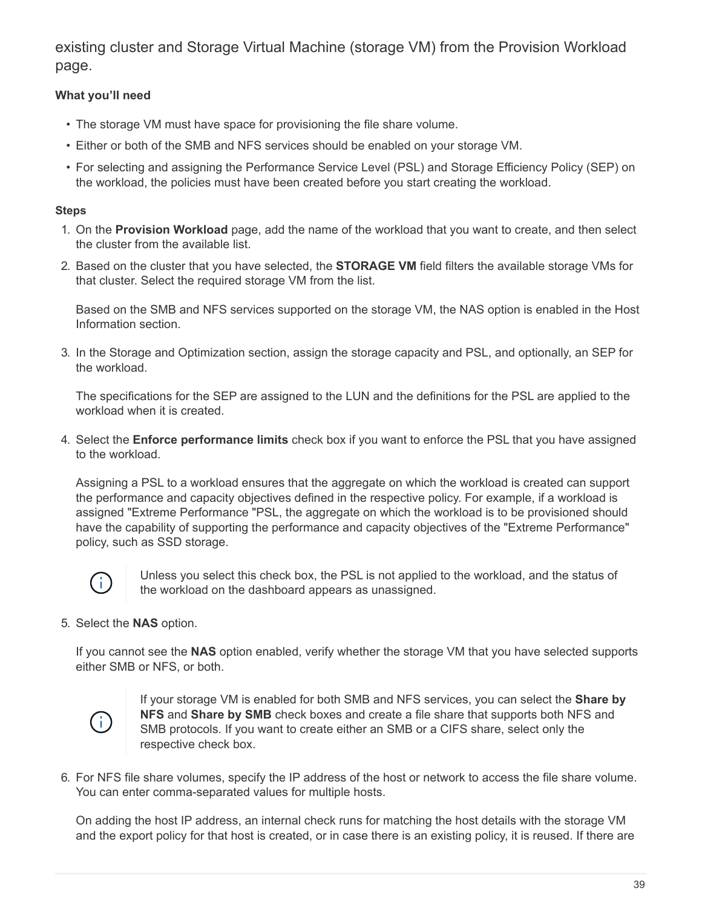existing cluster and Storage Virtual Machine (storage VM) from the Provision Workload page.

**What you'll need**

- The storage VM must have space for provisioning the file share volume.
- Either or both of the SMB and NFS services should be enabled on your storage VM.
- For selecting and assigning the Performance Service Level (PSL) and Storage Efficiency Policy (SEP) on the workload, the policies must have been created before you start creating the workload.

**Steps**

1. On the **Provision Workload** page, add the name of the workload that you want to create, and then select the cluster from the available list.
2. Based on the cluster that you have selected, the **STORAGE VM** field filters the available storage VMs for that cluster. Select the required storage VM from the list.

   Based on the SMB and NFS services supported on the storage VM, the NAS option is enabled in the Host Information section.
3. In the Storage and Optimization section, assign the storage capacity and PSL, and optionally, an SEP for the workload.

   The specifications for the SEP are assigned to the LUN and the definitions for the PSL are applied to the workload when it is created.
4. Select the **Enforce performance limits** check box if you want to enforce the PSL that you have assigned to the workload.

   Assigning a PSL to a workload ensures that the aggregate on which the workload is created can support the performance and capacity objectives defined in the respective policy. For example, if a workload is assigned "Extreme Performance "PSL, the aggregate on which the workload is to be provisioned should have the capability of supporting the performance and capacity objectives of the "Extreme Performance" policy, such as SSD storage.

   > Unless you select this check box, the PSL is not applied to the workload, and the status of the workload on the dashboard appears as unassigned.
5. Select the **NAS** option.

   If you cannot see the **NAS** option enabled, verify whether the storage VM that you have selected supports either SMB or NFS, or both.

   > If your storage VM is enabled for both SMB and NFS services, you can select the **Share by NFS** and **Share by SMB** check boxes and create a file share that supports both NFS and SMB protocols. If you want to create either an SMB or a CIFS share, select only the respective check box.
6. For NFS file share volumes, specify the IP address of the host or network to access the file share volume. You can enter comma-separated values for multiple hosts.

   On adding the host IP address, an internal check runs for matching the host details with the storage VM and the export policy for that host is created, or in case there is an existing policy, it is reused. If there are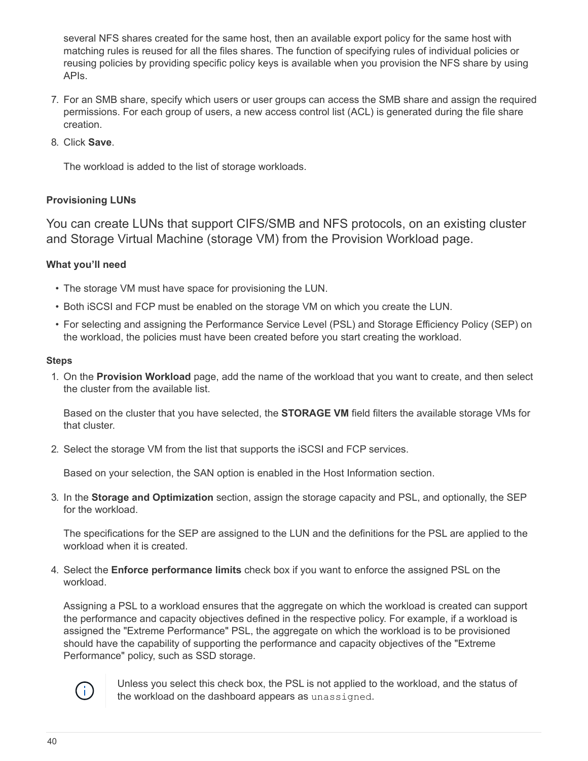several NFS shares created for the same host, then an available export policy for the same host with matching rules is reused for all the files shares. The function of specifying rules of individual policies or reusing policies by providing specific policy keys is available when you provision the NFS share by using APIs.

7. For an SMB share, specify which users or user groups can access the SMB share and assign the required permissions. For each group of users, a new access control list (ACL) is generated during the file share creation.
8. Click **Save**.

   The workload is added to the list of storage workloads.

#### Provisioning LUNs

You can create LUNs that support CIFS/SMB and NFS protocols, on an existing cluster and Storage Virtual Machine (storage VM) from the Provision Workload page.

##### What you'll need

- The storage VM must have space for provisioning the LUN.
- Both iSCSI and FCP must be enabled on the storage VM on which you create the LUN.
- For selecting and assigning the Performance Service Level (PSL) and Storage Efficiency Policy (SEP) on the workload, the policies must have been created before you start creating the workload.

##### Steps

1. On the **Provision Workload** page, add the name of the workload that you want to create, and then select the cluster from the available list.

   Based on the cluster that you have selected, the **STORAGE VM** field filters the available storage VMs for that cluster.

2. Select the storage VM from the list that supports the iSCSI and FCP services.

   Based on your selection, the SAN option is enabled in the Host Information section.

3. In the **Storage and Optimization** section, assign the storage capacity and PSL, and optionally, the SEP for the workload.

   The specifications for the SEP are assigned to the LUN and the definitions for the PSL are applied to the workload when it is created.

4. Select the **Enforce performance limits** check box if you want to enforce the assigned PSL on the workload.

   Assigning a PSL to a workload ensures that the aggregate on which the workload is created can support the performance and capacity objectives defined in the respective policy. For example, if a workload is assigned the "Extreme Performance" PSL, the aggregate on which the workload is to be provisioned should have the capability of supporting the performance and capacity objectives of the "Extreme Performance" policy, such as SSD storage.

   > Unless you select this check box, the PSL is not applied to the workload, and the status of the workload on the dashboard appears as `unassigned`.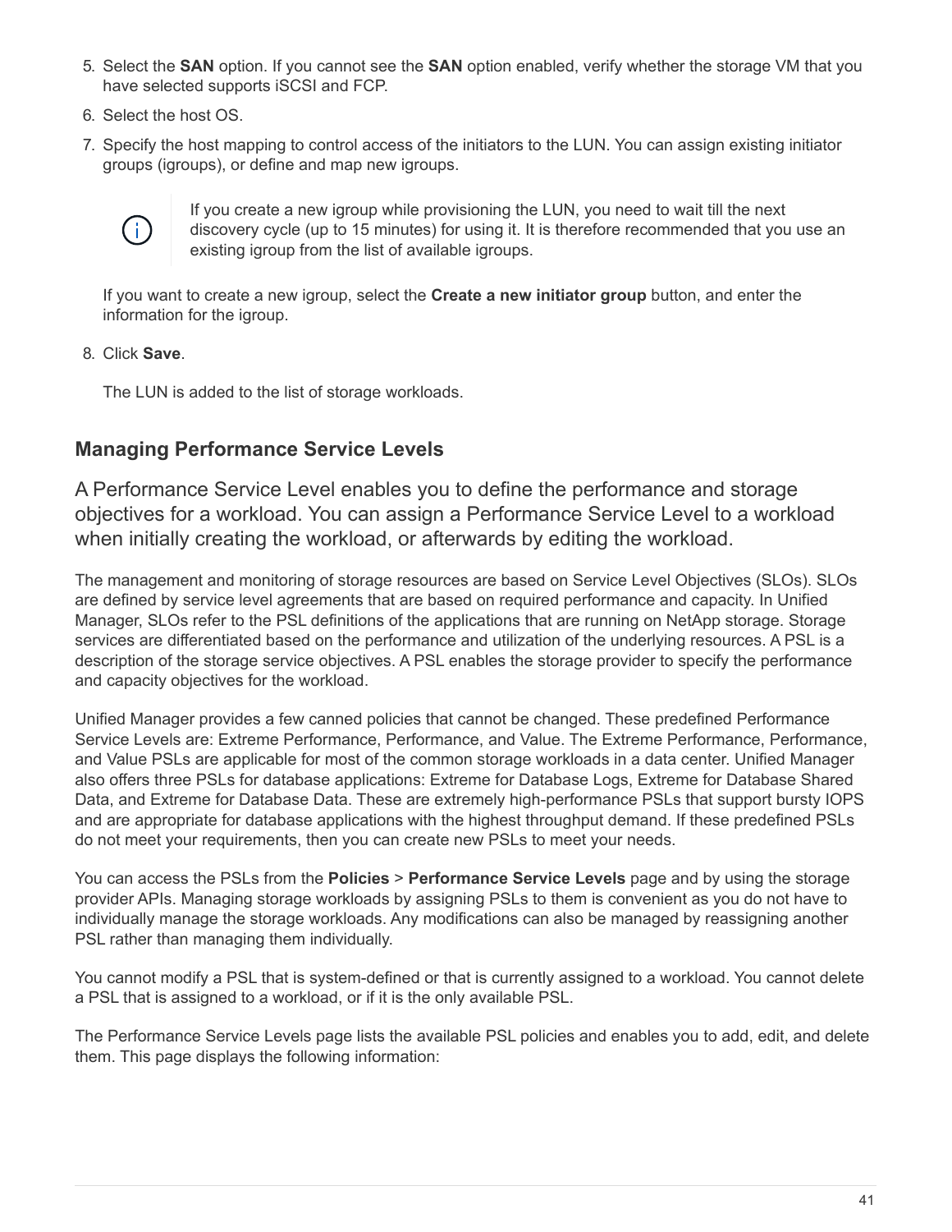5. Select the **SAN** option. If you cannot see the **SAN** option enabled, verify whether the storage VM that you have selected supports iSCSI and FCP.
6. Select the host OS.
7. Specify the host mapping to control access of the initiators to the LUN. You can assign existing initiator groups (igroups), or define and map new igroups.

   > If you create a new igroup while provisioning the LUN, you need to wait till the next discovery cycle (up to 15 minutes) for using it. It is therefore recommended that you use an existing igroup from the list of available igroups.

   If you want to create a new igroup, select the **Create a new initiator group** button, and enter the information for the igroup.

8. Click **Save**.

   The LUN is added to the list of storage workloads.

## Managing Performance Service Levels

A Performance Service Level enables you to define the performance and storage objectives for a workload. You can assign a Performance Service Level to a workload when initially creating the workload, or afterwards by editing the workload.

The management and monitoring of storage resources are based on Service Level Objectives (SLOs). SLOs are defined by service level agreements that are based on required performance and capacity. In Unified Manager, SLOs refer to the PSL definitions of the applications that are running on NetApp storage. Storage services are differentiated based on the performance and utilization of the underlying resources. A PSL is a description of the storage service objectives. A PSL enables the storage provider to specify the performance and capacity objectives for the workload.

Unified Manager provides a few canned policies that cannot be changed. These predefined Performance Service Levels are: Extreme Performance, Performance, and Value. The Extreme Performance, Performance, and Value PSLs are applicable for most of the common storage workloads in a data center. Unified Manager also offers three PSLs for database applications: Extreme for Database Logs, Extreme for Database Shared Data, and Extreme for Database Data. These are extremely high-performance PSLs that support bursty IOPS and are appropriate for database applications with the highest throughput demand. If these predefined PSLs do not meet your requirements, then you can create new PSLs to meet your needs.

You can access the PSLs from the **Policies** > **Performance Service Levels** page and by using the storage provider APIs. Managing storage workloads by assigning PSLs to them is convenient as you do not have to individually manage the storage workloads. Any modifications can also be managed by reassigning another PSL rather than managing them individually.

You cannot modify a PSL that is system-defined or that is currently assigned to a workload. You cannot delete a PSL that is assigned to a workload, or if it is the only available PSL.

The Performance Service Levels page lists the available PSL policies and enables you to add, edit, and delete them. This page displays the following information: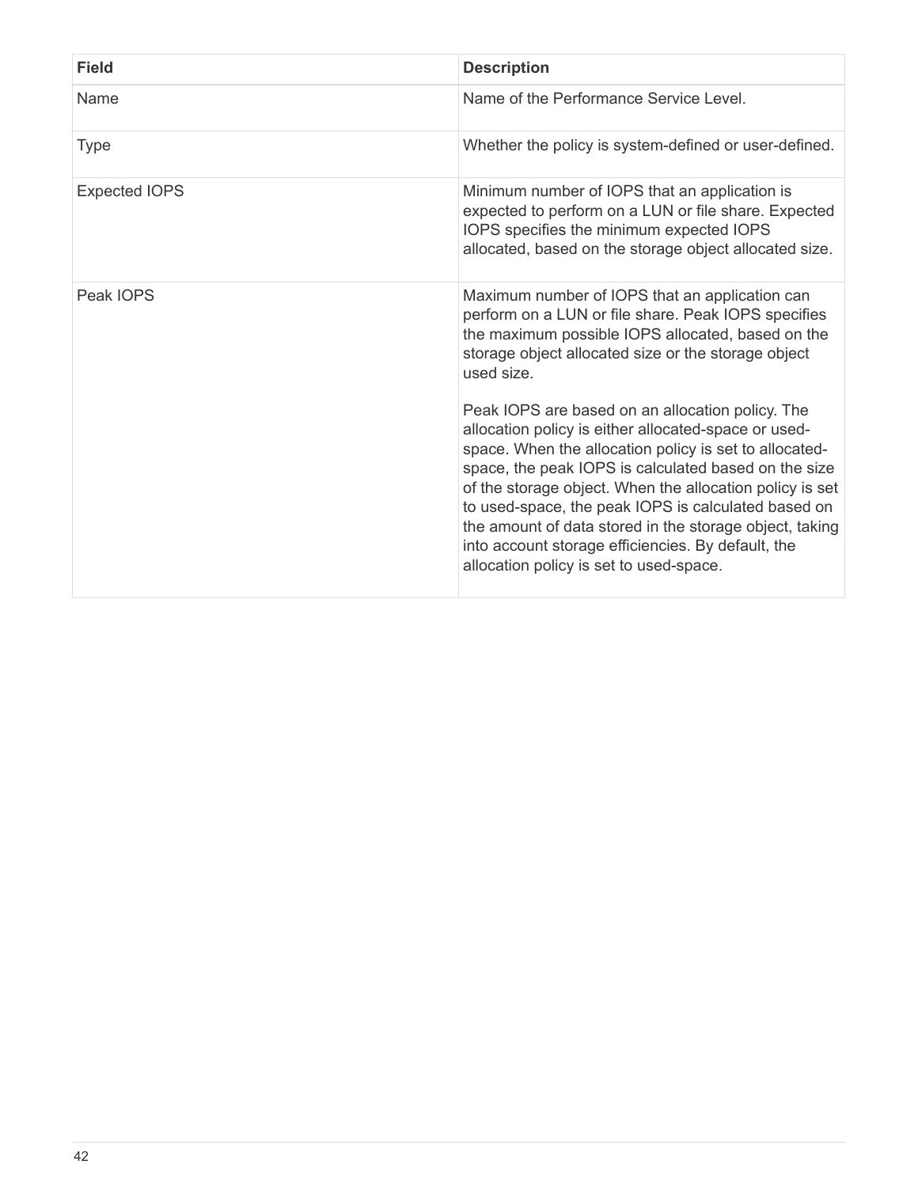| Field | Description |
| --- | --- |
| Name | Name of the Performance Service Level. |
| Type | Whether the policy is system-defined or user-defined. |
| Expected IOPS | Minimum number of IOPS that an application is expected to perform on a LUN or file share. Expected IOPS specifies the minimum expected IOPS allocated, based on the storage object allocated size. |
| Peak IOPS | Maximum number of IOPS that an application can perform on a LUN or file share. Peak IOPS specifies the maximum possible IOPS allocated, based on the storage object allocated size or the storage object used size.<br><br>Peak IOPS are based on an allocation policy. The allocation policy is either allocated-space or used-space. When the allocation policy is set to allocated-space, the peak IOPS is calculated based on the size of the storage object. When the allocation policy is set to used-space, the peak IOPS is calculated based on the amount of data stored in the storage object, taking into account storage efficiencies. By default, the allocation policy is set to used-space. |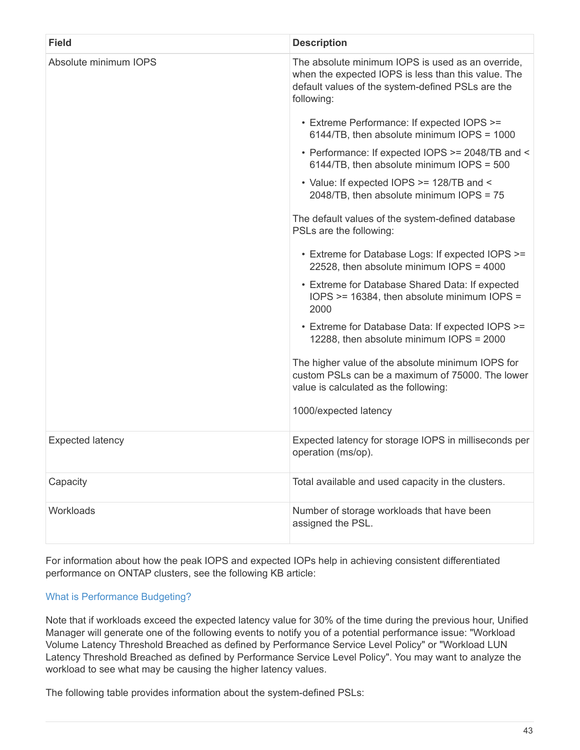| Field | Description |
| --- | --- |
| Absolute minimum IOPS | The absolute minimum IOPS is used as an override, when the expected IOPS is less than this value. The default values of the system-defined PSLs are the following:<br><br>• Extreme Performance: If expected IOPS >= 6144/TB, then absolute minimum IOPS = 1000<br>• Performance: If expected IOPS >= 2048/TB and < 6144/TB, then absolute minimum IOPS = 500<br>• Value: If expected IOPS >= 128/TB and < 2048/TB, then absolute minimum IOPS = 75<br><br>The default values of the system-defined database PSLs are the following:<br><br>• Extreme for Database Logs: If expected IOPS >= 22528, then absolute minimum IOPS = 4000<br>• Extreme for Database Shared Data: If expected IOPS >= 16384, then absolute minimum IOPS = 2000<br>• Extreme for Database Data: If expected IOPS >= 12288, then absolute minimum IOPS = 2000<br><br>The higher value of the absolute minimum IOPS for custom PSLs can be a maximum of 75000. The lower value is calculated as the following:<br><br>1000/expected latency |
| Expected latency | Expected latency for storage IOPS in milliseconds per operation (ms/op). |
| Capacity | Total available and used capacity in the clusters. |
| Workloads | Number of storage workloads that have been assigned the PSL. |

For information about how the peak IOPS and expected IOPs help in achieving consistent differentiated performance on ONTAP clusters, see the following KB article:

What is Performance Budgeting?

Note that if workloads exceed the expected latency value for 30% of the time during the previous hour, Unified Manager will generate one of the following events to notify you of a potential performance issue: "Workload Volume Latency Threshold Breached as defined by Performance Service Level Policy" or "Workload LUN Latency Threshold Breached as defined by Performance Service Level Policy". You may want to analyze the workload to see what may be causing the higher latency values.

The following table provides information about the system-defined PSLs: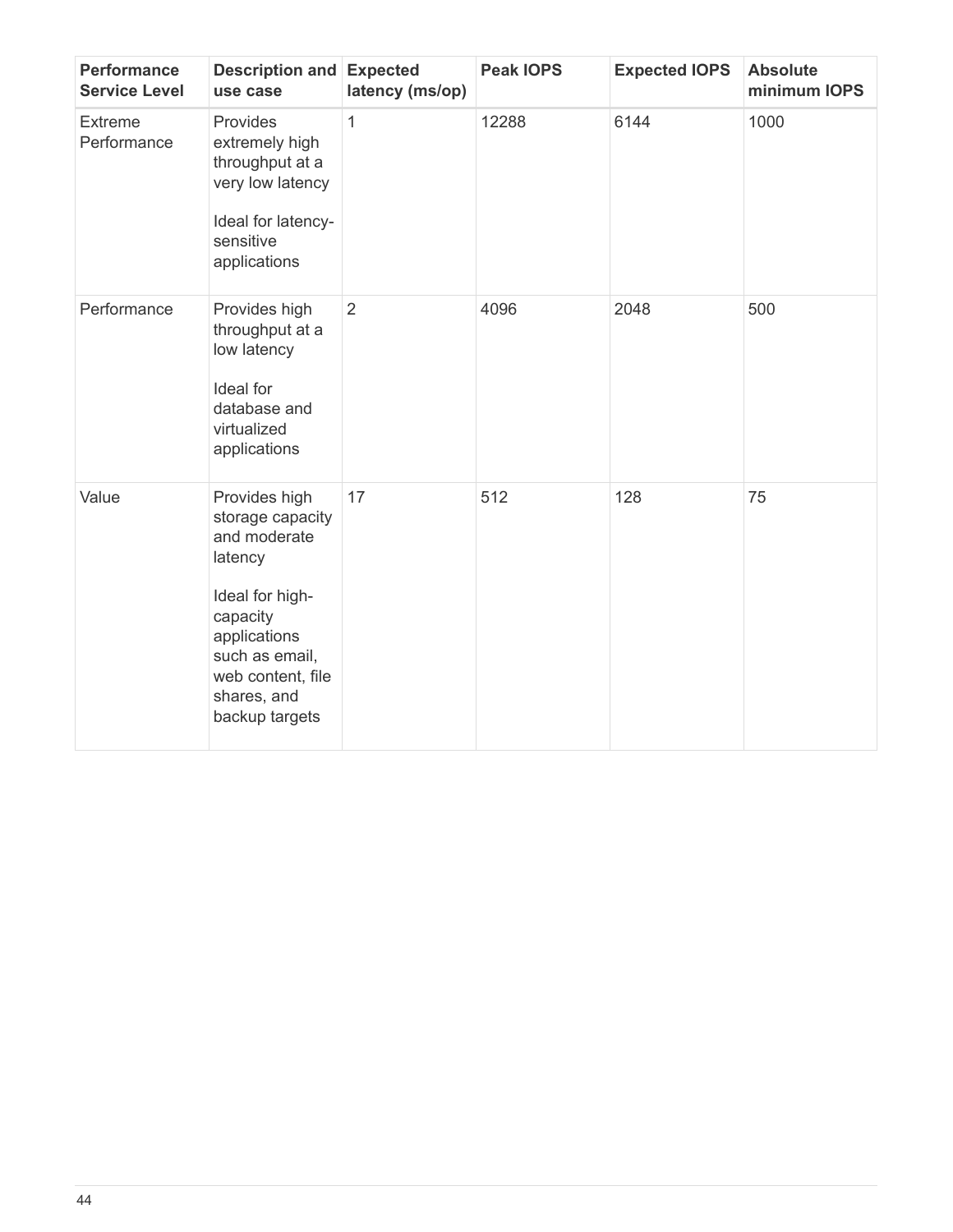| Performance Service Level | Description and use case | Expected latency (ms/op) | Peak IOPS | Expected IOPS | Absolute minimum IOPS |
| --- | --- | --- | --- | --- | --- |
| Extreme Performance | Provides extremely high throughput at a very low latency<br><br>Ideal for latency-sensitive applications | 1 | 12288 | 6144 | 1000 |
| Performance | Provides high throughput at a low latency<br><br>Ideal for database and virtualized applications | 2 | 4096 | 2048 | 500 |
| Value | Provides high storage capacity and moderate latency<br><br>Ideal for high-capacity applications such as email, web content, file shares, and backup targets | 17 | 512 | 128 | 75 |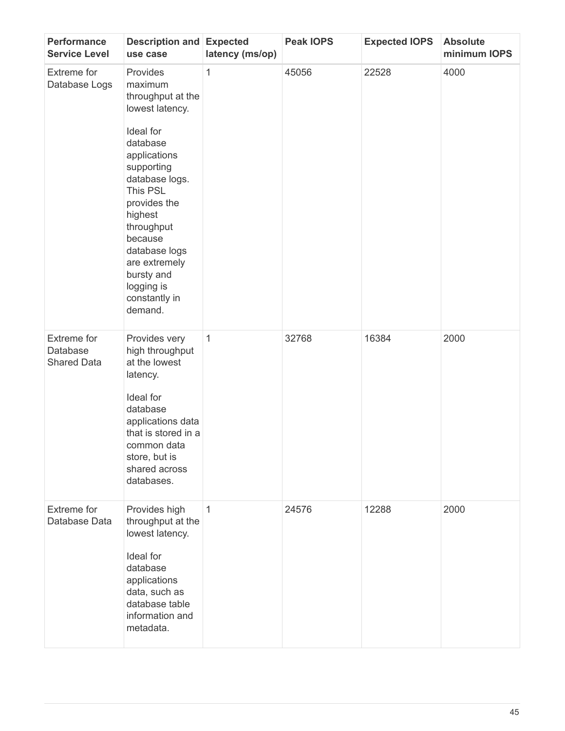| Performance Service Level | Description and use case | Expected latency (ms/op) | Peak IOPS | Expected IOPS | Absolute minimum IOPS |
| --- | --- | --- | --- | --- | --- |
| Extreme for Database Logs | Provides maximum throughput at the lowest latency.<br><br>Ideal for database applications supporting database logs. This PSL provides the highest throughput because database logs are extremely bursty and logging is constantly in demand. | 1 | 45056 | 22528 | 4000 |
| Extreme for Database Shared Data | Provides very high throughput at the lowest latency.<br><br>Ideal for database applications data that is stored in a common data store, but is shared across databases. | 1 | 32768 | 16384 | 2000 |
| Extreme for Database Data | Provides high throughput at the lowest latency.<br><br>Ideal for database applications data, such as database table information and metadata. | 1 | 24576 | 12288 | 2000 |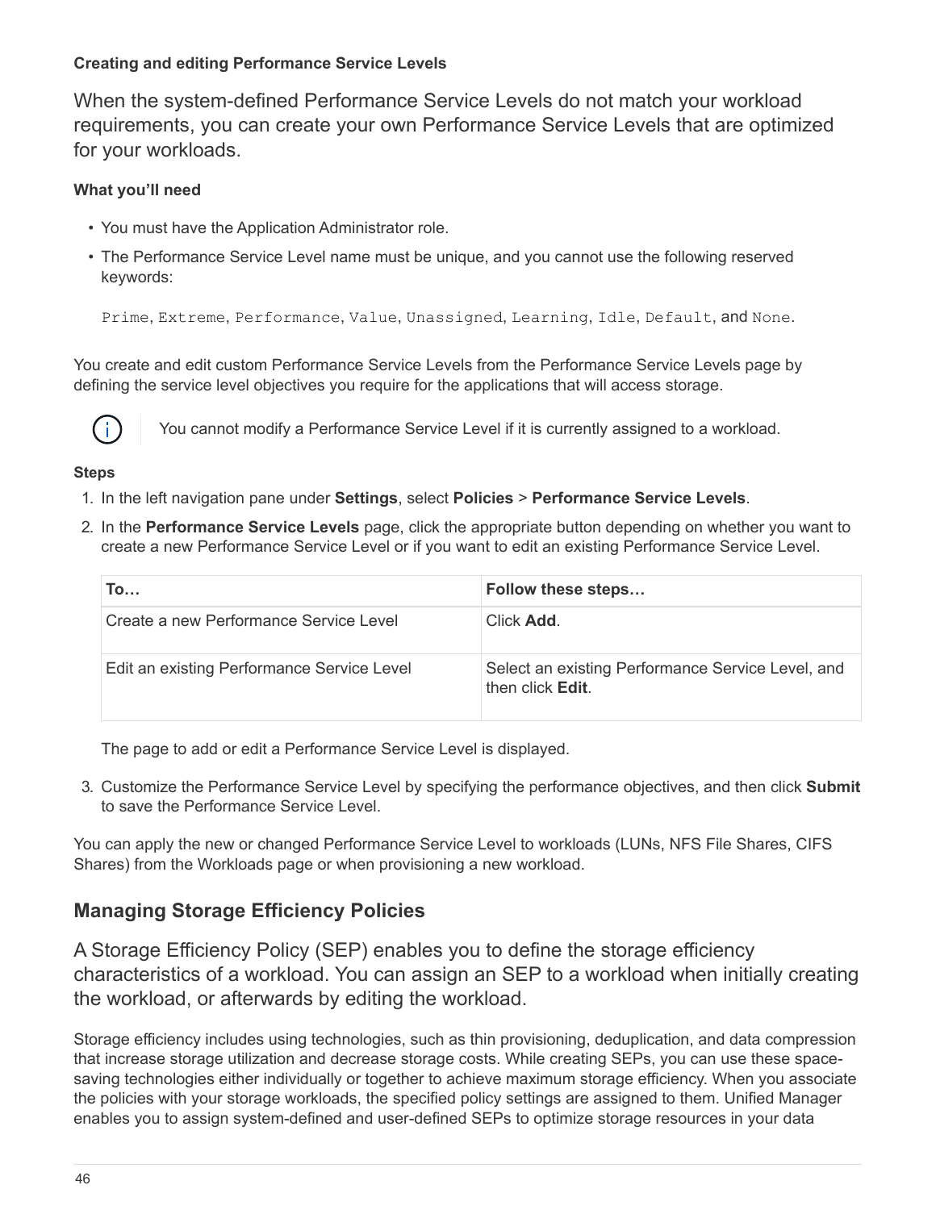#### Creating and editing Performance Service Levels

When the system-defined Performance Service Levels do not match your workload requirements, you can create your own Performance Service Levels that are optimized for your workloads.

##### What you'll need

- You must have the Application Administrator role.
- The Performance Service Level name must be unique, and you cannot use the following reserved keywords:

  `Prime`, `Extreme`, `Performance`, `Value`, `Unassigned`, `Learning`, `Idle`, `Default`, and `None`.

You create and edit custom Performance Service Levels from the Performance Service Levels page by defining the service level objectives you require for the applications that will access storage.

> You cannot modify a Performance Service Level if it is currently assigned to a workload.

##### Steps

1. In the left navigation pane under **Settings**, select **Policies** > **Performance Service Levels**.
2. In the **Performance Service Levels** page, click the appropriate button depending on whether you want to create a new Performance Service Level or if you want to edit an existing Performance Service Level.

   | To… | Follow these steps… |
   | --- | --- |
   | Create a new Performance Service Level | Click **Add**. |
   | Edit an existing Performance Service Level | Select an existing Performance Service Level, and then click **Edit**. |

   The page to add or edit a Performance Service Level is displayed.

3. Customize the Performance Service Level by specifying the performance objectives, and then click **Submit** to save the Performance Service Level.

You can apply the new or changed Performance Service Level to workloads (LUNs, NFS File Shares, CIFS Shares) from the Workloads page or when provisioning a new workload.

### Managing Storage Efficiency Policies

A Storage Efficiency Policy (SEP) enables you to define the storage efficiency characteristics of a workload. You can assign an SEP to a workload when initially creating the workload, or afterwards by editing the workload.

Storage efficiency includes using technologies, such as thin provisioning, deduplication, and data compression that increase storage utilization and decrease storage costs. While creating SEPs, you can use these space-saving technologies either individually or together to achieve maximum storage efficiency. When you associate the policies with your storage workloads, the specified policy settings are assigned to them. Unified Manager enables you to assign system-defined and user-defined SEPs to optimize storage resources in your data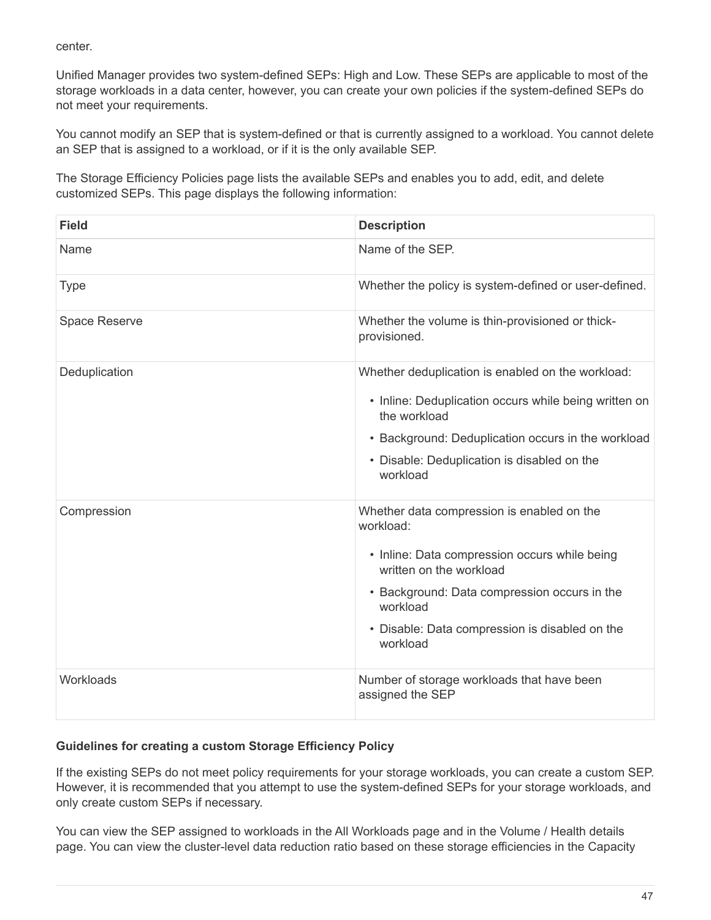center.

Unified Manager provides two system-defined SEPs: High and Low. These SEPs are applicable to most of the storage workloads in a data center, however, you can create your own policies if the system-defined SEPs do not meet your requirements.

You cannot modify an SEP that is system-defined or that is currently assigned to a workload. You cannot delete an SEP that is assigned to a workload, or if it is the only available SEP.

The Storage Efficiency Policies page lists the available SEPs and enables you to add, edit, and delete customized SEPs. This page displays the following information:

| Field | Description |
| --- | --- |
| Name | Name of the SEP. |
| Type | Whether the policy is system-defined or user-defined. |
| Space Reserve | Whether the volume is thin-provisioned or thick-provisioned. |
| Deduplication | Whether deduplication is enabled on the workload:<br>• Inline: Deduplication occurs while being written on the workload<br>• Background: Deduplication occurs in the workload<br>• Disable: Deduplication is disabled on the workload |
| Compression | Whether data compression is enabled on the workload:<br>• Inline: Data compression occurs while being written on the workload<br>• Background: Data compression occurs in the workload<br>• Disable: Data compression is disabled on the workload |
| Workloads | Number of storage workloads that have been assigned the SEP |

**Guidelines for creating a custom Storage Efficiency Policy**

If the existing SEPs do not meet policy requirements for your storage workloads, you can create a custom SEP. However, it is recommended that you attempt to use the system-defined SEPs for your storage workloads, and only create custom SEPs if necessary.

You can view the SEP assigned to workloads in the All Workloads page and in the Volume / Health details page. You can view the cluster-level data reduction ratio based on these storage efficiencies in the Capacity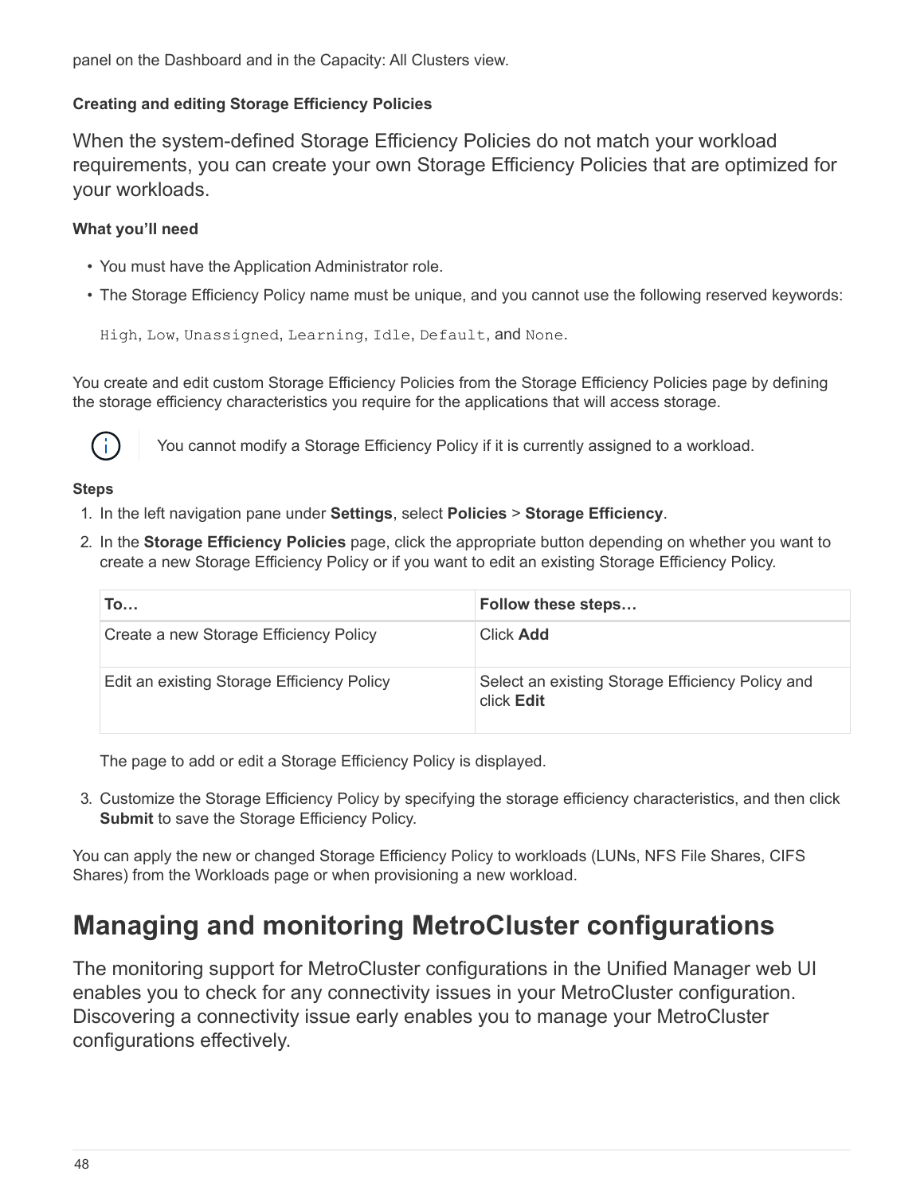panel on the Dashboard and in the Capacity: All Clusters view.

### Creating and editing Storage Efficiency Policies

When the system-defined Storage Efficiency Policies do not match your workload requirements, you can create your own Storage Efficiency Policies that are optimized for your workloads.

**What you'll need**

- You must have the Application Administrator role.
- The Storage Efficiency Policy name must be unique, and you cannot use the following reserved keywords:

  `High`, `Low`, `Unassigned`, `Learning`, `Idle`, `Default`, and `None`.

You create and edit custom Storage Efficiency Policies from the Storage Efficiency Policies page by defining the storage efficiency characteristics you require for the applications that will access storage.

You cannot modify a Storage Efficiency Policy if it is currently assigned to a workload.

**Steps**

1. In the left navigation pane under **Settings**, select **Policies** > **Storage Efficiency**.
2. In the **Storage Efficiency Policies** page, click the appropriate button depending on whether you want to create a new Storage Efficiency Policy or if you want to edit an existing Storage Efficiency Policy.

   | To… | Follow these steps… |
   | --- | --- |
   | Create a new Storage Efficiency Policy | Click **Add** |
   | Edit an existing Storage Efficiency Policy | Select an existing Storage Efficiency Policy and click **Edit** |

   The page to add or edit a Storage Efficiency Policy is displayed.

3. Customize the Storage Efficiency Policy by specifying the storage efficiency characteristics, and then click **Submit** to save the Storage Efficiency Policy.

You can apply the new or changed Storage Efficiency Policy to workloads (LUNs, NFS File Shares, CIFS Shares) from the Workloads page or when provisioning a new workload.

## Managing and monitoring MetroCluster configurations

The monitoring support for MetroCluster configurations in the Unified Manager web UI enables you to check for any connectivity issues in your MetroCluster configuration. Discovering a connectivity issue early enables you to manage your MetroCluster configurations effectively.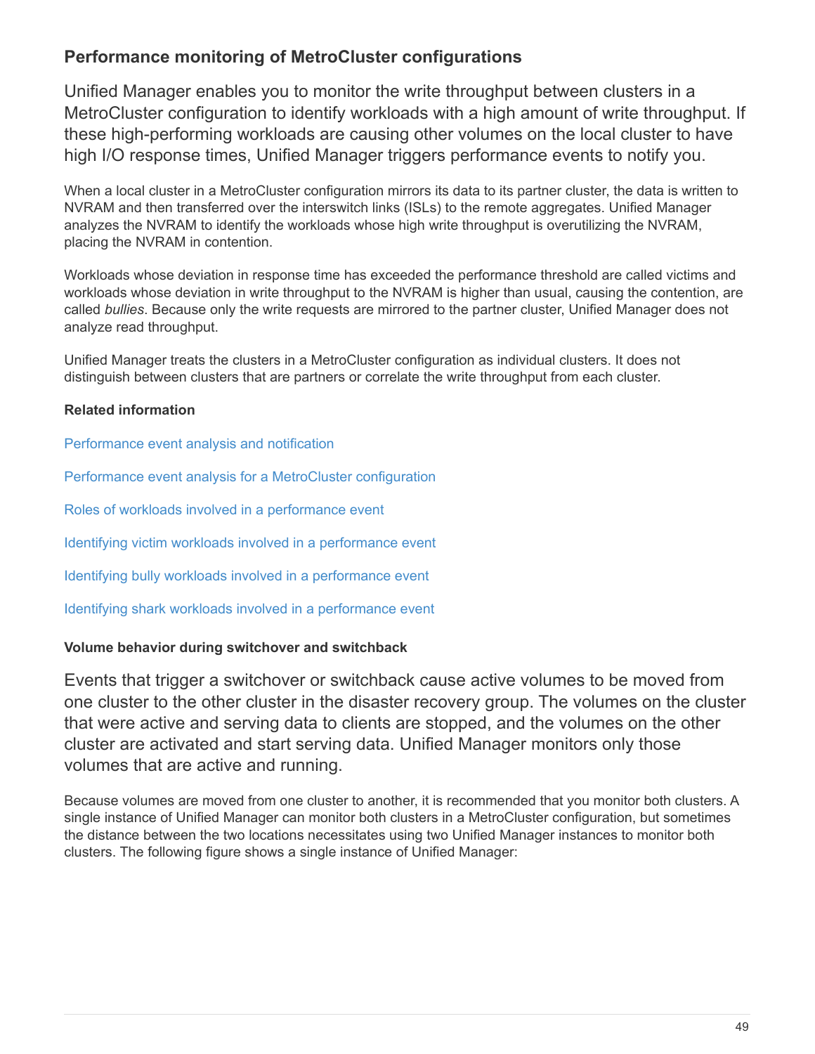## Performance monitoring of MetroCluster configurations

Unified Manager enables you to monitor the write throughput between clusters in a MetroCluster configuration to identify workloads with a high amount of write throughput. If these high-performing workloads are causing other volumes on the local cluster to have high I/O response times, Unified Manager triggers performance events to notify you.

When a local cluster in a MetroCluster configuration mirrors its data to its partner cluster, the data is written to NVRAM and then transferred over the interswitch links (ISLs) to the remote aggregates. Unified Manager analyzes the NVRAM to identify the workloads whose high write throughput is overutilizing the NVRAM, placing the NVRAM in contention.

Workloads whose deviation in response time has exceeded the performance threshold are called victims and workloads whose deviation in write throughput to the NVRAM is higher than usual, causing the contention, are called *bullies*. Because only the write requests are mirrored to the partner cluster, Unified Manager does not analyze read throughput.

Unified Manager treats the clusters in a MetroCluster configuration as individual clusters. It does not distinguish between clusters that are partners or correlate the write throughput from each cluster.

**Related information**

Performance event analysis and notification

Performance event analysis for a MetroCluster configuration

Roles of workloads involved in a performance event

Identifying victim workloads involved in a performance event

Identifying bully workloads involved in a performance event

Identifying shark workloads involved in a performance event

#### Volume behavior during switchover and switchback

Events that trigger a switchover or switchback cause active volumes to be moved from one cluster to the other cluster in the disaster recovery group. The volumes on the cluster that were active and serving data to clients are stopped, and the volumes on the other cluster are activated and start serving data. Unified Manager monitors only those volumes that are active and running.

Because volumes are moved from one cluster to another, it is recommended that you monitor both clusters. A single instance of Unified Manager can monitor both clusters in a MetroCluster configuration, but sometimes the distance between the two locations necessitates using two Unified Manager instances to monitor both clusters. The following figure shows a single instance of Unified Manager: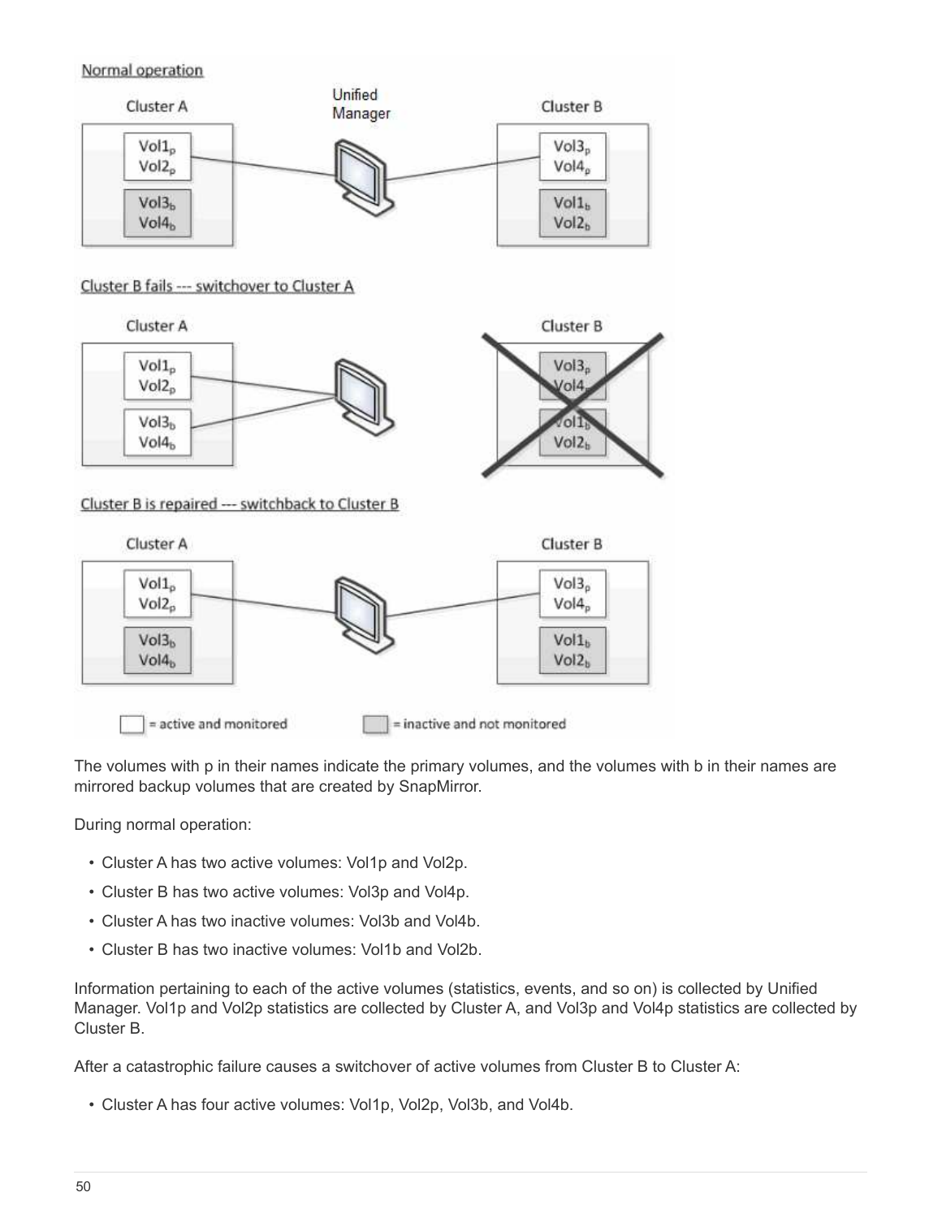The volumes with p in their names indicate the primary volumes, and the volumes with b in their names are mirrored backup volumes that are created by SnapMirror.

During normal operation:

- Cluster A has two active volumes: Vol1p and Vol2p.
- Cluster B has two active volumes: Vol3p and Vol4p.
- Cluster A has two inactive volumes: Vol3b and Vol4b.
- Cluster B has two inactive volumes: Vol1b and Vol2b.

Information pertaining to each of the active volumes (statistics, events, and so on) is collected by Unified Manager. Vol1p and Vol2p statistics are collected by Cluster A, and Vol3p and Vol4p statistics are collected by Cluster B.

After a catastrophic failure causes a switchover of active volumes from Cluster B to Cluster A:

- Cluster A has four active volumes: Vol1p, Vol2p, Vol3b, and Vol4b.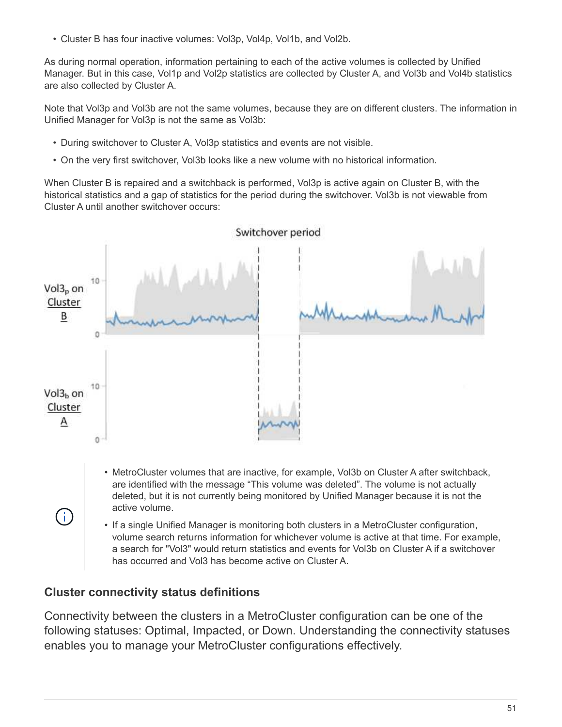- Cluster B has four inactive volumes: Vol3p, Vol4p, Vol1b, and Vol2b.

As during normal operation, information pertaining to each of the active volumes is collected by Unified Manager. But in this case, Vol1p and Vol2p statistics are collected by Cluster A, and Vol3b and Vol4b statistics are also collected by Cluster A.

Note that Vol3p and Vol3b are not the same volumes, because they are on different clusters. The information in Unified Manager for Vol3p is not the same as Vol3b:

- During switchover to Cluster A, Vol3p statistics and events are not visible.
- On the very first switchover, Vol3b looks like a new volume with no historical information.

When Cluster B is repaired and a switchback is performed, Vol3p is active again on Cluster B, with the historical statistics and a gap of statistics for the period during the switchover. Vol3b is not viewable from Cluster A until another switchover occurs:

- MetroCluster volumes that are inactive, for example, Vol3b on Cluster A after switchback, are identified with the message “This volume was deleted”. The volume is not actually deleted, but it is not currently being monitored by Unified Manager because it is not the active volume.
- If a single Unified Manager is monitoring both clusters in a MetroCluster configuration, volume search returns information for whichever volume is active at that time. For example, a search for "Vol3" would return statistics and events for Vol3b on Cluster A if a switchover has occurred and Vol3 has become active on Cluster A.

### Cluster connectivity status definitions

Connectivity between the clusters in a MetroCluster configuration can be one of the following statuses: Optimal, Impacted, or Down. Understanding the connectivity statuses enables you to manage your MetroCluster configurations effectively.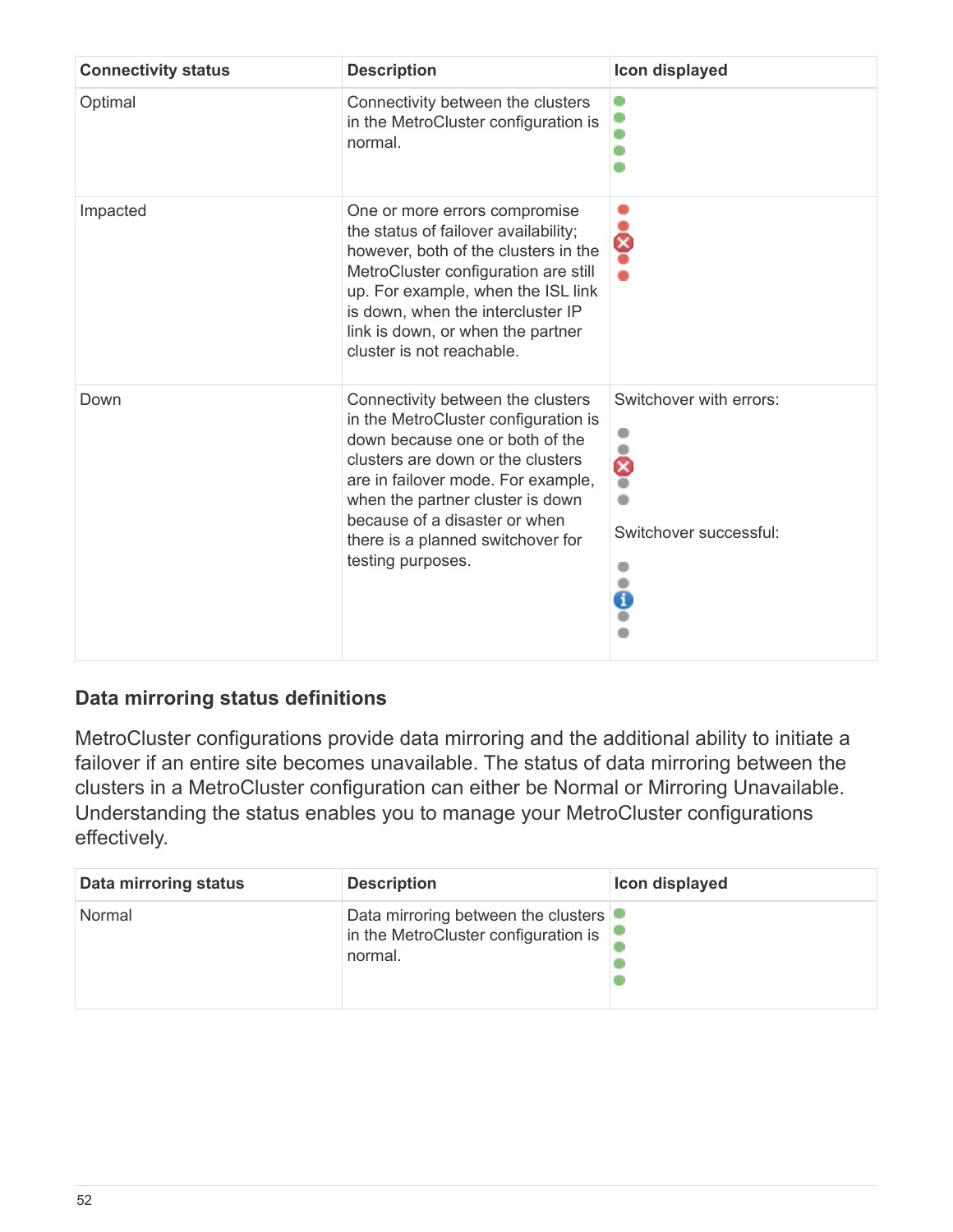| Connectivity status | Description | Icon displayed |
| --- | --- | --- |
| Optimal | Connectivity between the clusters in the MetroCluster configuration is normal. | |
| Impacted | One or more errors compromise the status of failover availability; however, both of the clusters in the MetroCluster configuration are still up. For example, when the ISL link is down, when the intercluster IP link is down, or when the partner cluster is not reachable. | |
| Down | Connectivity between the clusters in the MetroCluster configuration is down because one or both of the clusters are down or the clusters are in failover mode. For example, when the partner cluster is down because of a disaster or when there is a planned switchover for testing purposes. | Switchover with errors:<br><br>Switchover successful: |

### Data mirroring status definitions

MetroCluster configurations provide data mirroring and the additional ability to initiate a failover if an entire site becomes unavailable. The status of data mirroring between the clusters in a MetroCluster configuration can either be Normal or Mirroring Unavailable. Understanding the status enables you to manage your MetroCluster configurations effectively.

| Data mirroring status | Description | Icon displayed |
| --- | --- | --- |
| Normal | Data mirroring between the clusters in the MetroCluster configuration is normal. | |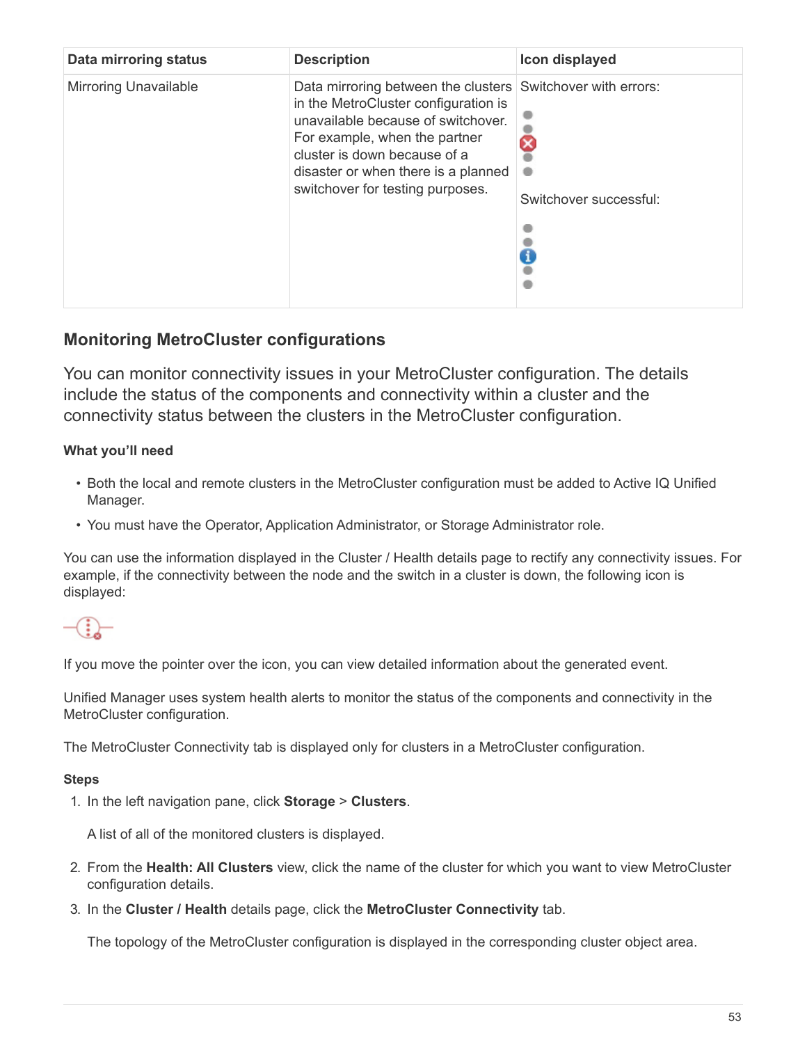| Data mirroring status | Description | Icon displayed |
| --- | --- | --- |
| Mirroring Unavailable | Data mirroring between the clusters in the MetroCluster configuration is unavailable because of switchover. For example, when the partner cluster is down because of a disaster or when there is a planned switchover for testing purposes. | Switchover with errors: Switchover successful: |

## Monitoring MetroCluster configurations

You can monitor connectivity issues in your MetroCluster configuration. The details include the status of the components and connectivity within a cluster and the connectivity status between the clusters in the MetroCluster configuration.

### What you'll need

- Both the local and remote clusters in the MetroCluster configuration must be added to Active IQ Unified Manager.
- You must have the Operator, Application Administrator, or Storage Administrator role.

You can use the information displayed in the Cluster / Health details page to rectify any connectivity issues. For example, if the connectivity between the node and the switch in a cluster is down, the following icon is displayed:

If you move the pointer over the icon, you can view detailed information about the generated event.

Unified Manager uses system health alerts to monitor the status of the components and connectivity in the MetroCluster configuration.

The MetroCluster Connectivity tab is displayed only for clusters in a MetroCluster configuration.

### Steps

1. In the left navigation pane, click **Storage** > **Clusters**.

   A list of all of the monitored clusters is displayed.

2. From the **Health: All Clusters** view, click the name of the cluster for which you want to view MetroCluster configuration details.
3. In the **Cluster / Health** details page, click the **MetroCluster Connectivity** tab.

   The topology of the MetroCluster configuration is displayed in the corresponding cluster object area.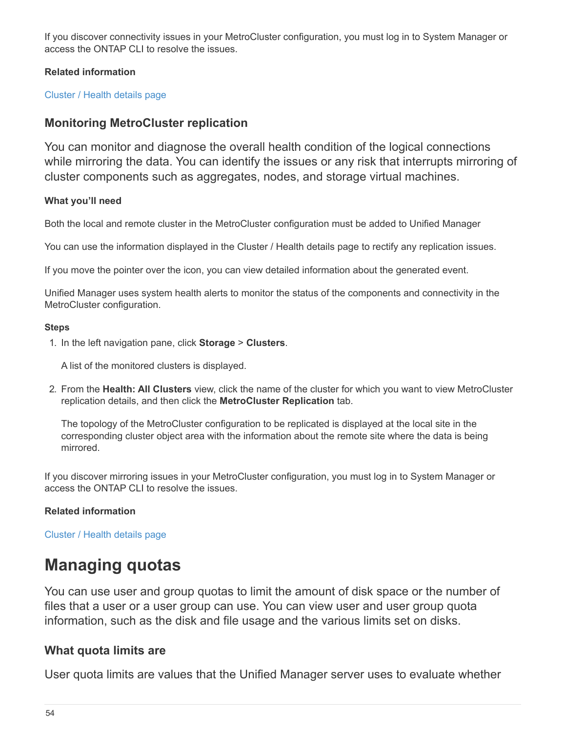If you discover connectivity issues in your MetroCluster configuration, you must log in to System Manager or access the ONTAP CLI to resolve the issues.

**Related information**

Cluster / Health details page

## Monitoring MetroCluster replication

You can monitor and diagnose the overall health condition of the logical connections while mirroring the data. You can identify the issues or any risk that interrupts mirroring of cluster components such as aggregates, nodes, and storage virtual machines.

**What you'll need**

Both the local and remote cluster in the MetroCluster configuration must be added to Unified Manager

You can use the information displayed in the Cluster / Health details page to rectify any replication issues.

If you move the pointer over the icon, you can view detailed information about the generated event.

Unified Manager uses system health alerts to monitor the status of the components and connectivity in the MetroCluster configuration.

**Steps**

1. In the left navigation pane, click **Storage** > **Clusters**.

   A list of the monitored clusters is displayed.

2. From the **Health: All Clusters** view, click the name of the cluster for which you want to view MetroCluster replication details, and then click the **MetroCluster Replication** tab.

   The topology of the MetroCluster configuration to be replicated is displayed at the local site in the corresponding cluster object area with the information about the remote site where the data is being mirrored.

If you discover mirroring issues in your MetroCluster configuration, you must log in to System Manager or access the ONTAP CLI to resolve the issues.

**Related information**

Cluster / Health details page

# Managing quotas

You can use user and group quotas to limit the amount of disk space or the number of files that a user or a user group can use. You can view user and user group quota information, such as the disk and file usage and the various limits set on disks.

## What quota limits are

User quota limits are values that the Unified Manager server uses to evaluate whether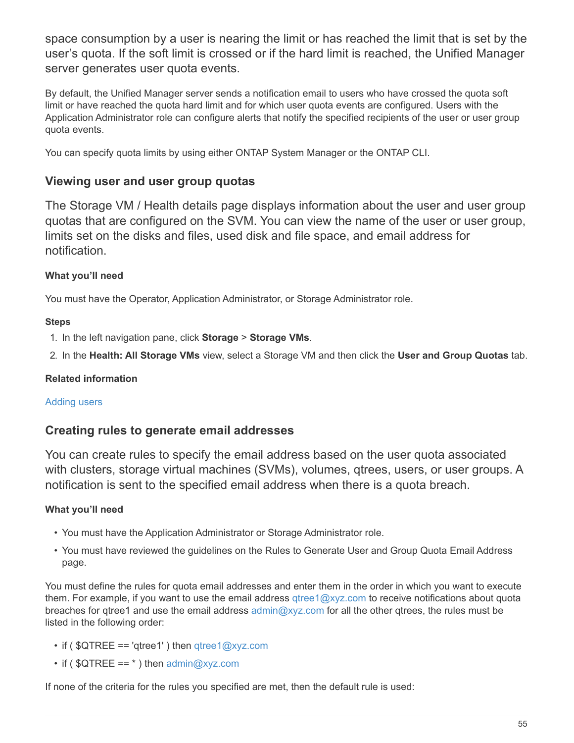space consumption by a user is nearing the limit or has reached the limit that is set by the user's quota. If the soft limit is crossed or if the hard limit is reached, the Unified Manager server generates user quota events.

By default, the Unified Manager server sends a notification email to users who have crossed the quota soft limit or have reached the quota hard limit and for which user quota events are configured. Users with the Application Administrator role can configure alerts that notify the specified recipients of the user or user group quota events.

You can specify quota limits by using either ONTAP System Manager or the ONTAP CLI.

## Viewing user and user group quotas

The Storage VM / Health details page displays information about the user and user group quotas that are configured on the SVM. You can view the name of the user or user group, limits set on the disks and files, used disk and file space, and email address for notification.

#### What you'll need

You must have the Operator, Application Administrator, or Storage Administrator role.

#### Steps

1. In the left navigation pane, click **Storage** > **Storage VMs**.
2. In the **Health: All Storage VMs** view, select a Storage VM and then click the **User and Group Quotas** tab.

#### Related information

Adding users

## Creating rules to generate email addresses

You can create rules to specify the email address based on the user quota associated with clusters, storage virtual machines (SVMs), volumes, qtrees, users, or user groups. A notification is sent to the specified email address when there is a quota breach.

#### What you'll need

- You must have the Application Administrator or Storage Administrator role.
- You must have reviewed the guidelines on the Rules to Generate User and Group Quota Email Address page.

You must define the rules for quota email addresses and enter them in the order in which you want to execute them. For example, if you want to use the email address qtree1@xyz.com to receive notifications about quota breaches for qtree1 and use the email address admin@xyz.com for all the other qtrees, the rules must be listed in the following order:

- if ( $QTREE == 'qtree1' ) then qtree1@xyz.com
- if ( $QTREE == * ) then admin@xyz.com

If none of the criteria for the rules you specified are met, then the default rule is used: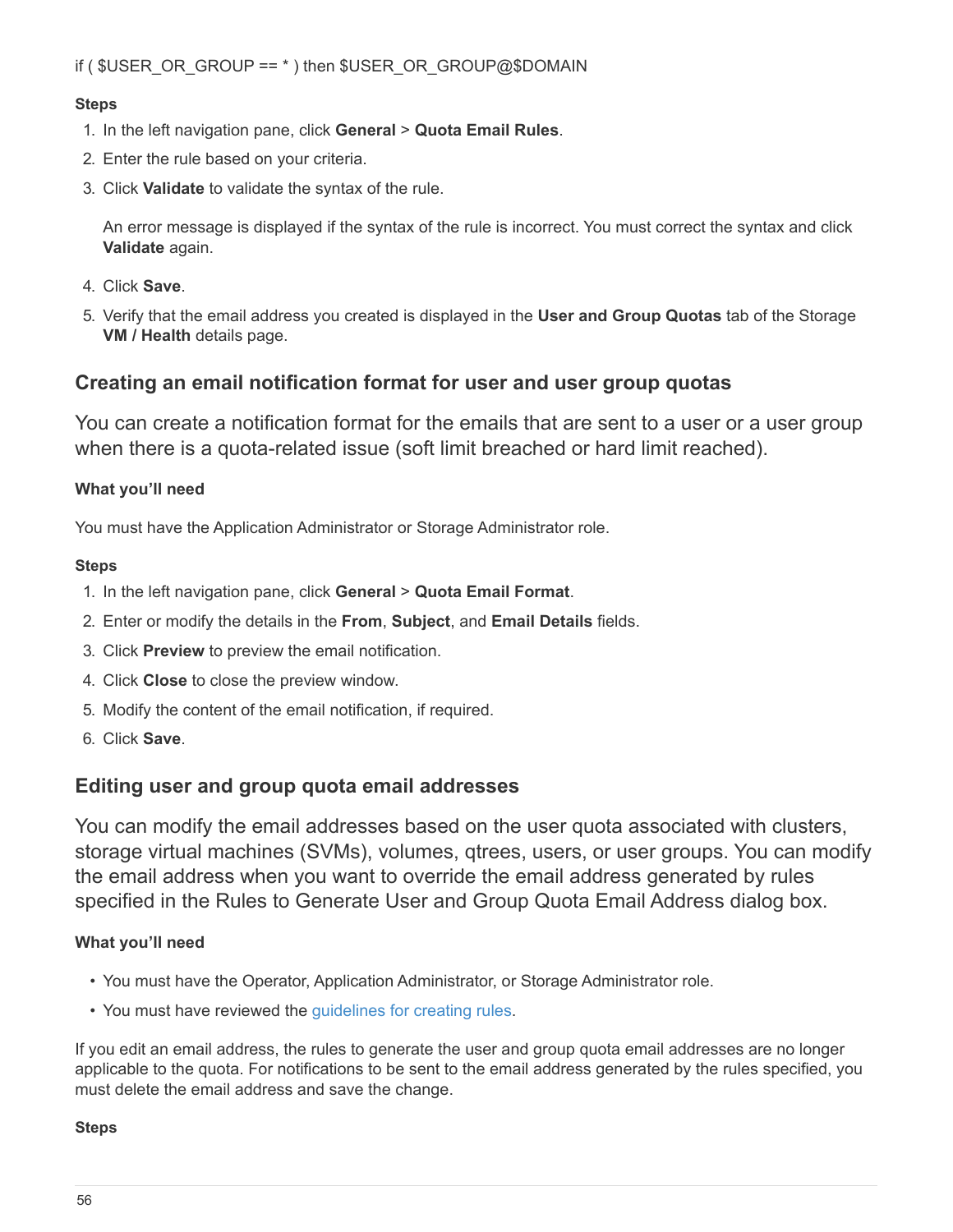if ( $USER_OR_GROUP == * ) then $USER_OR_GROUP@$DOMAIN

**Steps**

1. In the left navigation pane, click **General** > **Quota Email Rules**.
2. Enter the rule based on your criteria.
3. Click **Validate** to validate the syntax of the rule.

   An error message is displayed if the syntax of the rule is incorrect. You must correct the syntax and click **Validate** again.

4. Click **Save**.
5. Verify that the email address you created is displayed in the **User and Group Quotas** tab of the Storage **VM / Health** details page.

## Creating an email notification format for user and user group quotas

You can create a notification format for the emails that are sent to a user or a user group when there is a quota-related issue (soft limit breached or hard limit reached).

**What you'll need**

You must have the Application Administrator or Storage Administrator role.

**Steps**

1. In the left navigation pane, click **General** > **Quota Email Format**.
2. Enter or modify the details in the **From**, **Subject**, and **Email Details** fields.
3. Click **Preview** to preview the email notification.
4. Click **Close** to close the preview window.
5. Modify the content of the email notification, if required.
6. Click **Save**.

## Editing user and group quota email addresses

You can modify the email addresses based on the user quota associated with clusters, storage virtual machines (SVMs), volumes, qtrees, users, or user groups. You can modify the email address when you want to override the email address generated by rules specified in the Rules to Generate User and Group Quota Email Address dialog box.

**What you'll need**

- You must have the Operator, Application Administrator, or Storage Administrator role.
- You must have reviewed the guidelines for creating rules.

If you edit an email address, the rules to generate the user and group quota email addresses are no longer applicable to the quota. For notifications to be sent to the email address generated by the rules specified, you must delete the email address and save the change.

**Steps**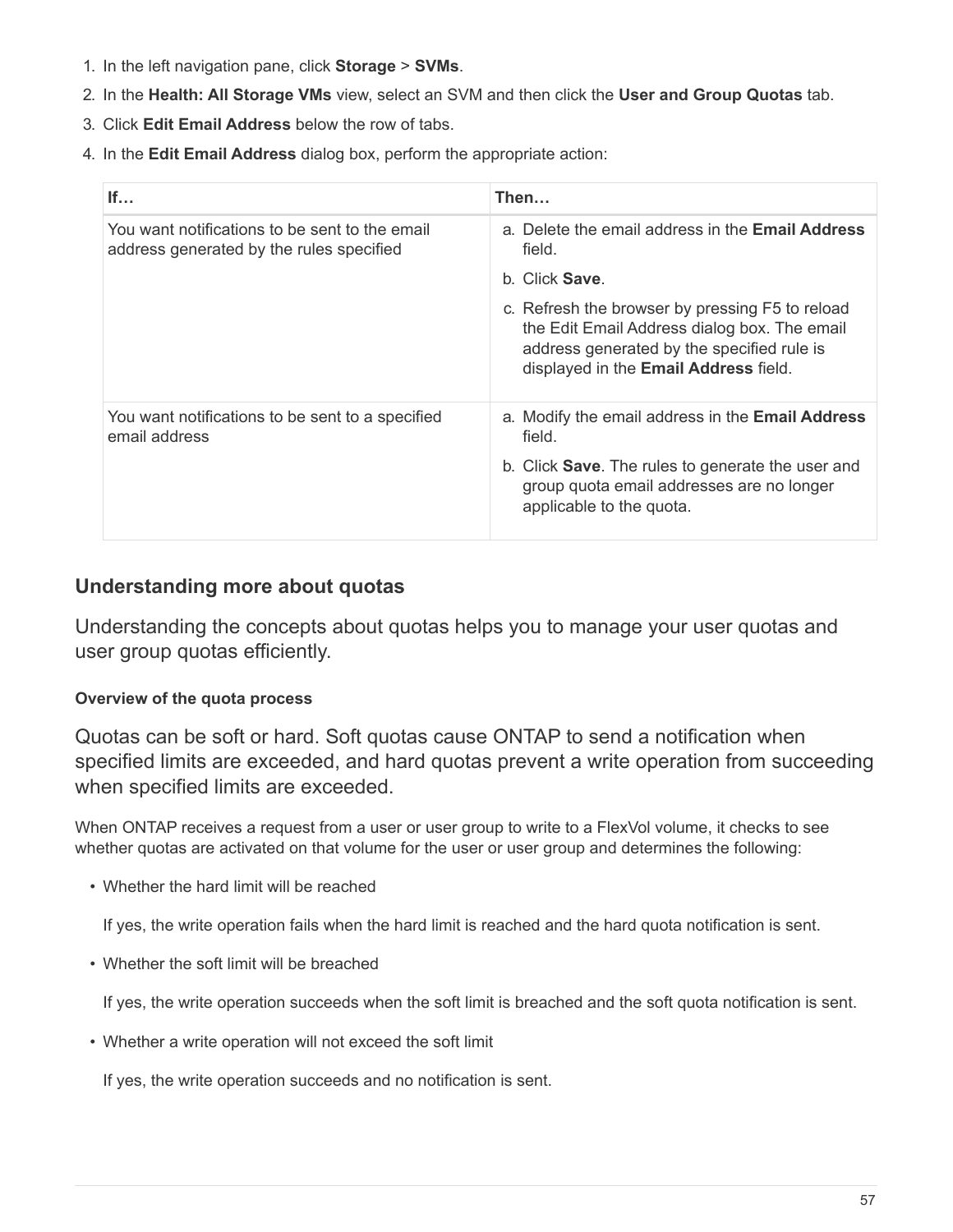1. In the left navigation pane, click **Storage** > **SVMs**.
2. In the **Health: All Storage VMs** view, select an SVM and then click the **User and Group Quotas** tab.
3. Click **Edit Email Address** below the row of tabs.
4. In the **Edit Email Address** dialog box, perform the appropriate action:

| If… | Then… |
| --- | --- |
| You want notifications to be sent to the email address generated by the rules specified | a. Delete the email address in the **Email Address** field.<br>b. Click **Save**.<br>c. Refresh the browser by pressing F5 to reload the Edit Email Address dialog box. The email address generated by the specified rule is displayed in the **Email Address** field. |
| You want notifications to be sent to a specified email address | a. Modify the email address in the **Email Address** field.<br>b. Click **Save**. The rules to generate the user and group quota email addresses are no longer applicable to the quota. |

## Understanding more about quotas

Understanding the concepts about quotas helps you to manage your user quotas and user group quotas efficiently.

#### Overview of the quota process

Quotas can be soft or hard. Soft quotas cause ONTAP to send a notification when specified limits are exceeded, and hard quotas prevent a write operation from succeeding when specified limits are exceeded.

When ONTAP receives a request from a user or user group to write to a FlexVol volume, it checks to see whether quotas are activated on that volume for the user or user group and determines the following:

- Whether the hard limit will be reached

  If yes, the write operation fails when the hard limit is reached and the hard quota notification is sent.

- Whether the soft limit will be breached

  If yes, the write operation succeeds when the soft limit is breached and the soft quota notification is sent.

- Whether a write operation will not exceed the soft limit

  If yes, the write operation succeeds and no notification is sent.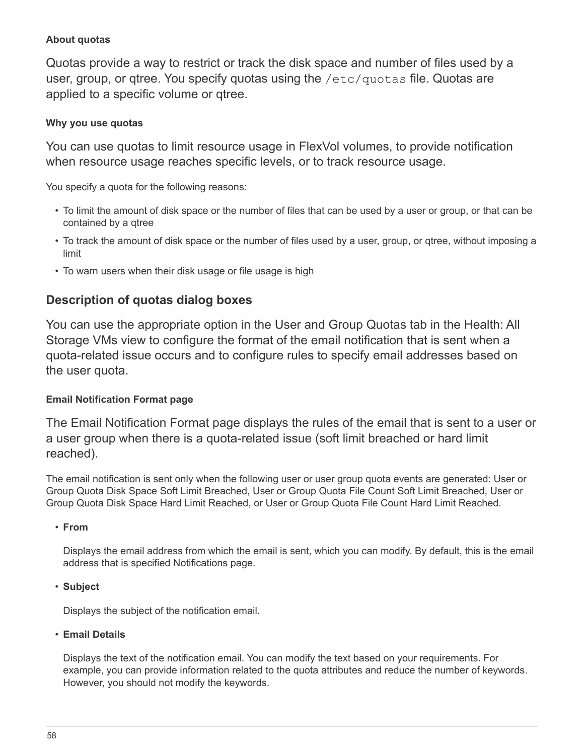#### About quotas

Quotas provide a way to restrict or track the disk space and number of files used by a user, group, or qtree. You specify quotas using the `/etc/quotas` file. Quotas are applied to a specific volume or qtree.

#### Why you use quotas

You can use quotas to limit resource usage in FlexVol volumes, to provide notification when resource usage reaches specific levels, or to track resource usage.

You specify a quota for the following reasons:

- To limit the amount of disk space or the number of files that can be used by a user or group, or that can be contained by a qtree
- To track the amount of disk space or the number of files used by a user, group, or qtree, without imposing a limit
- To warn users when their disk usage or file usage is high

### Description of quotas dialog boxes

You can use the appropriate option in the User and Group Quotas tab in the Health: All Storage VMs view to configure the format of the email notification that is sent when a quota-related issue occurs and to configure rules to specify email addresses based on the user quota.

#### Email Notification Format page

The Email Notification Format page displays the rules of the email that is sent to a user or a user group when there is a quota-related issue (soft limit breached or hard limit reached).

The email notification is sent only when the following user or user group quota events are generated: User or Group Quota Disk Space Soft Limit Breached, User or Group Quota File Count Soft Limit Breached, User or Group Quota Disk Space Hard Limit Reached, or User or Group Quota File Count Hard Limit Reached.

- **From**

  Displays the email address from which the email is sent, which you can modify. By default, this is the email address that is specified Notifications page.

- **Subject**

  Displays the subject of the notification email.

- **Email Details**

  Displays the text of the notification email. You can modify the text based on your requirements. For example, you can provide information related to the quota attributes and reduce the number of keywords. However, you should not modify the keywords.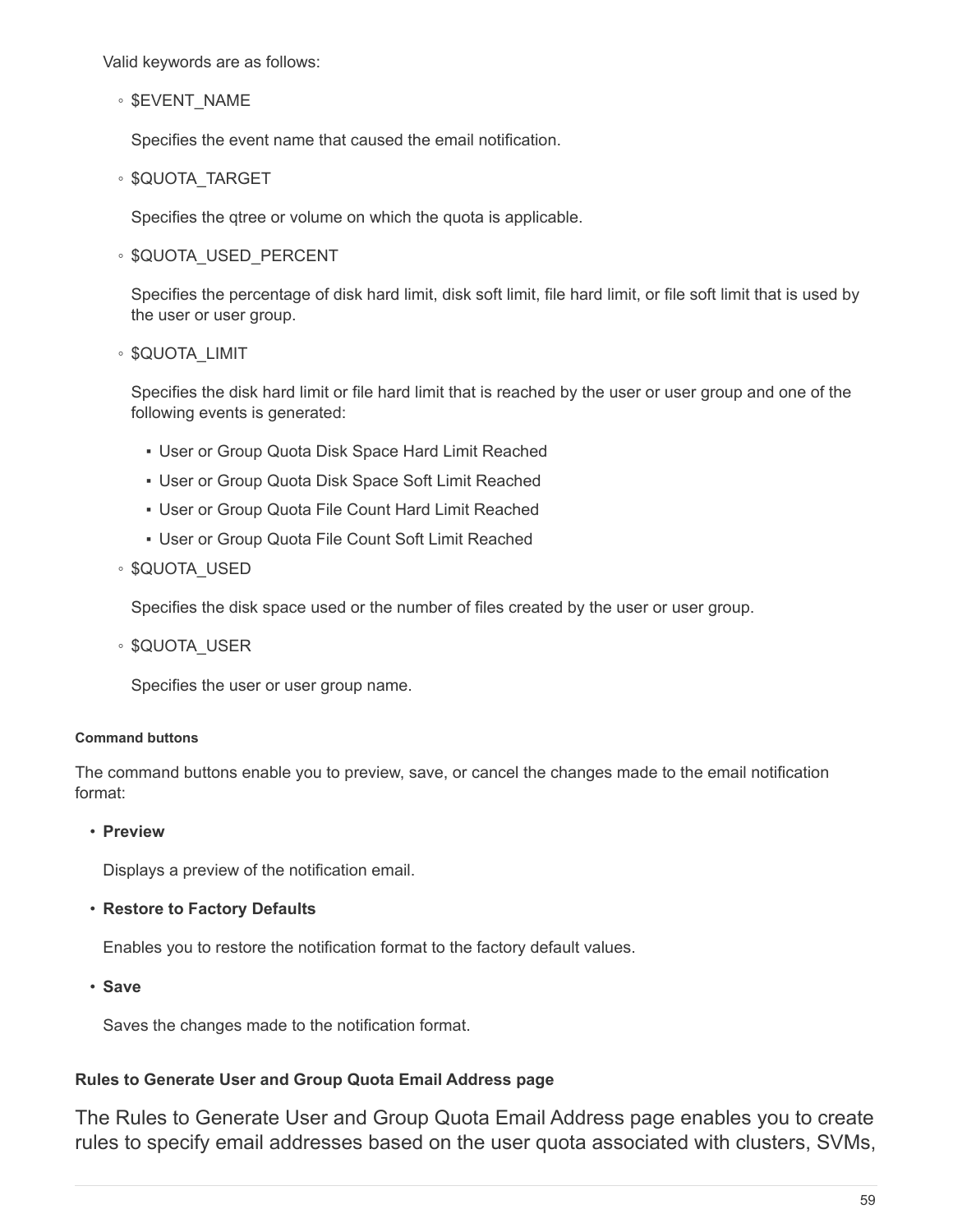Valid keywords are as follows:

- $EVENT_NAME

  Specifies the event name that caused the email notification.

- $QUOTA_TARGET

  Specifies the qtree or volume on which the quota is applicable.

- $QUOTA_USED_PERCENT

  Specifies the percentage of disk hard limit, disk soft limit, file hard limit, or file soft limit that is used by the user or user group.

- $QUOTA_LIMIT

  Specifies the disk hard limit or file hard limit that is reached by the user or user group and one of the following events is generated:

  - User or Group Quota Disk Space Hard Limit Reached
  - User or Group Quota Disk Space Soft Limit Reached
  - User or Group Quota File Count Hard Limit Reached
  - User or Group Quota File Count Soft Limit Reached

- $QUOTA_USED

  Specifies the disk space used or the number of files created by the user or user group.

- $QUOTA_USER

  Specifies the user or user group name.

##### Command buttons

The command buttons enable you to preview, save, or cancel the changes made to the email notification format:

- **Preview**

  Displays a preview of the notification email.

- **Restore to Factory Defaults**

  Enables you to restore the notification format to the factory default values.

- **Save**

  Saves the changes made to the notification format.

#### Rules to Generate User and Group Quota Email Address page

The Rules to Generate User and Group Quota Email Address page enables you to create rules to specify email addresses based on the user quota associated with clusters, SVMs,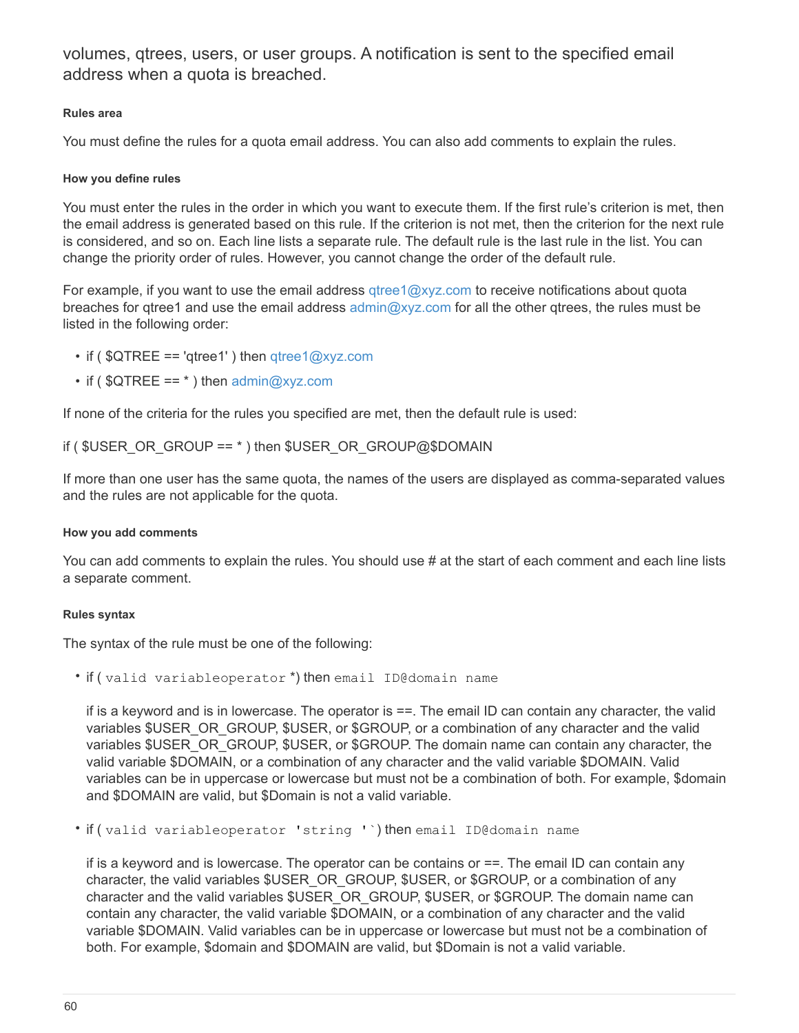volumes, qtrees, users, or user groups. A notification is sent to the specified email address when a quota is breached.

#### Rules area

You must define the rules for a quota email address. You can also add comments to explain the rules.

##### How you define rules

You must enter the rules in the order in which you want to execute them. If the first rule's criterion is met, then the email address is generated based on this rule. If the criterion is not met, then the criterion for the next rule is considered, and so on. Each line lists a separate rule. The default rule is the last rule in the list. You can change the priority order of rules. However, you cannot change the order of the default rule.

For example, if you want to use the email address qtree1@xyz.com to receive notifications about quota breaches for qtree1 and use the email address admin@xyz.com for all the other qtrees, the rules must be listed in the following order:

- if ( $QTREE == 'qtree1' ) then qtree1@xyz.com
- if ( $QTREE == * ) then admin@xyz.com

If none of the criteria for the rules you specified are met, then the default rule is used:

if ( $USER_OR_GROUP == * ) then $USER_OR_GROUP@$DOMAIN

If more than one user has the same quota, the names of the users are displayed as comma-separated values and the rules are not applicable for the quota.

##### How you add comments

You can add comments to explain the rules. You should use # at the start of each comment and each line lists a separate comment.

#### Rules syntax

The syntax of the rule must be one of the following:

- if ( `valid variableoperator` *) then `email ID@domain name`

  if is a keyword and is in lowercase. The operator is ==. The email ID can contain any character, the valid variables $USER_OR_GROUP, $USER, or $GROUP, or a combination of any character and the valid variables $USER_OR_GROUP, $USER, or $GROUP. The domain name can contain any character, the valid variable $DOMAIN, or a combination of any character and the valid variable $DOMAIN. Valid variables can be in uppercase or lowercase but must not be a combination of both. For example, $domain and $DOMAIN are valid, but $Domain is not a valid variable.

- if ( `valid variableoperator 'string '`) then `email ID@domain name`

  if is a keyword and is lowercase. The operator can be contains or ==. The email ID can contain any character, the valid variables $USER_OR_GROUP, $USER, or $GROUP, or a combination of any character and the valid variables $USER_OR_GROUP, $USER, or $GROUP. The domain name can contain any character, the valid variable $DOMAIN, or a combination of any character and the valid variable $DOMAIN. Valid variables can be in uppercase or lowercase but must not be a combination of both. For example, $domain and $DOMAIN are valid, but $Domain is not a valid variable.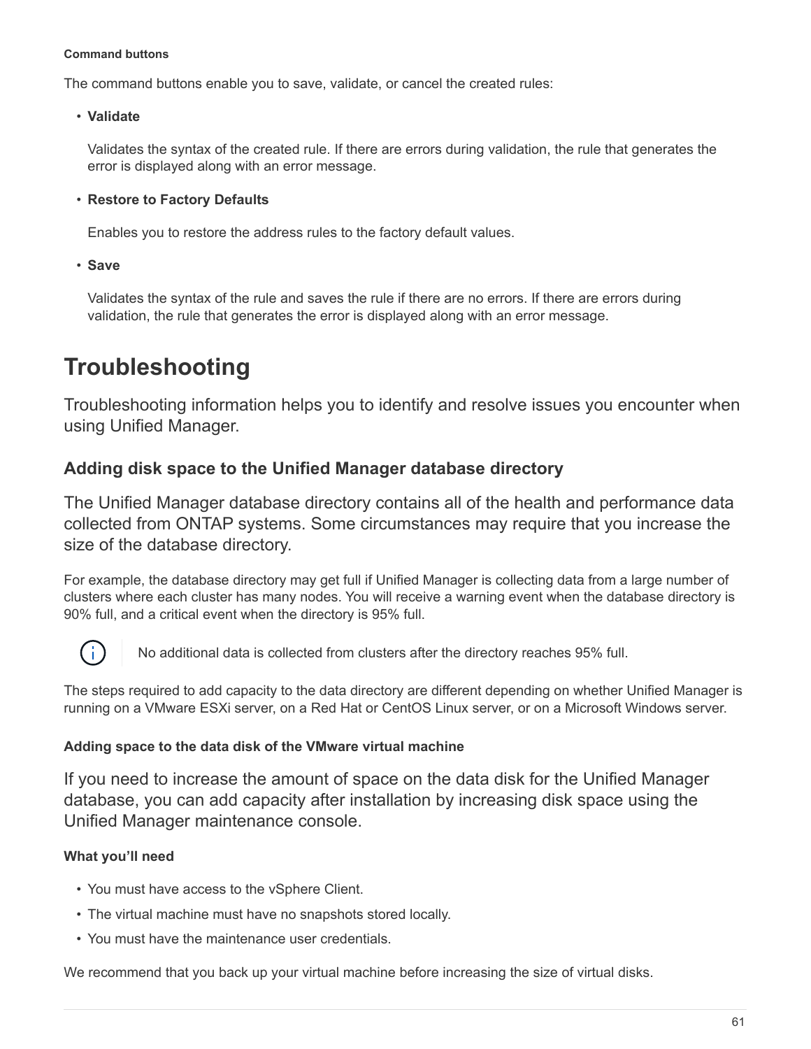#### Command buttons

The command buttons enable you to save, validate, or cancel the created rules:

- **Validate**

  Validates the syntax of the created rule. If there are errors during validation, the rule that generates the error is displayed along with an error message.

- **Restore to Factory Defaults**

  Enables you to restore the address rules to the factory default values.

- **Save**

  Validates the syntax of the rule and saves the rule if there are no errors. If there are errors during validation, the rule that generates the error is displayed along with an error message.

# Troubleshooting

Troubleshooting information helps you to identify and resolve issues you encounter when using Unified Manager.

## Adding disk space to the Unified Manager database directory

The Unified Manager database directory contains all of the health and performance data collected from ONTAP systems. Some circumstances may require that you increase the size of the database directory.

For example, the database directory may get full if Unified Manager is collecting data from a large number of clusters where each cluster has many nodes. You will receive a warning event when the database directory is 90% full, and a critical event when the directory is 95% full.

> No additional data is collected from clusters after the directory reaches 95% full.

The steps required to add capacity to the data directory are different depending on whether Unified Manager is running on a VMware ESXi server, on a Red Hat or CentOS Linux server, or on a Microsoft Windows server.

### Adding space to the data disk of the VMware virtual machine

If you need to increase the amount of space on the data disk for the Unified Manager database, you can add capacity after installation by increasing disk space using the Unified Manager maintenance console.

#### What you'll need

- You must have access to the vSphere Client.
- The virtual machine must have no snapshots stored locally.
- You must have the maintenance user credentials.

We recommend that you back up your virtual machine before increasing the size of virtual disks.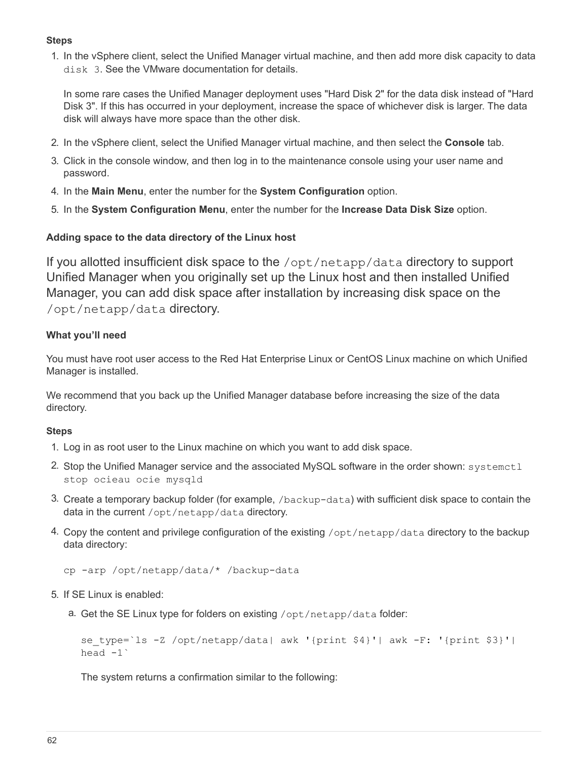#### Steps

1. In the vSphere client, select the Unified Manager virtual machine, and then add more disk capacity to data `disk 3`. See the VMware documentation for details.

   In some rare cases the Unified Manager deployment uses "Hard Disk 2" for the data disk instead of "Hard Disk 3". If this has occurred in your deployment, increase the space of whichever disk is larger. The data disk will always have more space than the other disk.

2. In the vSphere client, select the Unified Manager virtual machine, and then select the **Console** tab.
3. Click in the console window, and then log in to the maintenance console using your user name and password.
4. In the **Main Menu**, enter the number for the **System Configuration** option.
5. In the **System Configuration Menu**, enter the number for the **Increase Data Disk Size** option.

#### Adding space to the data directory of the Linux host

If you allotted insufficient disk space to the `/opt/netapp/data` directory to support Unified Manager when you originally set up the Linux host and then installed Unified Manager, you can add disk space after installation by increasing disk space on the `/opt/netapp/data` directory.

#### What you'll need

You must have root user access to the Red Hat Enterprise Linux or CentOS Linux machine on which Unified Manager is installed.

We recommend that you back up the Unified Manager database before increasing the size of the data directory.

#### Steps

1. Log in as root user to the Linux machine on which you want to add disk space.
2. Stop the Unified Manager service and the associated MySQL software in the order shown: `systemctl stop ocieau ocie mysqld`
3. Create a temporary backup folder (for example, `/backup-data`) with sufficient disk space to contain the data in the current `/opt/netapp/data` directory.
4. Copy the content and privilege configuration of the existing `/opt/netapp/data` directory to the backup data directory:

   ```
   cp -arp /opt/netapp/data/* /backup-data
   ```

5. If SE Linux is enabled:
   a. Get the SE Linux type for folders on existing `/opt/netapp/data` folder:

      ```
      se_type=`ls -Z /opt/netapp/data| awk '{print $4}'| awk -F: '{print $3}'|
      head -1`
      ```

      The system returns a confirmation similar to the following: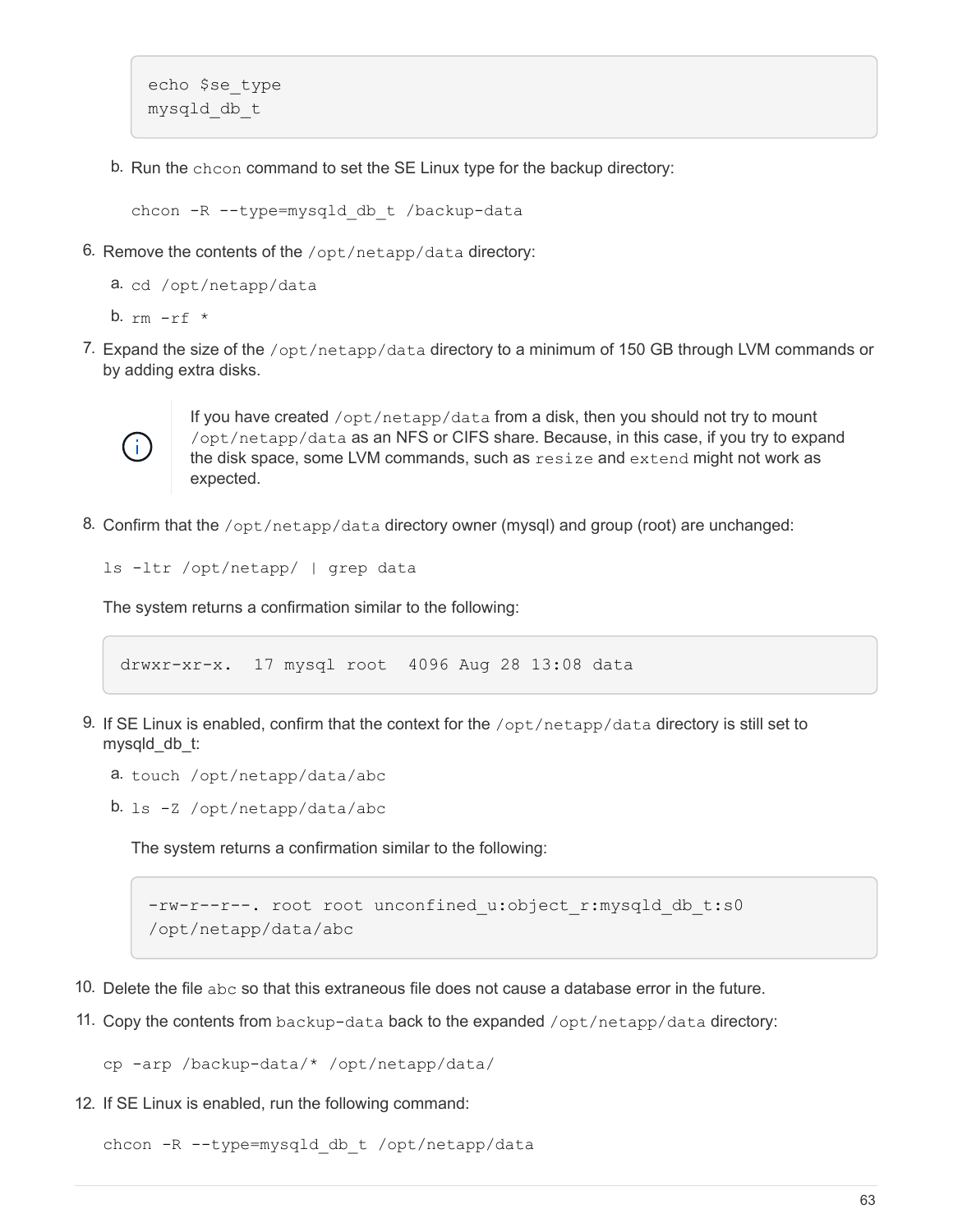```
echo $se_type
mysqld_db_t
```

b. Run the `chcon` command to set the SE Linux type for the backup directory:

```
chcon -R --type=mysqld_db_t /backup-data
```

6. Remove the contents of the `/opt/netapp/data` directory:

   a. `cd /opt/netapp/data`

   b. `rm -rf *`

7. Expand the size of the `/opt/netapp/data` directory to a minimum of 150 GB through LVM commands or by adding extra disks.

   > If you have created `/opt/netapp/data` from a disk, then you should not try to mount `/opt/netapp/data` as an NFS or CIFS share. Because, in this case, if you try to expand the disk space, some LVM commands, such as `resize` and `extend` might not work as expected.

8. Confirm that the `/opt/netapp/data` directory owner (mysql) and group (root) are unchanged:

   ```
   ls -ltr /opt/netapp/ | grep data
   ```

   The system returns a confirmation similar to the following:

   ```
   drwxr-xr-x.  17 mysql root  4096 Aug 28 13:08 data
   ```

9. If SE Linux is enabled, confirm that the context for the `/opt/netapp/data` directory is still set to mysqld_db_t:

   a. `touch /opt/netapp/data/abc`

   b. `ls -Z /opt/netapp/data/abc`

      The system returns a confirmation similar to the following:

      ```
      -rw-r--r--. root root unconfined_u:object_r:mysqld_db_t:s0
      /opt/netapp/data/abc
      ```

10. Delete the file `abc` so that this extraneous file does not cause a database error in the future.

11. Copy the contents from `backup-data` back to the expanded `/opt/netapp/data` directory:

    ```
    cp -arp /backup-data/* /opt/netapp/data/
    ```

12. If SE Linux is enabled, run the following command:

    ```
    chcon -R --type=mysqld_db_t /opt/netapp/data
    ```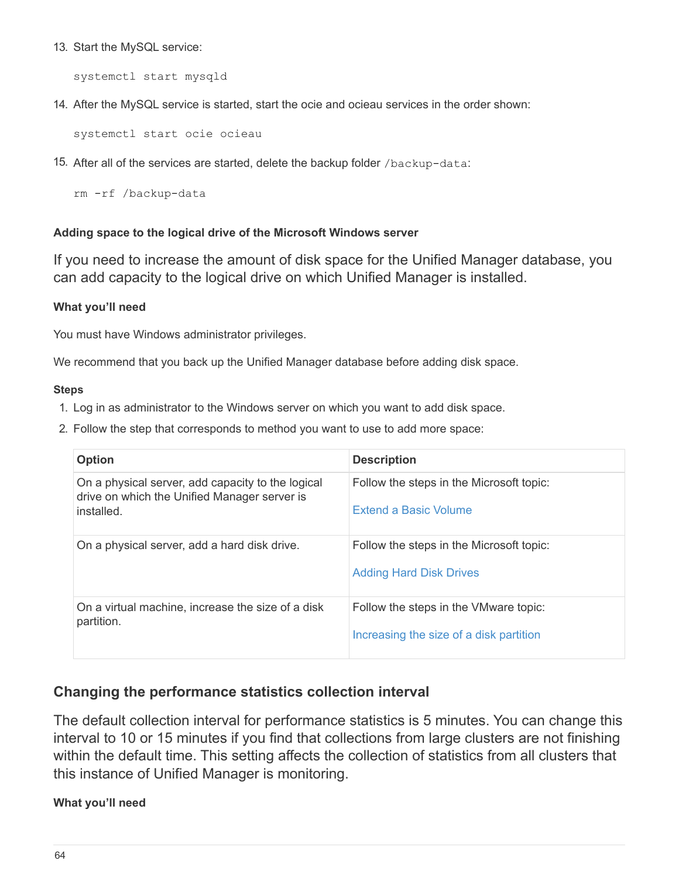13. Start the MySQL service:

```
systemctl start mysqld
```

14. After the MySQL service is started, start the ocie and ocieau services in the order shown:

```
systemctl start ocie ocieau
```

15. After all of the services are started, delete the backup folder `/backup-data`:

```
rm -rf /backup-data
```

#### Adding space to the logical drive of the Microsoft Windows server

If you need to increase the amount of disk space for the Unified Manager database, you can add capacity to the logical drive on which Unified Manager is installed.

##### What you'll need

You must have Windows administrator privileges.

We recommend that you back up the Unified Manager database before adding disk space.

##### Steps

1. Log in as administrator to the Windows server on which you want to add disk space.
2. Follow the step that corresponds to method you want to use to add more space:

| Option | Description |
| --- | --- |
| On a physical server, add capacity to the logical drive on which the Unified Manager server is installed. | Follow the steps in the Microsoft topic:<br><br>Extend a Basic Volume |
| On a physical server, add a hard disk drive. | Follow the steps in the Microsoft topic:<br><br>Adding Hard Disk Drives |
| On a virtual machine, increase the size of a disk partition. | Follow the steps in the VMware topic:<br><br>Increasing the size of a disk partition |

### Changing the performance statistics collection interval

The default collection interval for performance statistics is 5 minutes. You can change this interval to 10 or 15 minutes if you find that collections from large clusters are not finishing within the default time. This setting affects the collection of statistics from all clusters that this instance of Unified Manager is monitoring.

##### What you'll need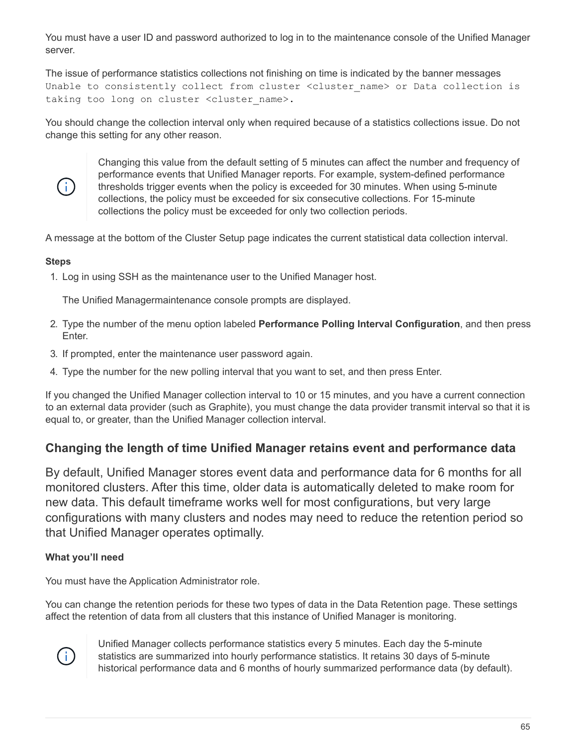You must have a user ID and password authorized to log in to the maintenance console of the Unified Manager server.

The issue of performance statistics collections not finishing on time is indicated by the banner messages `Unable to consistently collect from cluster <cluster_name> or Data collection is taking too long on cluster <cluster_name>.`

You should change the collection interval only when required because of a statistics collections issue. Do not change this setting for any other reason.

> Changing this value from the default setting of 5 minutes can affect the number and frequency of performance events that Unified Manager reports. For example, system-defined performance thresholds trigger events when the policy is exceeded for 30 minutes. When using 5-minute collections, the policy must be exceeded for six consecutive collections. For 15-minute collections the policy must be exceeded for only two collection periods.

A message at the bottom of the Cluster Setup page indicates the current statistical data collection interval.

**Steps**

1. Log in using SSH as the maintenance user to the Unified Manager host.

   The Unified Managermaintenance console prompts are displayed.

2. Type the number of the menu option labeled **Performance Polling Interval Configuration**, and then press Enter.
3. If prompted, enter the maintenance user password again.
4. Type the number for the new polling interval that you want to set, and then press Enter.

If you changed the Unified Manager collection interval to 10 or 15 minutes, and you have a current connection to an external data provider (such as Graphite), you must change the data provider transmit interval so that it is equal to, or greater, than the Unified Manager collection interval.

## Changing the length of time Unified Manager retains event and performance data

By default, Unified Manager stores event data and performance data for 6 months for all monitored clusters. After this time, older data is automatically deleted to make room for new data. This default timeframe works well for most configurations, but very large configurations with many clusters and nodes may need to reduce the retention period so that Unified Manager operates optimally.

**What you'll need**

You must have the Application Administrator role.

You can change the retention periods for these two types of data in the Data Retention page. These settings affect the retention of data from all clusters that this instance of Unified Manager is monitoring.

> Unified Manager collects performance statistics every 5 minutes. Each day the 5-minute statistics are summarized into hourly performance statistics. It retains 30 days of 5-minute historical performance data and 6 months of hourly summarized performance data (by default).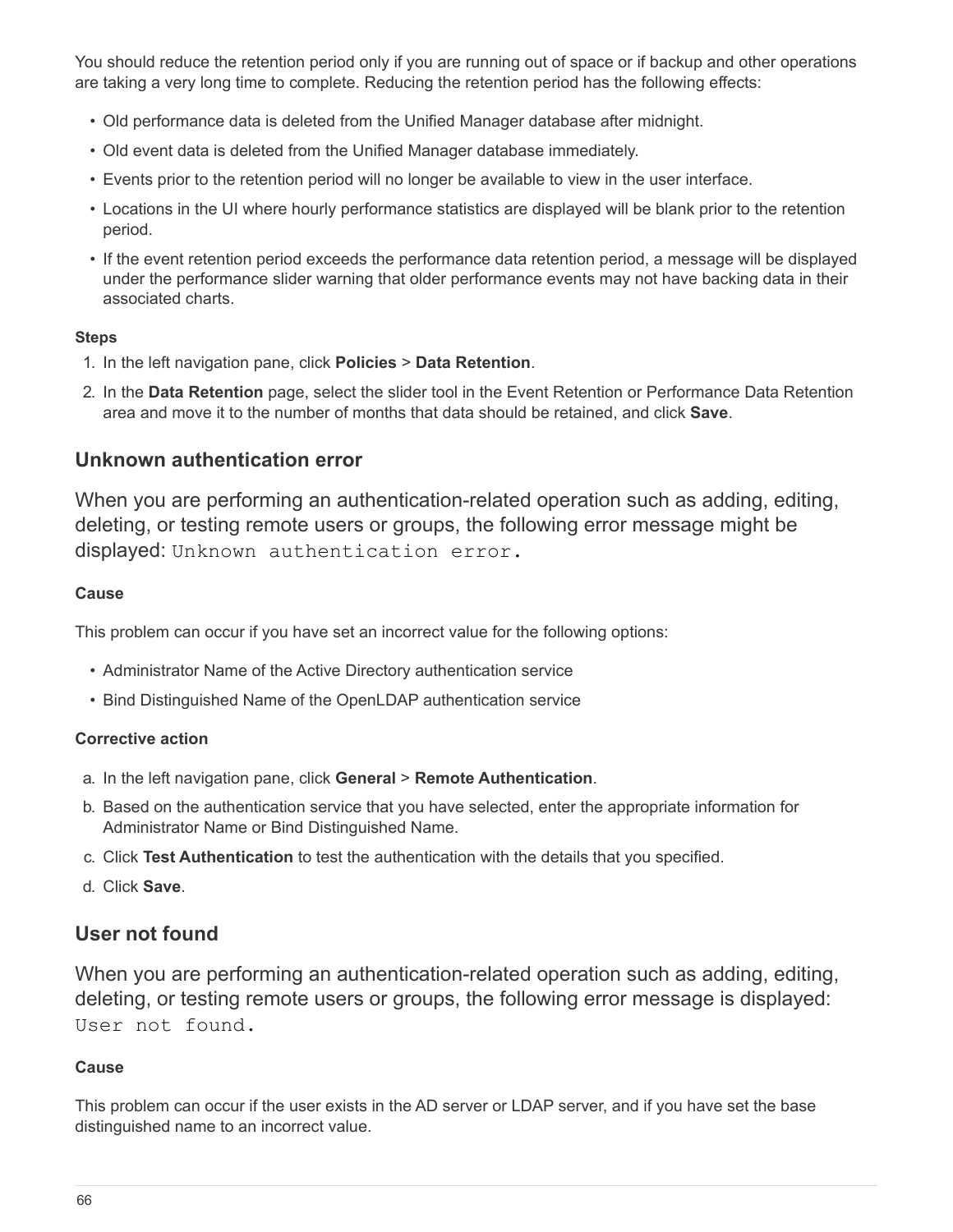You should reduce the retention period only if you are running out of space or if backup and other operations are taking a very long time to complete. Reducing the retention period has the following effects:

- Old performance data is deleted from the Unified Manager database after midnight.
- Old event data is deleted from the Unified Manager database immediately.
- Events prior to the retention period will no longer be available to view in the user interface.
- Locations in the UI where hourly performance statistics are displayed will be blank prior to the retention period.
- If the event retention period exceeds the performance data retention period, a message will be displayed under the performance slider warning that older performance events may not have backing data in their associated charts.

**Steps**

1. In the left navigation pane, click **Policies** > **Data Retention**.
2. In the **Data Retention** page, select the slider tool in the Event Retention or Performance Data Retention area and move it to the number of months that data should be retained, and click **Save**.

## Unknown authentication error

When you are performing an authentication-related operation such as adding, editing, deleting, or testing remote users or groups, the following error message might be displayed: `Unknown authentication error.`

**Cause**

This problem can occur if you have set an incorrect value for the following options:

- Administrator Name of the Active Directory authentication service
- Bind Distinguished Name of the OpenLDAP authentication service

**Corrective action**

a. In the left navigation pane, click **General** > **Remote Authentication**.

b. Based on the authentication service that you have selected, enter the appropriate information for Administrator Name or Bind Distinguished Name.

c. Click **Test Authentication** to test the authentication with the details that you specified.

d. Click **Save**.

## User not found

When you are performing an authentication-related operation such as adding, editing, deleting, or testing remote users or groups, the following error message is displayed: `User not found.`

**Cause**

This problem can occur if the user exists in the AD server or LDAP server, and if you have set the base distinguished name to an incorrect value.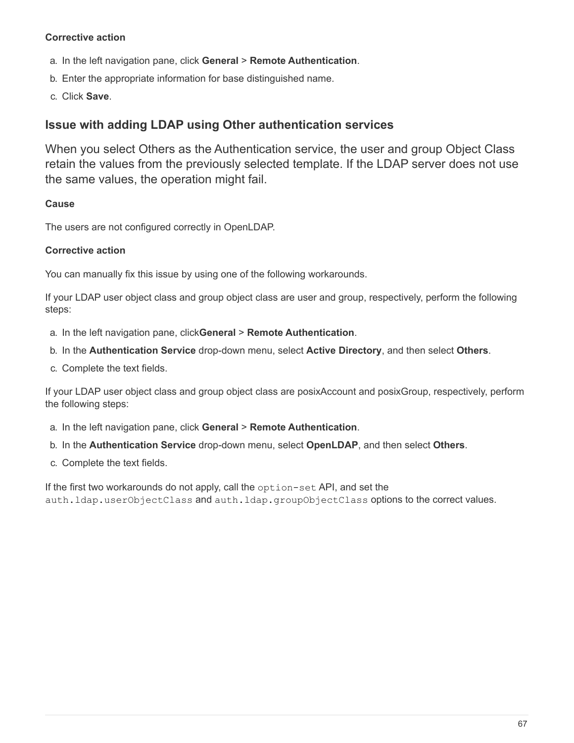**Corrective action**

a. In the left navigation pane, click **General** > **Remote Authentication**.
b. Enter the appropriate information for base distinguished name.
c. Click **Save**.

## Issue with adding LDAP using Other authentication services

When you select Others as the Authentication service, the user and group Object Class retain the values from the previously selected template. If the LDAP server does not use the same values, the operation might fail.

**Cause**

The users are not configured correctly in OpenLDAP.

**Corrective action**

You can manually fix this issue by using one of the following workarounds.

If your LDAP user object class and group object class are user and group, respectively, perform the following steps:

a. In the left navigation pane, click**General** > **Remote Authentication**.
b. In the **Authentication Service** drop-down menu, select **Active Directory**, and then select **Others**.
c. Complete the text fields.

If your LDAP user object class and group object class are posixAccount and posixGroup, respectively, perform the following steps:

a. In the left navigation pane, click **General** > **Remote Authentication**.
b. In the **Authentication Service** drop-down menu, select **OpenLDAP**, and then select **Others**.
c. Complete the text fields.

If the first two workarounds do not apply, call the `option-set` API, and set the `auth.ldap.userObjectClass` and `auth.ldap.groupObjectClass` options to the correct values.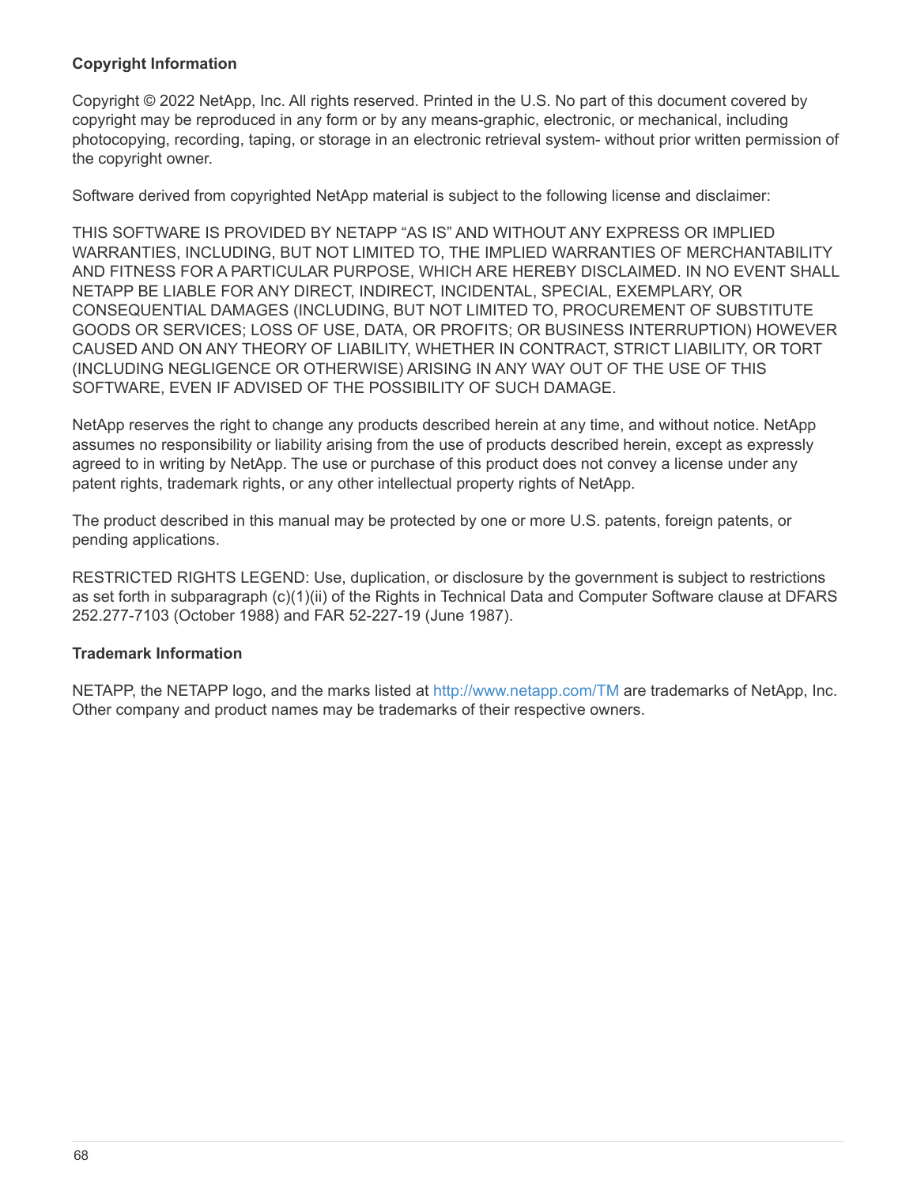### Copyright Information

Copyright © 2022 NetApp, Inc. All rights reserved. Printed in the U.S. No part of this document covered by copyright may be reproduced in any form or by any means-graphic, electronic, or mechanical, including photocopying, recording, taping, or storage in an electronic retrieval system- without prior written permission of the copyright owner.

Software derived from copyrighted NetApp material is subject to the following license and disclaimer:

THIS SOFTWARE IS PROVIDED BY NETAPP "AS IS" AND WITHOUT ANY EXPRESS OR IMPLIED WARRANTIES, INCLUDING, BUT NOT LIMITED TO, THE IMPLIED WARRANTIES OF MERCHANTABILITY AND FITNESS FOR A PARTICULAR PURPOSE, WHICH ARE HEREBY DISCLAIMED. IN NO EVENT SHALL NETAPP BE LIABLE FOR ANY DIRECT, INDIRECT, INCIDENTAL, SPECIAL, EXEMPLARY, OR CONSEQUENTIAL DAMAGES (INCLUDING, BUT NOT LIMITED TO, PROCUREMENT OF SUBSTITUTE GOODS OR SERVICES; LOSS OF USE, DATA, OR PROFITS; OR BUSINESS INTERRUPTION) HOWEVER CAUSED AND ON ANY THEORY OF LIABILITY, WHETHER IN CONTRACT, STRICT LIABILITY, OR TORT (INCLUDING NEGLIGENCE OR OTHERWISE) ARISING IN ANY WAY OUT OF THE USE OF THIS SOFTWARE, EVEN IF ADVISED OF THE POSSIBILITY OF SUCH DAMAGE.

NetApp reserves the right to change any products described herein at any time, and without notice. NetApp assumes no responsibility or liability arising from the use of products described herein, except as expressly agreed to in writing by NetApp. The use or purchase of this product does not convey a license under any patent rights, trademark rights, or any other intellectual property rights of NetApp.

The product described in this manual may be protected by one or more U.S. patents, foreign patents, or pending applications.

RESTRICTED RIGHTS LEGEND: Use, duplication, or disclosure by the government is subject to restrictions as set forth in subparagraph (c)(1)(ii) of the Rights in Technical Data and Computer Software clause at DFARS 252.277-7103 (October 1988) and FAR 52-227-19 (June 1987).

### Trademark Information

NETAPP, the NETAPP logo, and the marks listed at http://www.netapp.com/TM are trademarks of NetApp, Inc. Other company and product names may be trademarks of their respective owners.